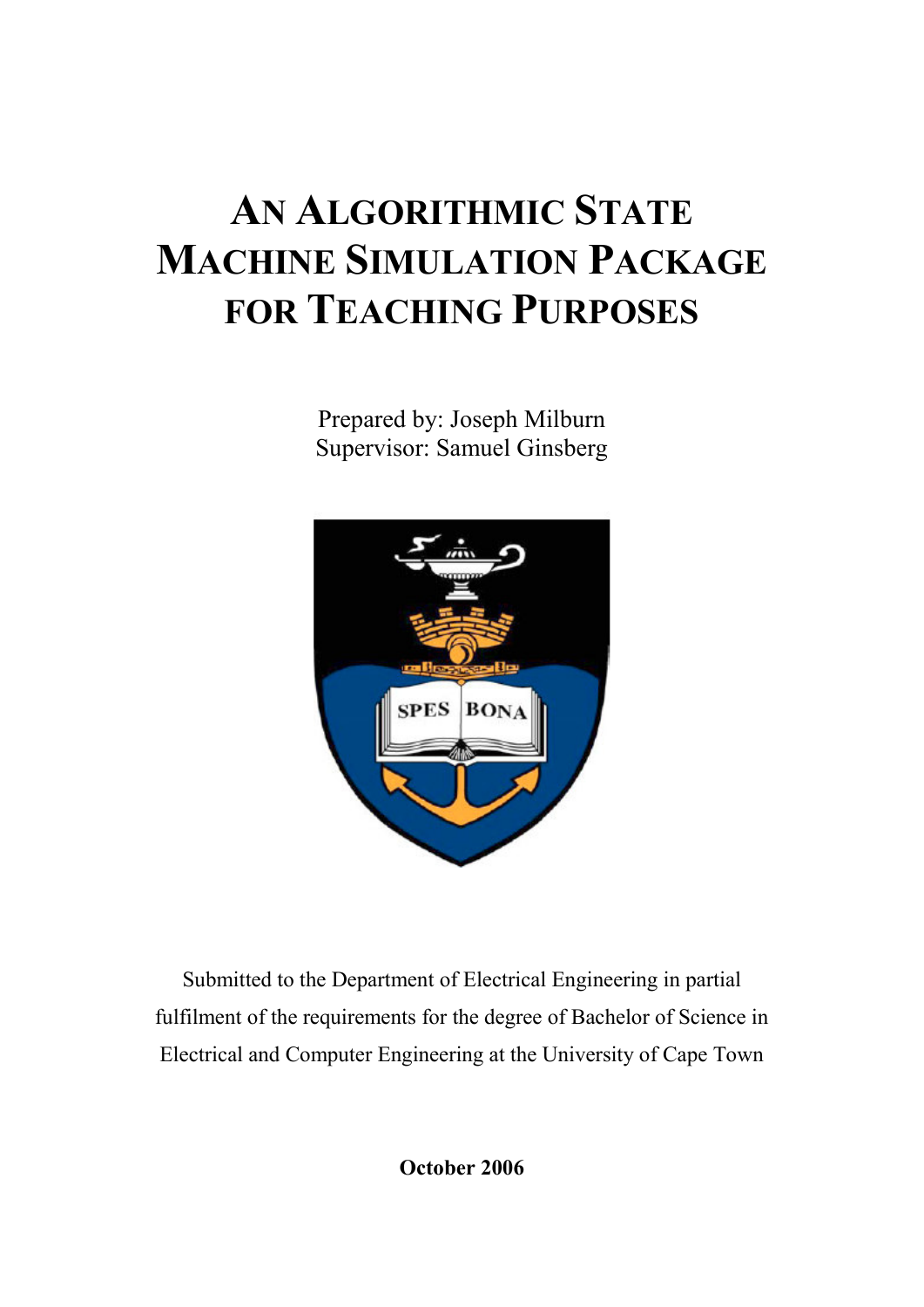# An Algorithmic State Machine Simulation Package for Teaching Purposes

Prepared by: Joseph Milburn
Supervisor: Samuel Ginsberg

Submitted to the Department of Electrical Engineering in partial fulfilment of the requirements for the degree of Bachelor of Science in Electrical and Computer Engineering at the University of Cape Town

**October 2006**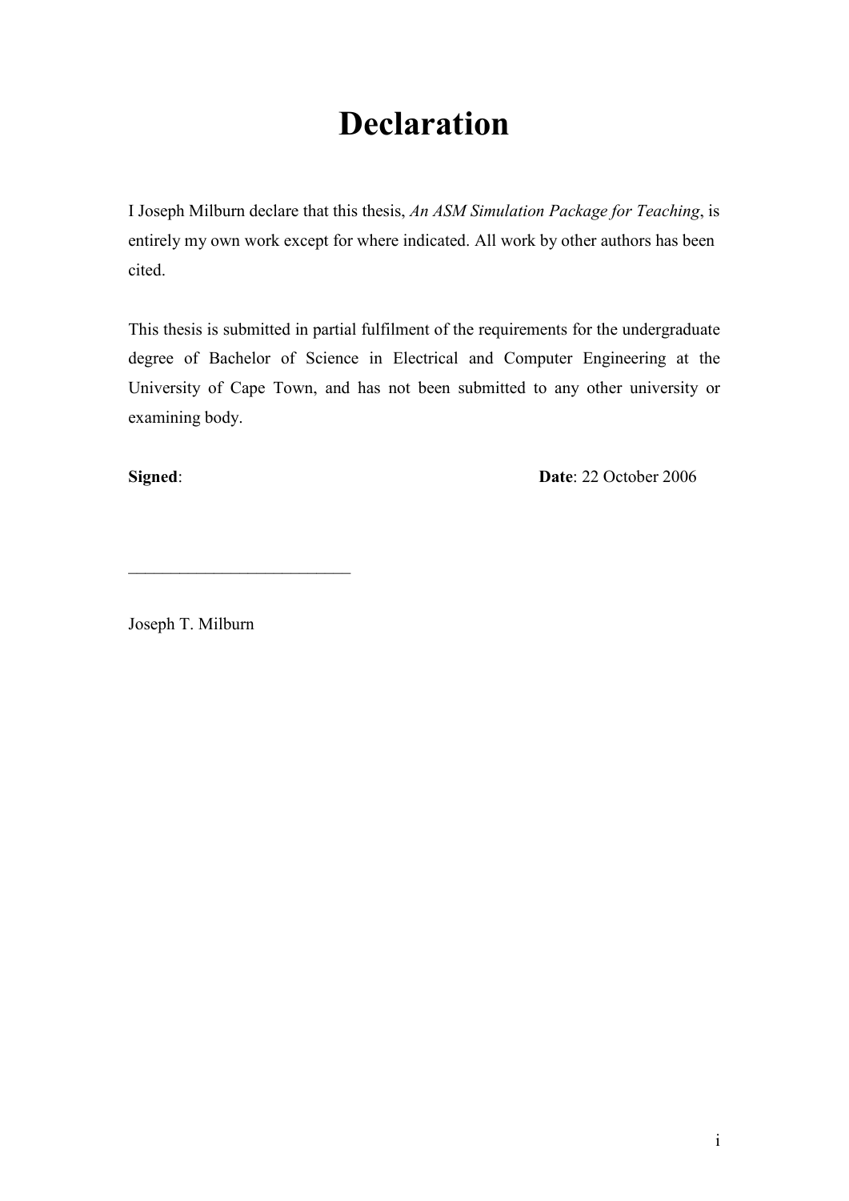# Declaration

I Joseph Milburn declare that this thesis, *An ASM Simulation Package for Teaching*, is entirely my own work except for where indicated. All work by other authors has been cited.

This thesis is submitted in partial fulfilment of the requirements for the undergraduate degree of Bachelor of Science in Electrical and Computer Engineering at the University of Cape Town, and has not been submitted to any other university or examining body.

**Signed**: **Date**: 22 October 2006

\_\_\_\_\_\_\_\_\_\_\_\_\_\_\_\_\_\_\_\_\_\_\_\_\_\_\_

Joseph T. Milburn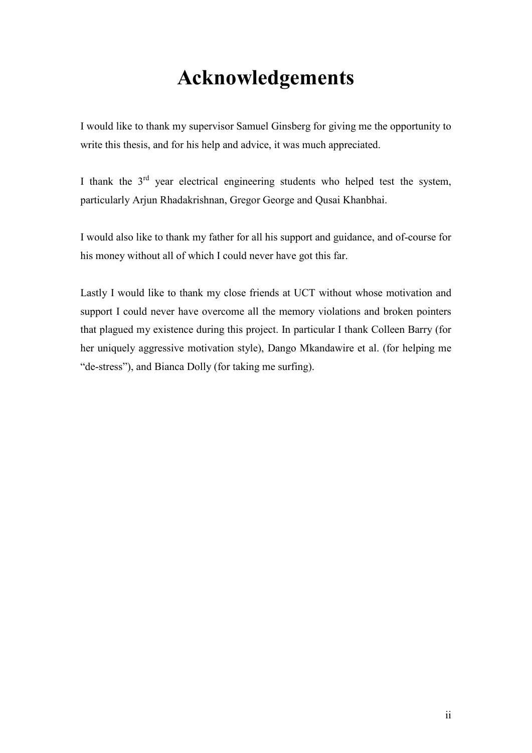# Acknowledgements

I would like to thank my supervisor Samuel Ginsberg for giving me the opportunity to write this thesis, and for his help and advice, it was much appreciated.

I thank the 3rd year electrical engineering students who helped test the system, particularly Arjun Rhadakrishnan, Gregor George and Qusai Khanbhai.

I would also like to thank my father for all his support and guidance, and of-course for his money without all of which I could never have got this far.

Lastly I would like to thank my close friends at UCT without whose motivation and support I could never have overcome all the memory violations and broken pointers that plagued my existence during this project. In particular I thank Colleen Barry (for her uniquely aggressive motivation style), Dango Mkandawire et al. (for helping me "de-stress"), and Bianca Dolly (for taking me surfing).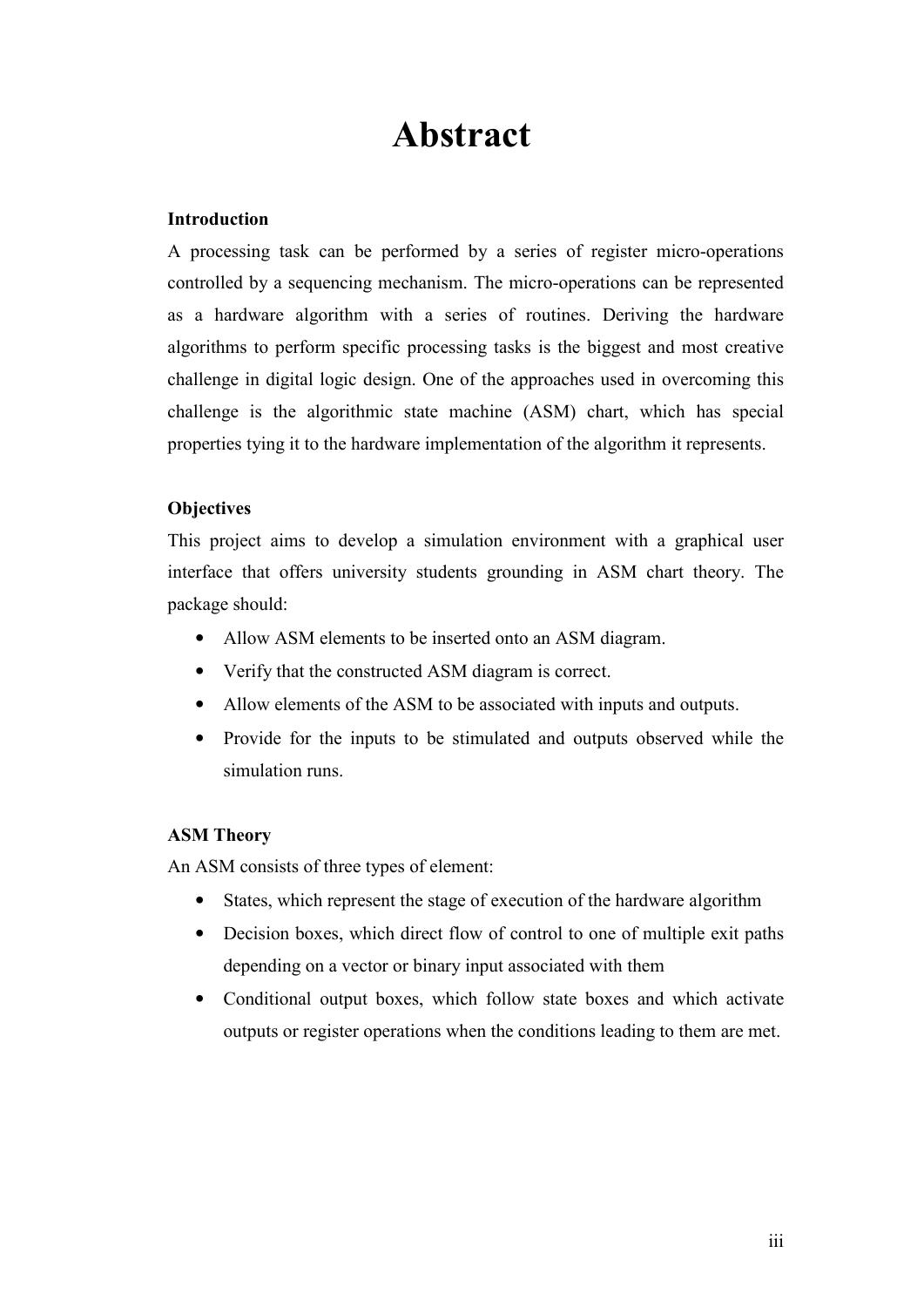# Abstract

**Introduction**

A processing task can be performed by a series of register micro-operations controlled by a sequencing mechanism. The micro-operations can be represented as a hardware algorithm with a series of routines. Deriving the hardware algorithms to perform specific processing tasks is the biggest and most creative challenge in digital logic design. One of the approaches used in overcoming this challenge is the algorithmic state machine (ASM) chart, which has special properties tying it to the hardware implementation of the algorithm it represents.

**Objectives**

This project aims to develop a simulation environment with a graphical user interface that offers university students grounding in ASM chart theory. The package should:

- Allow ASM elements to be inserted onto an ASM diagram.
- Verify that the constructed ASM diagram is correct.
- Allow elements of the ASM to be associated with inputs and outputs.
- Provide for the inputs to be stimulated and outputs observed while the simulation runs.

**ASM Theory**

An ASM consists of three types of element:

- States, which represent the stage of execution of the hardware algorithm
- Decision boxes, which direct flow of control to one of multiple exit paths depending on a vector or binary input associated with them
- Conditional output boxes, which follow state boxes and which activate outputs or register operations when the conditions leading to them are met.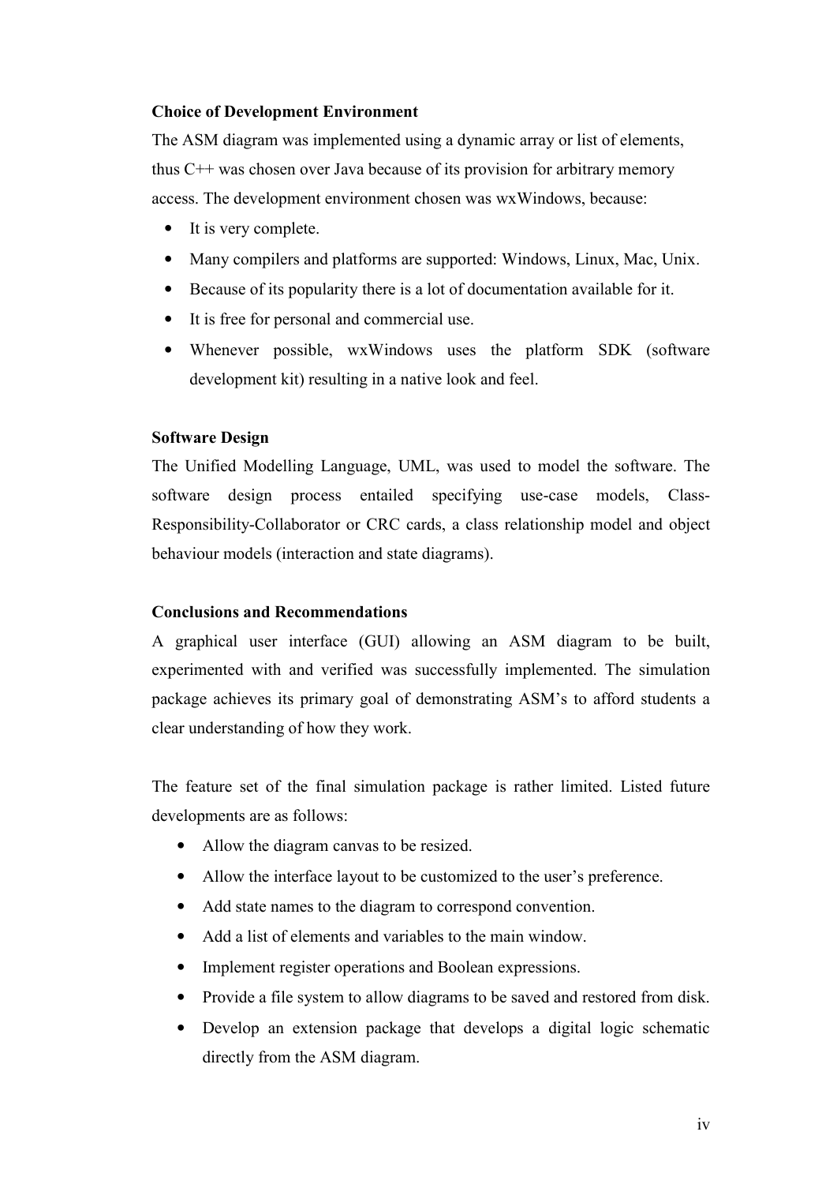**Choice of Development Environment**

The ASM diagram was implemented using a dynamic array or list of elements, thus C++ was chosen over Java because of its provision for arbitrary memory access. The development environment chosen was wxWindows, because:

- It is very complete.
- Many compilers and platforms are supported: Windows, Linux, Mac, Unix.
- Because of its popularity there is a lot of documentation available for it.
- It is free for personal and commercial use.
- Whenever possible, wxWindows uses the platform SDK (software development kit) resulting in a native look and feel.

**Software Design**

The Unified Modelling Language, UML, was used to model the software. The software design process entailed specifying use-case models, Class-Responsibility-Collaborator or CRC cards, a class relationship model and object behaviour models (interaction and state diagrams).

**Conclusions and Recommendations**

A graphical user interface (GUI) allowing an ASM diagram to be built, experimented with and verified was successfully implemented. The simulation package achieves its primary goal of demonstrating ASM's to afford students a clear understanding of how they work.

The feature set of the final simulation package is rather limited. Listed future developments are as follows:

- Allow the diagram canvas to be resized.
- Allow the interface layout to be customized to the user's preference.
- Add state names to the diagram to correspond convention.
- Add a list of elements and variables to the main window.
- Implement register operations and Boolean expressions.
- Provide a file system to allow diagrams to be saved and restored from disk.
- Develop an extension package that develops a digital logic schematic directly from the ASM diagram.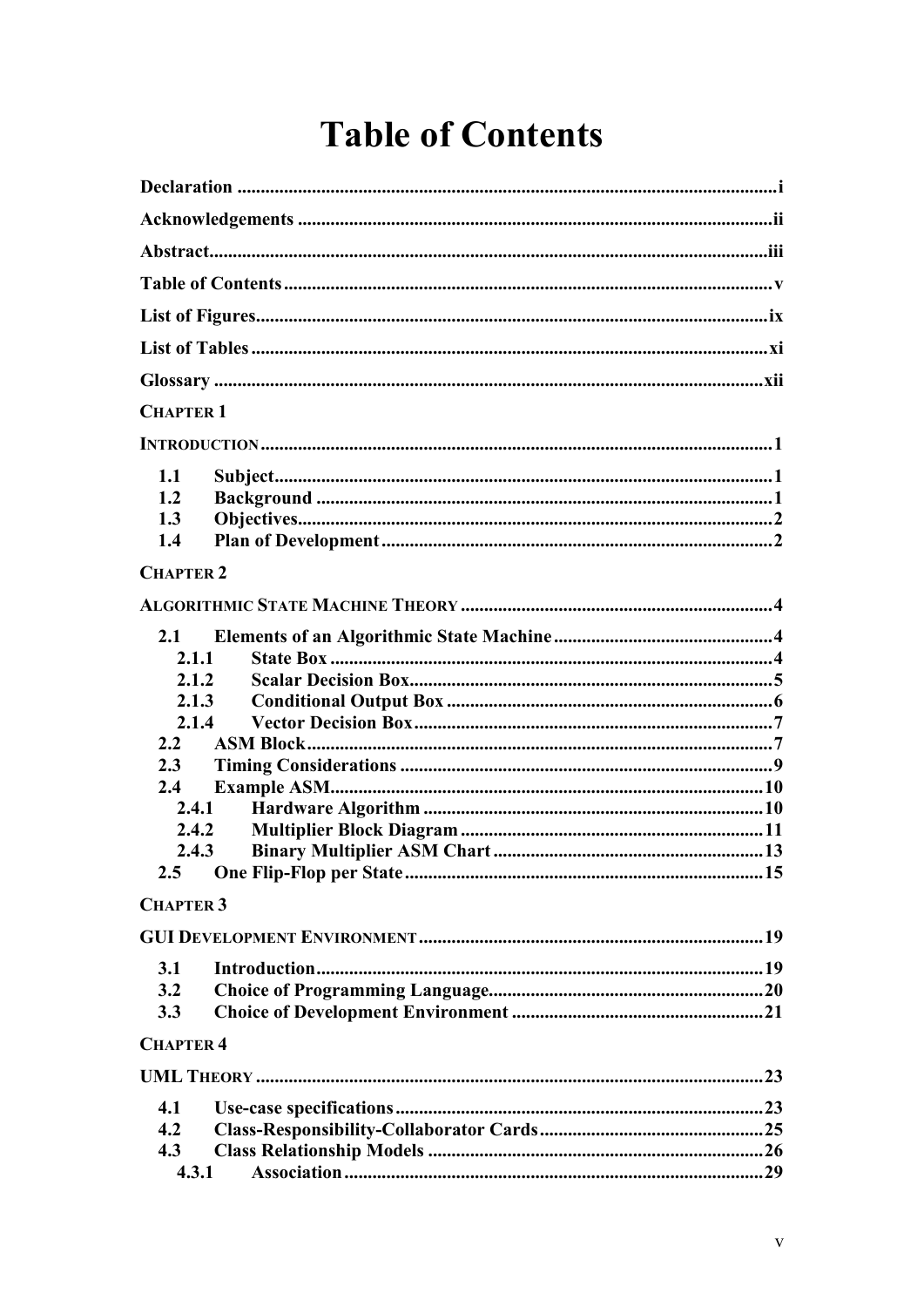# Table of Contents

**Declaration** .................................................................................................................. i

**Acknowledgements** ...................................................................................................... ii

**Abstract** ....................................................................................................................... iii

**Table of Contents** ......................................................................................................... v

**List of Figures** ............................................................................................................. ix

**List of Tables** .............................................................................................................. xi

**Glossary** ..................................................................................................................... xii

**CHAPTER 1**

**INTRODUCTION** ............................................................................................................ 1

- **1.1 Subject** ......................................................................................................... 1
- **1.2 Background** ................................................................................................. 1
- **1.3 Objectives** ................................................................................................... 2
- **1.4 Plan of Development** ................................................................................... 2

**CHAPTER 2**

**ALGORITHMIC STATE MACHINE THEORY** .................................................................. 4

- **2.1 Elements of an Algorithmic State Machine** ............................................... 4
  - **2.1.1 State Box** ............................................................................................. 4
  - **2.1.2 Scalar Decision Box** ............................................................................ 5
  - **2.1.3 Conditional Output Box** ...................................................................... 6
  - **2.1.4 Vector Decision Box** ........................................................................... 7
- **2.2 ASM Block** .................................................................................................. 7
- **2.3 Timing Considerations** ............................................................................... 9
- **2.4 Example ASM** ............................................................................................ 10
  - **2.4.1 Hardware Algorithm** ......................................................................... 10
  - **2.4.2 Multiplier Block Diagram** ................................................................. 11
  - **2.4.3 Binary Multiplier ASM Chart** .......................................................... 13
- **2.5 One Flip-Flop per State** ............................................................................ 15

**CHAPTER 3**

**GUI DEVELOPMENT ENVIRONMENT** ......................................................................... 19

- **3.1 Introduction** ............................................................................................... 19
- **3.2 Choice of Programming Language** ........................................................... 20
- **3.3 Choice of Development Environment** ...................................................... 21

**CHAPTER 4**

**UML THEORY** ............................................................................................................ 23

- **4.1 Use-case specifications** .............................................................................. 23
- **4.2 Class-Responsibility-Collaborator Cards** ................................................. 25
- **4.3 Class Relationship Models** ........................................................................ 26
  - **4.3.1 Association** ......................................................................................... 29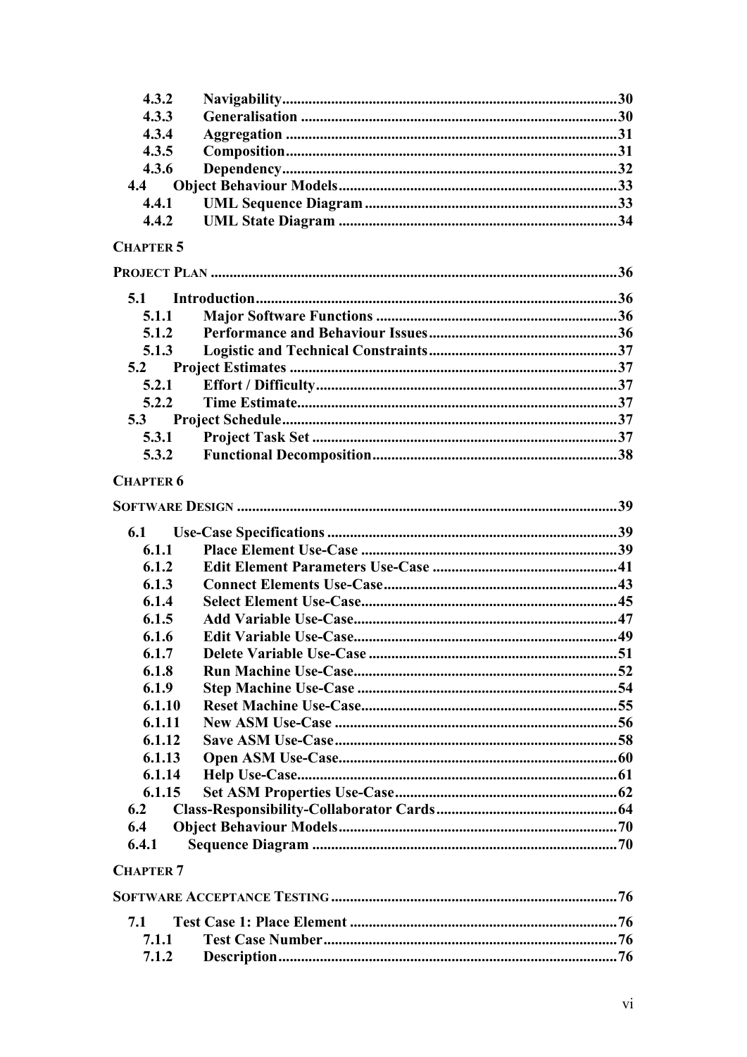4.3.2 Navigability....................................................................................30
4.3.3 Generalisation ...............................................................................30
4.3.4 Aggregation ..................................................................................31
4.3.5 Composition..................................................................................31
4.3.6 Dependency...................................................................................32
4.4 Object Behaviour Models...................................................................33
4.4.1 UML Sequence Diagram ..............................................................33
4.4.2 UML State Diagram .....................................................................34

**CHAPTER 5**

**PROJECT PLAN** ..............................................................................................36

5.1 Introduction.........................................................................................36
5.1.1 Major Software Functions ............................................................36
5.1.2 Performance and Behaviour Issues...............................................36
5.1.3 Logistic and Technical Constraints...............................................37
5.2 Project Estimates ................................................................................37
5.2.1 Effort / Difficulty..........................................................................37
5.2.2 Time Estimate...............................................................................37
5.3 Project Schedule..................................................................................37
5.3.1 Project Task Set ...........................................................................37
5.3.2 Functional Decomposition.............................................................38

**CHAPTER 6**

**SOFTWARE DESIGN** ......................................................................................39

6.1 Use-Case Specifications .......................................................................39
6.1.1 Place Element Use-Case ...............................................................39
6.1.2 Edit Element Parameters Use-Case ..............................................41
6.1.3 Connect Elements Use-Case.........................................................43
6.1.4 Select Element Use-Case...............................................................45
6.1.5 Add Variable Use-Case.................................................................47
6.1.6 Edit Variable Use-Case.................................................................49
6.1.7 Delete Variable Use-Case .............................................................51
6.1.8 Run Machine Use-Case.................................................................52
6.1.9 Step Machine Use-Case ................................................................54
6.1.10 Reset Machine Use-Case...............................................................55
6.1.11 New ASM Use-Case .....................................................................56
6.1.12 Save ASM Use-Case.....................................................................58
6.1.13 Open ASM Use-Case....................................................................60
6.1.14 Help Use-Case...............................................................................61
6.1.15 Set ASM Properties Use-Case......................................................62
6.2 Class-Responsibility-Collaborator Cards...........................................64
6.4 Object Behaviour Models...................................................................70
6.4.1 Sequence Diagram ...........................................................................70

**CHAPTER 7**

**SOFTWARE ACCEPTANCE TESTING** .............................................................76

7.1 Test Case 1: Place Element .................................................................76
7.1.1 Test Case Number.........................................................................76
7.1.2 Description....................................................................................76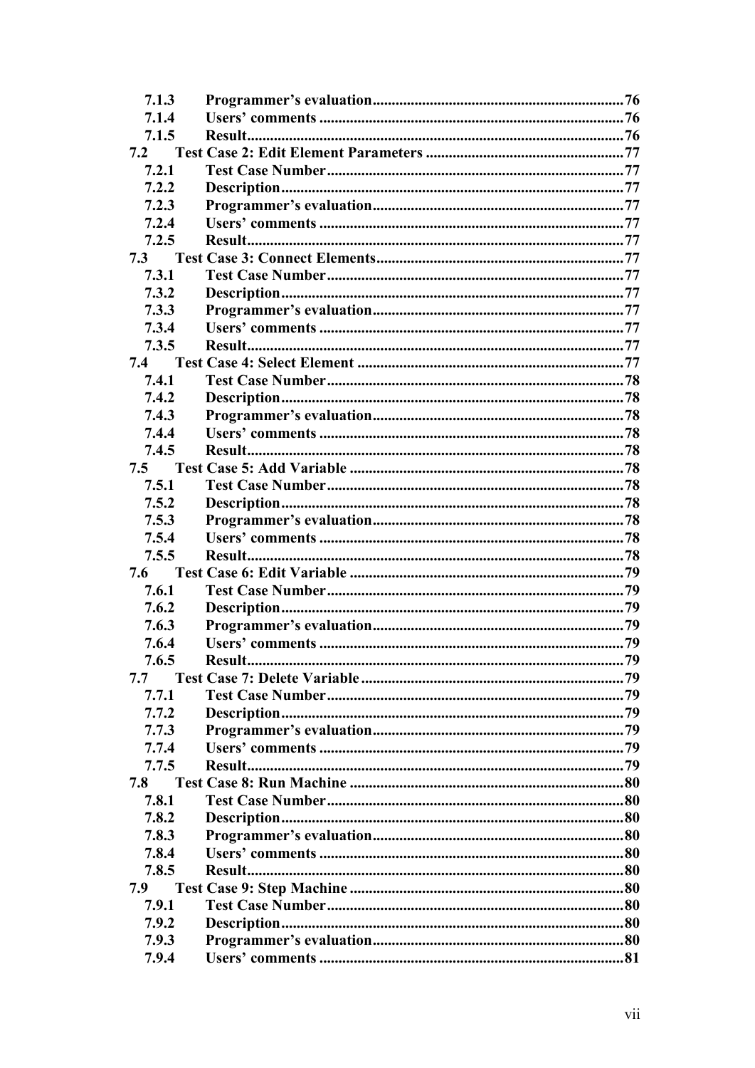7.1.3 Programmer's evaluation....................................................................76
7.1.4 Users' comments ...............................................................................76
7.1.5 Result..................................................................................................76
7.2 Test Case 2: Edit Element Parameters ...................................................77
7.2.1 Test Case Number..............................................................................77
7.2.2 Description.........................................................................................77
7.2.3 Programmer's evaluation....................................................................77
7.2.4 Users' comments ...............................................................................77
7.2.5 Result..................................................................................................77
7.3 Test Case 3: Connect Elements................................................................77
7.3.1 Test Case Number..............................................................................77
7.3.2 Description.........................................................................................77
7.3.3 Programmer's evaluation....................................................................77
7.3.4 Users' comments ...............................................................................77
7.3.5 Result..................................................................................................77
7.4 Test Case 4: Select Element .....................................................................77
7.4.1 Test Case Number..............................................................................78
7.4.2 Description.........................................................................................78
7.4.3 Programmer's evaluation....................................................................78
7.4.4 Users' comments ...............................................................................78
7.4.5 Result..................................................................................................78
7.5 Test Case 5: Add Variable .......................................................................78
7.5.1 Test Case Number..............................................................................78
7.5.2 Description.........................................................................................78
7.5.3 Programmer's evaluation....................................................................78
7.5.4 Users' comments ...............................................................................78
7.5.5 Result..................................................................................................78
7.6 Test Case 6: Edit Variable .......................................................................79
7.6.1 Test Case Number..............................................................................79
7.6.2 Description.........................................................................................79
7.6.3 Programmer's evaluation....................................................................79
7.6.4 Users' comments ...............................................................................79
7.6.5 Result..................................................................................................79
7.7 Test Case 7: Delete Variable ....................................................................79
7.7.1 Test Case Number..............................................................................79
7.7.2 Description.........................................................................................79
7.7.3 Programmer's evaluation....................................................................79
7.7.4 Users' comments ...............................................................................79
7.7.5 Result..................................................................................................79
7.8 Test Case 8: Run Machine .......................................................................80
7.8.1 Test Case Number..............................................................................80
7.8.2 Description.........................................................................................80
7.8.3 Programmer's evaluation....................................................................80
7.8.4 Users' comments ...............................................................................80
7.8.5 Result..................................................................................................80
7.9 Test Case 9: Step Machine .......................................................................80
7.9.1 Test Case Number..............................................................................80
7.9.2 Description.........................................................................................80
7.9.3 Programmer's evaluation....................................................................80
7.9.4 Users' comments ...............................................................................81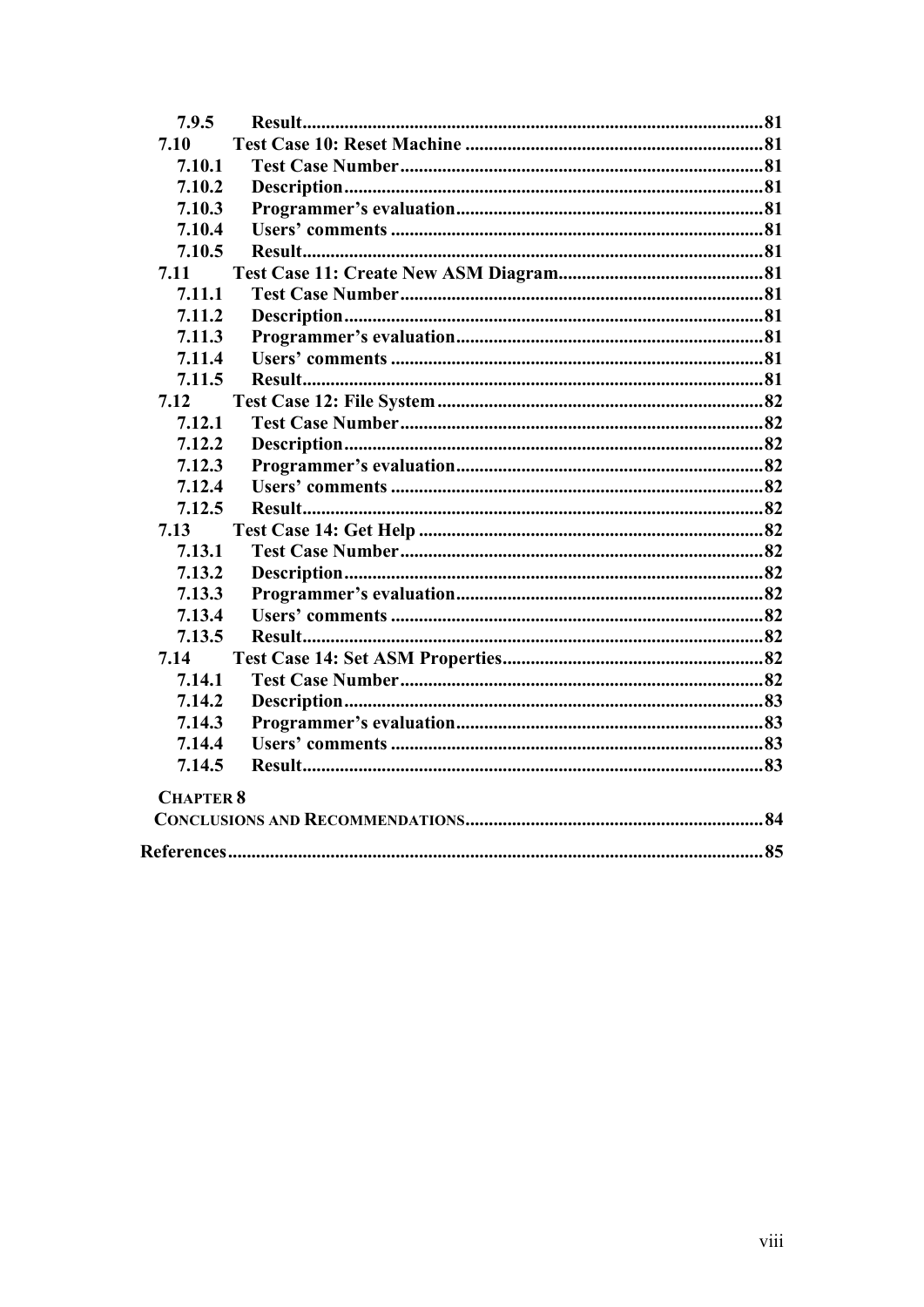7.9.5 Result.....81

7.10 Test Case 10: Reset Machine.....81

7.10.1 Test Case Number.....81

7.10.2 Description.....81

7.10.3 Programmer's evaluation.....81

7.10.4 Users' comments.....81

7.10.5 Result.....81

7.11 Test Case 11: Create New ASM Diagram.....81

7.11.1 Test Case Number.....81

7.11.2 Description.....81

7.11.3 Programmer's evaluation.....81

7.11.4 Users' comments.....81

7.11.5 Result.....81

7.12 Test Case 12: File System.....82

7.12.1 Test Case Number.....82

7.12.2 Description.....82

7.12.3 Programmer's evaluation.....82

7.12.4 Users' comments.....82

7.12.5 Result.....82

7.13 Test Case 14: Get Help.....82

7.13.1 Test Case Number.....82

7.13.2 Description.....82

7.13.3 Programmer's evaluation.....82

7.13.4 Users' comments.....82

7.13.5 Result.....82

7.14 Test Case 14: Set ASM Properties.....82

7.14.1 Test Case Number.....82

7.14.2 Description.....83

7.14.3 Programmer's evaluation.....83

7.14.4 Users' comments.....83

7.14.5 Result.....83

**CHAPTER 8**

**CONCLUSIONS AND RECOMMENDATIONS.....84**

**References.....85**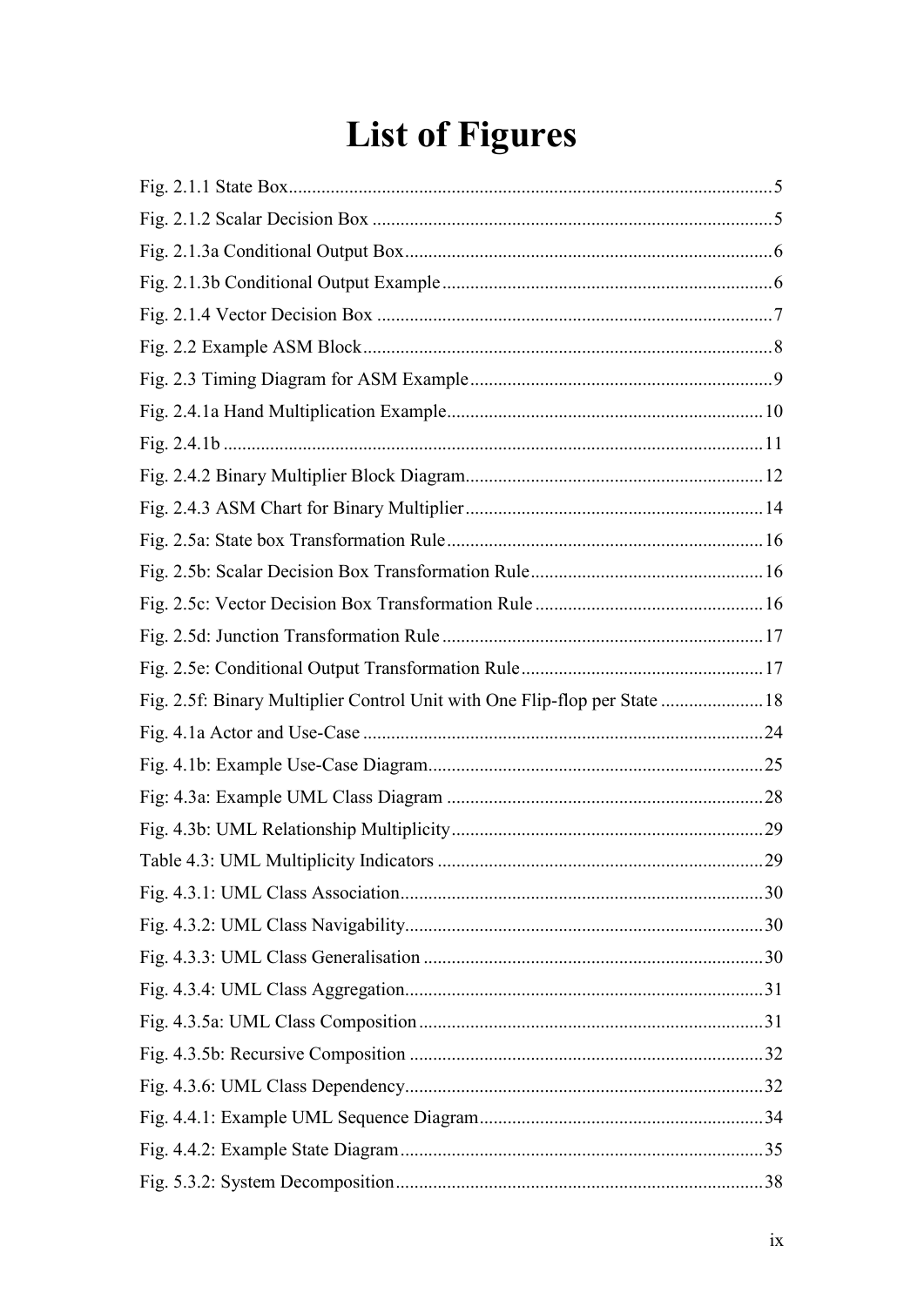# List of Figures

Fig. 2.1.1 State Box....................................................................................................5

Fig. 2.1.2 Scalar Decision Box .....................................................................................5

Fig. 2.1.3a Conditional Output Box..............................................................................6

Fig. 2.1.3b Conditional Output Example......................................................................6

Fig. 2.1.4 Vector Decision Box ....................................................................................7

Fig. 2.2 Example ASM Block.......................................................................................8

Fig. 2.3 Timing Diagram for ASM Example................................................................9

Fig. 2.4.1a Hand Multiplication Example...................................................................10

Fig. 2.4.1b ...................................................................................................................11

Fig. 2.4.2 Binary Multiplier Block Diagram................................................................12

Fig. 2.4.3 ASM Chart for Binary Multiplier................................................................14

Fig. 2.5a: State box Transformation Rule....................................................................16

Fig. 2.5b: Scalar Decision Box Transformation Rule..................................................16

Fig. 2.5c: Vector Decision Box Transformation Rule.................................................16

Fig. 2.5d: Junction Transformation Rule....................................................................17

Fig. 2.5e: Conditional Output Transformation Rule....................................................17

Fig. 2.5f: Binary Multiplier Control Unit with One Flip-flop per State ......................18

Fig. 4.1a Actor and Use-Case ......................................................................................24

Fig. 4.1b: Example Use-Case Diagram.......................................................................25

Fig: 4.3a: Example UML Class Diagram ....................................................................28

Fig. 4.3b: UML Relationship Multiplicity...................................................................29

Table 4.3: UML Multiplicity Indicators ......................................................................29

Fig. 4.3.1: UML Class Association.............................................................................30

Fig. 4.3.2: UML Class Navigability............................................................................30

Fig. 4.3.3: UML Class Generalisation .........................................................................30

Fig. 4.3.4: UML Class Aggregation............................................................................31

Fig. 4.3.5a: UML Class Composition..........................................................................31

Fig. 4.3.5b: Recursive Composition ............................................................................32

Fig. 4.3.6: UML Class Dependency............................................................................32

Fig. 4.4.1: Example UML Sequence Diagram............................................................34

Fig. 4.4.2: Example State Diagram.............................................................................35

Fig. 5.3.2: System Decomposition..............................................................................38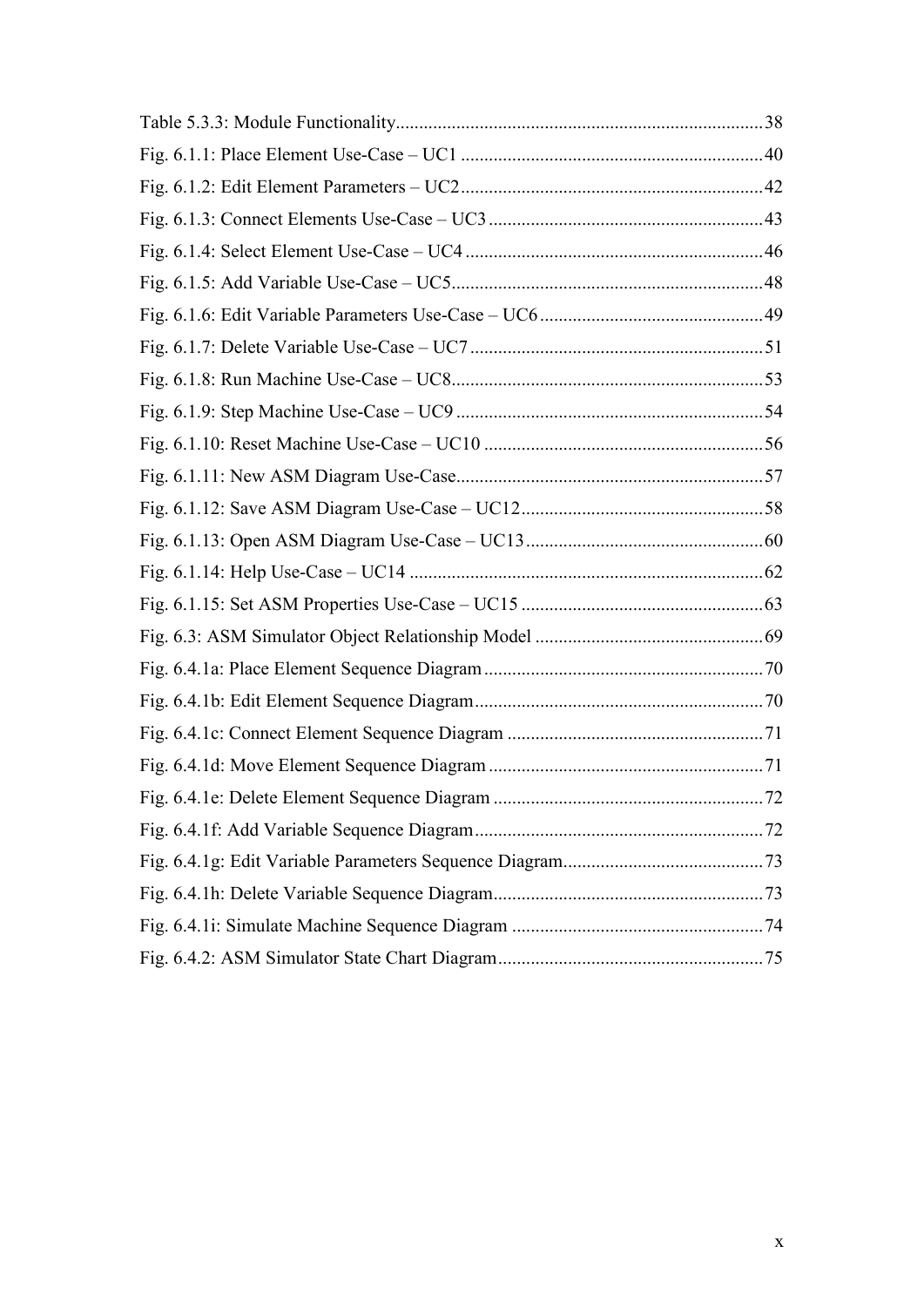Table 5.3.3: Module Functionality........................................................................38

Fig. 6.1.1: Place Element Use-Case – UC1 ................................................................40

Fig. 6.1.2: Edit Element Parameters – UC2................................................................42

Fig. 6.1.3: Connect Elements Use-Case – UC3 ..........................................................43

Fig. 6.1.4: Select Element Use-Case – UC4 ...............................................................46

Fig. 6.1.5: Add Variable Use-Case – UC5..................................................................48

Fig. 6.1.6: Edit Variable Parameters Use-Case – UC6 ...............................................49

Fig. 6.1.7: Delete Variable Use-Case – UC7 ..............................................................51

Fig. 6.1.8: Run Machine Use-Case – UC8..................................................................53

Fig. 6.1.9: Step Machine Use-Case – UC9 .................................................................54

Fig. 6.1.10: Reset Machine Use-Case – UC10 ...........................................................56

Fig. 6.1.11: New ASM Diagram Use-Case.................................................................57

Fig. 6.1.12: Save ASM Diagram Use-Case – UC12...................................................58

Fig. 6.1.13: Open ASM Diagram Use-Case – UC13..................................................60

Fig. 6.1.14: Help Use-Case – UC14 ...........................................................................62

Fig. 6.1.15: Set ASM Properties Use-Case – UC15 ...................................................63

Fig. 6.3: ASM Simulator Object Relationship Model ................................................69

Fig. 6.4.1a: Place Element Sequence Diagram...........................................................70

Fig. 6.4.1b: Edit Element Sequence Diagram.............................................................70

Fig. 6.4.1c: Connect Element Sequence Diagram ......................................................71

Fig. 6.4.1d: Move Element Sequence Diagram..........................................................71

Fig. 6.4.1e: Delete Element Sequence Diagram .........................................................72

Fig. 6.4.1f: Add Variable Sequence Diagram.............................................................72

Fig. 6.4.1g: Edit Variable Parameters Sequence Diagram..........................................73

Fig. 6.4.1h: Delete Variable Sequence Diagram.........................................................73

Fig. 6.4.1i: Simulate Machine Sequence Diagram .....................................................74

Fig. 6.4.2: ASM Simulator State Chart Diagram........................................................75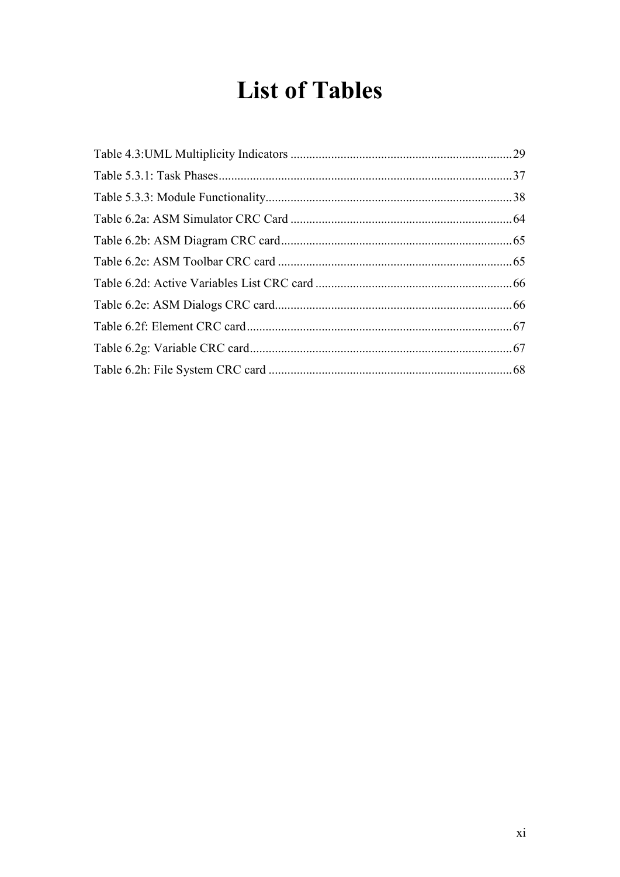# List of Tables

Table 4.3:UML Multiplicity Indicators ...................................................................... 29

Table 5.3.1: Task Phases............................................................................................. 37

Table 5.3.3: Module Functionality.............................................................................. 38

Table 6.2a: ASM Simulator CRC Card ...................................................................... 64

Table 6.2b: ASM Diagram CRC card.......................................................................... 65

Table 6.2c: ASM Toolbar CRC card ........................................................................... 65

Table 6.2d: Active Variables List CRC card ............................................................... 66

Table 6.2e: ASM Dialogs CRC card............................................................................ 66

Table 6.2f: Element CRC card..................................................................................... 67

Table 6.2g: Variable CRC card.................................................................................... 67

Table 6.2h: File System CRC card .............................................................................. 68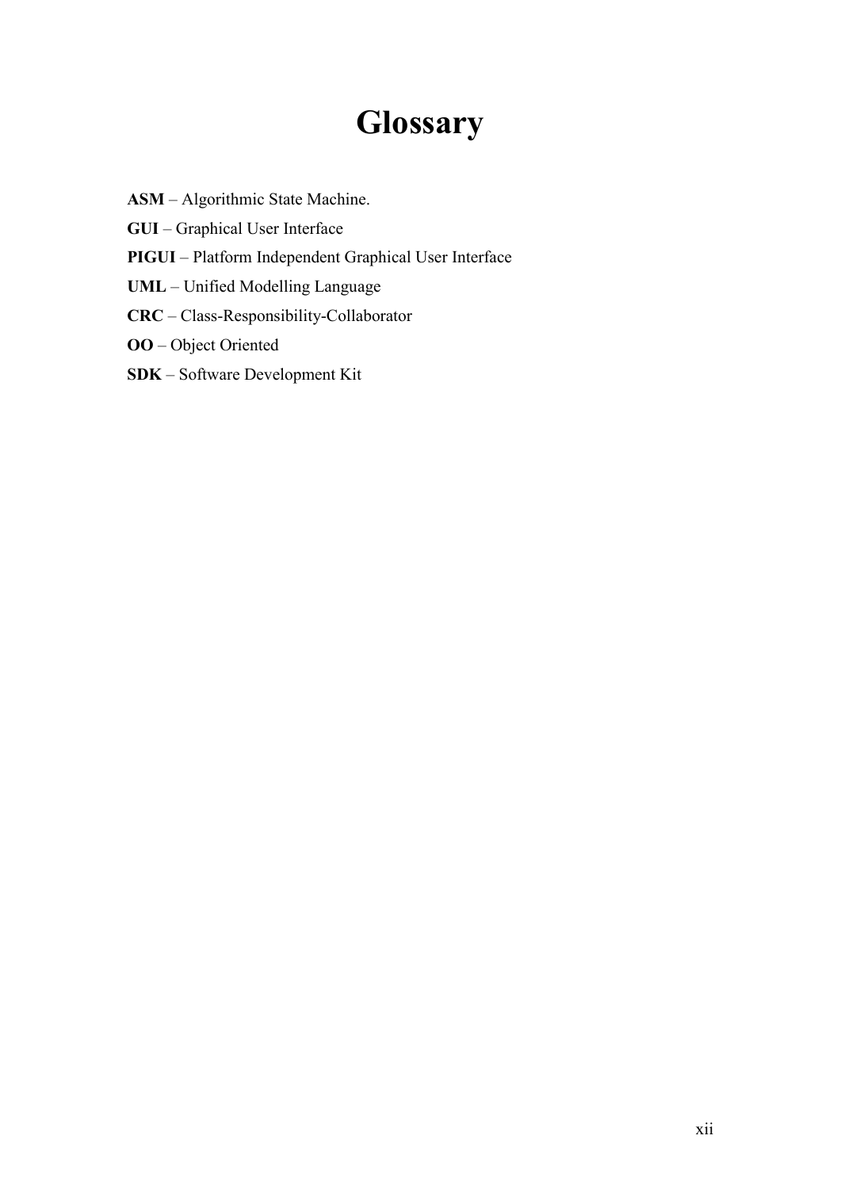# Glossary

**ASM** – Algorithmic State Machine.

**GUI** – Graphical User Interface

**PIGUI** – Platform Independent Graphical User Interface

**UML** – Unified Modelling Language

**CRC** – Class-Responsibility-Collaborator

**OO** – Object Oriented

**SDK** – Software Development Kit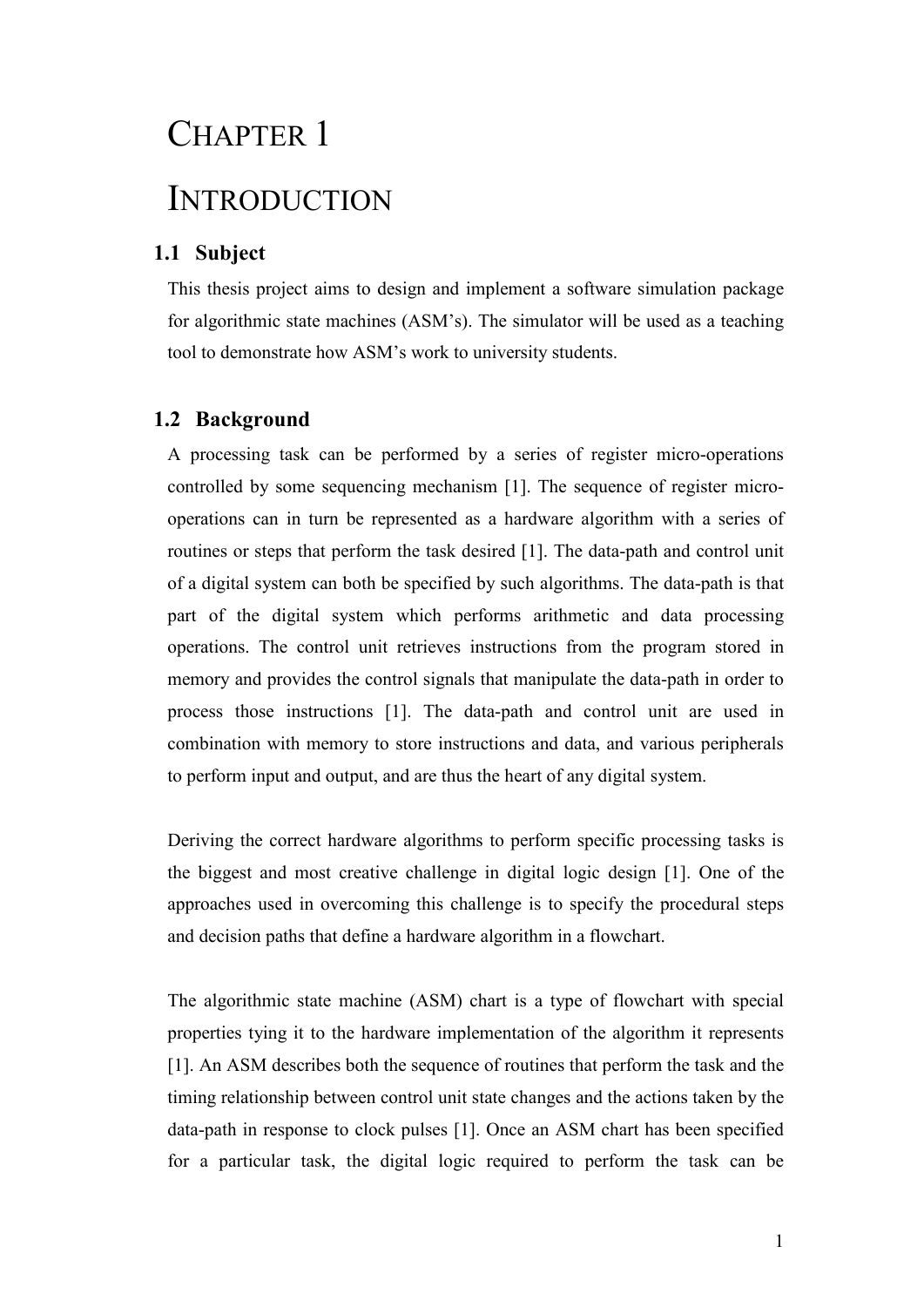# Chapter 1

# Introduction

## 1.1 Subject

This thesis project aims to design and implement a software simulation package for algorithmic state machines (ASM's). The simulator will be used as a teaching tool to demonstrate how ASM's work to university students.

## 1.2 Background

A processing task can be performed by a series of register micro-operations controlled by some sequencing mechanism [1]. The sequence of register micro-operations can in turn be represented as a hardware algorithm with a series of routines or steps that perform the task desired [1]. The data-path and control unit of a digital system can both be specified by such algorithms. The data-path is that part of the digital system which performs arithmetic and data processing operations. The control unit retrieves instructions from the program stored in memory and provides the control signals that manipulate the data-path in order to process those instructions [1]. The data-path and control unit are used in combination with memory to store instructions and data, and various peripherals to perform input and output, and are thus the heart of any digital system.

Deriving the correct hardware algorithms to perform specific processing tasks is the biggest and most creative challenge in digital logic design [1]. One of the approaches used in overcoming this challenge is to specify the procedural steps and decision paths that define a hardware algorithm in a flowchart.

The algorithmic state machine (ASM) chart is a type of flowchart with special properties tying it to the hardware implementation of the algorithm it represents [1]. An ASM describes both the sequence of routines that perform the task and the timing relationship between control unit state changes and the actions taken by the data-path in response to clock pulses [1]. Once an ASM chart has been specified for a particular task, the digital logic required to perform the task can be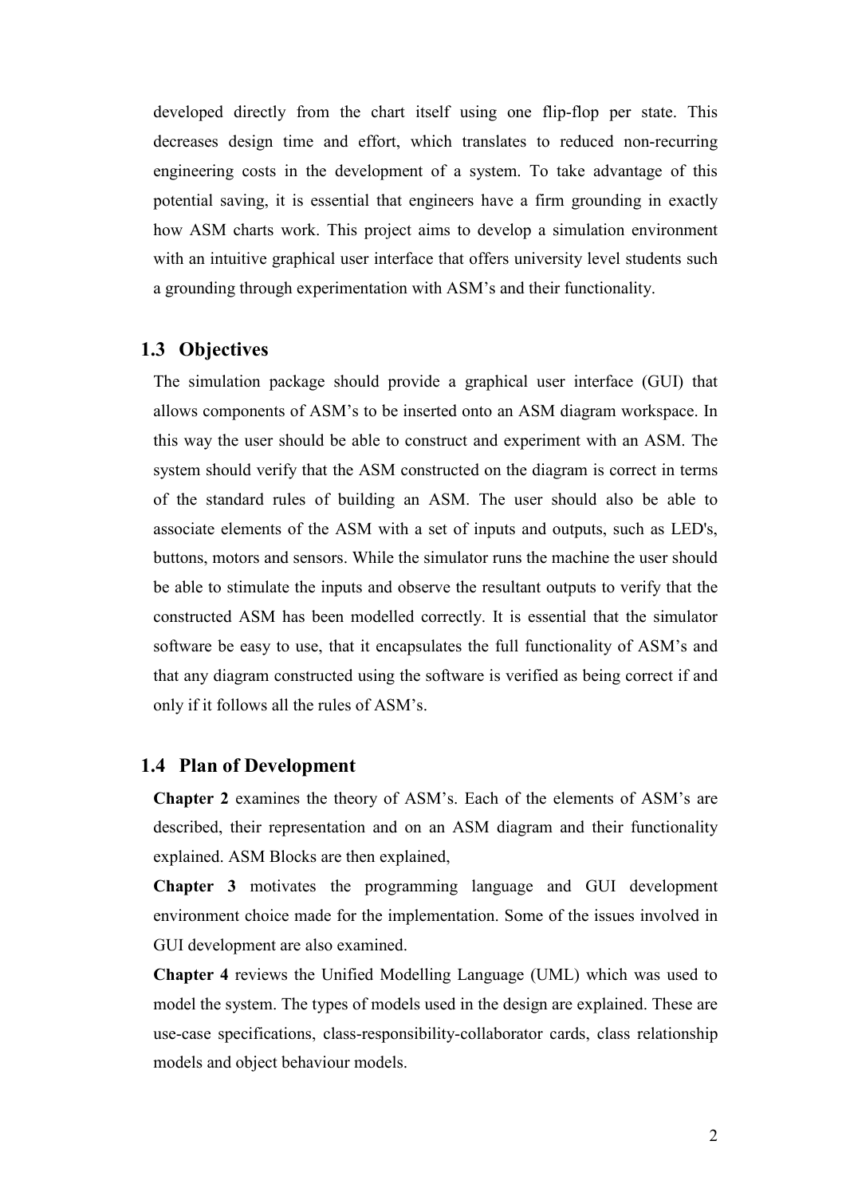developed directly from the chart itself using one flip-flop per state. This decreases design time and effort, which translates to reduced non-recurring engineering costs in the development of a system. To take advantage of this potential saving, it is essential that engineers have a firm grounding in exactly how ASM charts work. This project aims to develop a simulation environment with an intuitive graphical user interface that offers university level students such a grounding through experimentation with ASM's and their functionality.

## 1.3 Objectives

The simulation package should provide a graphical user interface (GUI) that allows components of ASM's to be inserted onto an ASM diagram workspace. In this way the user should be able to construct and experiment with an ASM. The system should verify that the ASM constructed on the diagram is correct in terms of the standard rules of building an ASM. The user should also be able to associate elements of the ASM with a set of inputs and outputs, such as LED's, buttons, motors and sensors. While the simulator runs the machine the user should be able to stimulate the inputs and observe the resultant outputs to verify that the constructed ASM has been modelled correctly. It is essential that the simulator software be easy to use, that it encapsulates the full functionality of ASM's and that any diagram constructed using the software is verified as being correct if and only if it follows all the rules of ASM's.

## 1.4 Plan of Development

**Chapter 2** examines the theory of ASM's. Each of the elements of ASM's are described, their representation and on an ASM diagram and their functionality explained. ASM Blocks are then explained,

**Chapter 3** motivates the programming language and GUI development environment choice made for the implementation. Some of the issues involved in GUI development are also examined.

**Chapter 4** reviews the Unified Modelling Language (UML) which was used to model the system. The types of models used in the design are explained. These are use-case specifications, class-responsibility-collaborator cards, class relationship models and object behaviour models.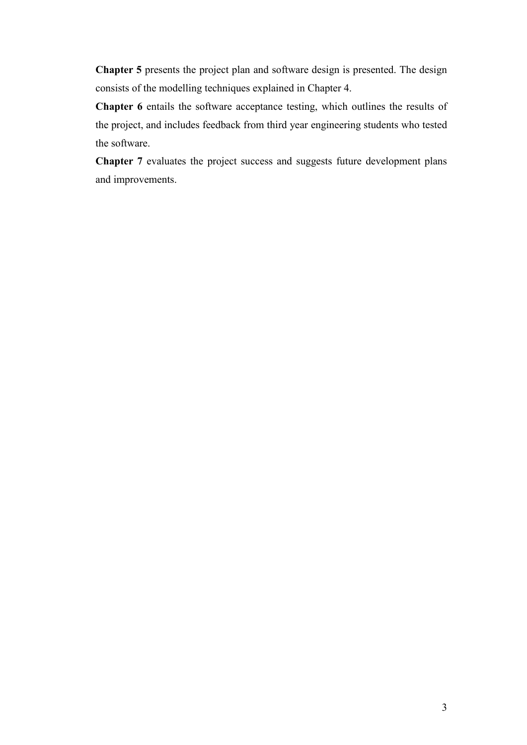**Chapter 5** presents the project plan and software design is presented. The design consists of the modelling techniques explained in Chapter 4.

**Chapter 6** entails the software acceptance testing, which outlines the results of the project, and includes feedback from third year engineering students who tested the software.

**Chapter 7** evaluates the project success and suggests future development plans and improvements.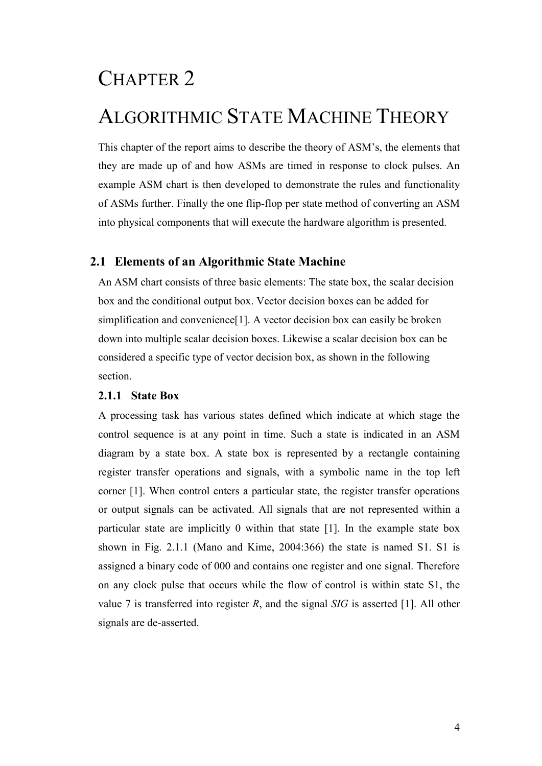# CHAPTER 2

# ALGORITHMIC STATE MACHINE THEORY

This chapter of the report aims to describe the theory of ASM's, the elements that they are made up of and how ASMs are timed in response to clock pulses. An example ASM chart is then developed to demonstrate the rules and functionality of ASMs further. Finally the one flip-flop per state method of converting an ASM into physical components that will execute the hardware algorithm is presented.

## 2.1 Elements of an Algorithmic State Machine

An ASM chart consists of three basic elements: The state box, the scalar decision box and the conditional output box. Vector decision boxes can be added for simplification and convenience[1]. A vector decision box can easily be broken down into multiple scalar decision boxes. Likewise a scalar decision box can be considered a specific type of vector decision box, as shown in the following section.

### 2.1.1 State Box

A processing task has various states defined which indicate at which stage the control sequence is at any point in time. Such a state is indicated in an ASM diagram by a state box. A state box is represented by a rectangle containing register transfer operations and signals, with a symbolic name in the top left corner [1]. When control enters a particular state, the register transfer operations or output signals can be activated. All signals that are not represented within a particular state are implicitly 0 within that state [1]. In the example state box shown in Fig. 2.1.1 (Mano and Kime, 2004:366) the state is named S1. S1 is assigned a binary code of 000 and contains one register and one signal. Therefore on any clock pulse that occurs while the flow of control is within state S1, the value 7 is transferred into register *R*, and the signal *SIG* is asserted [1]. All other signals are de-asserted.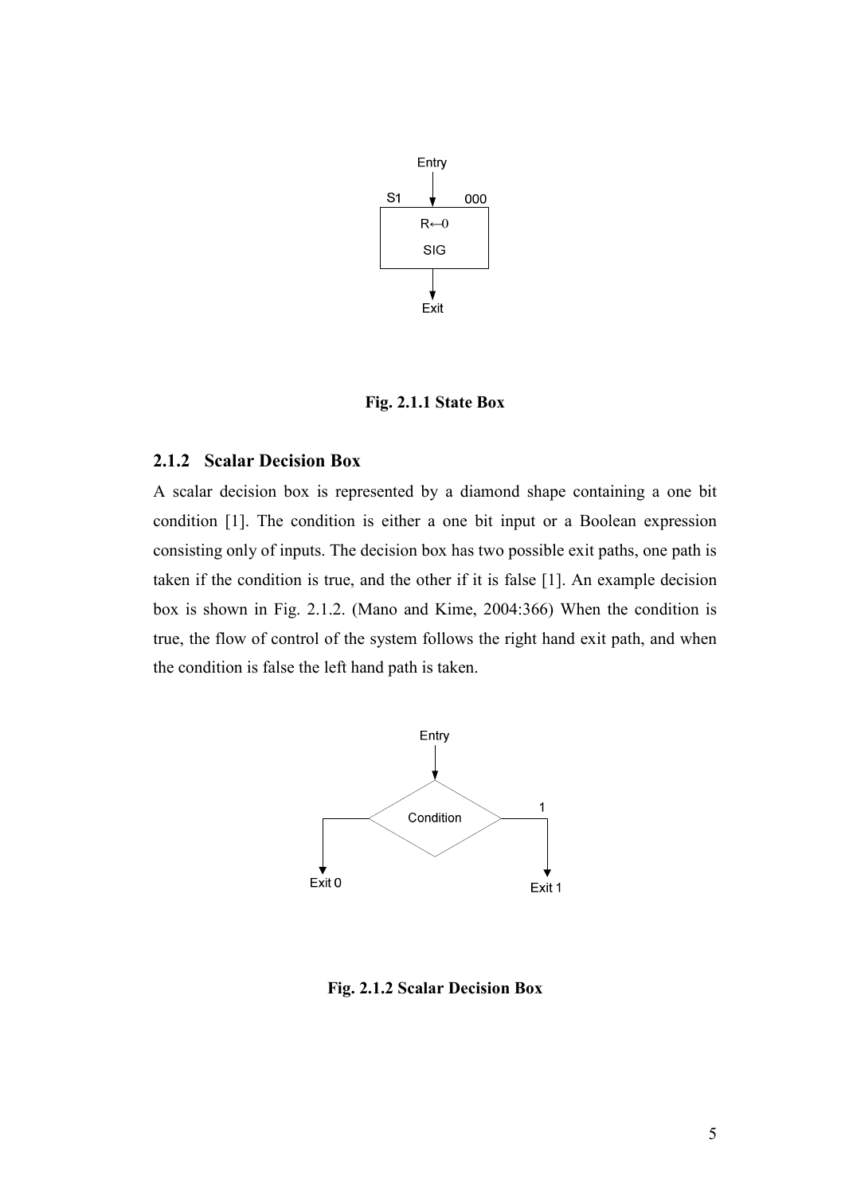Fig. 2.1.1 State Box

### 2.1.2 Scalar Decision Box

A scalar decision box is represented by a diamond shape containing a one bit condition [1]. The condition is either a one bit input or a Boolean expression consisting only of inputs. The decision box has two possible exit paths, one path is taken if the condition is true, and the other if it is false [1]. An example decision box is shown in Fig. 2.1.2. (Mano and Kime, 2004:366) When the condition is true, the flow of control of the system follows the right hand exit path, and when the condition is false the left hand path is taken.

Fig. 2.1.2 Scalar Decision Box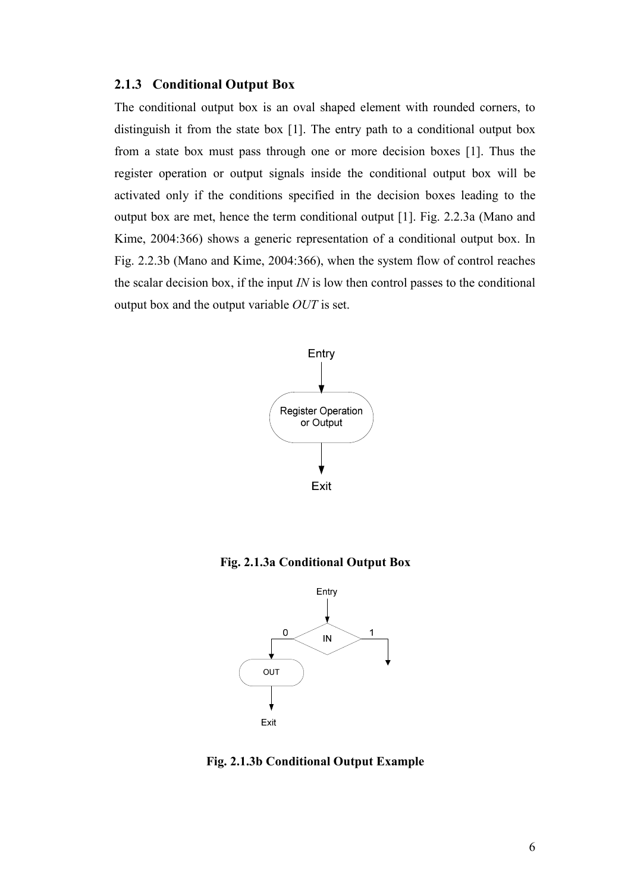### 2.1.3 Conditional Output Box

The conditional output box is an oval shaped element with rounded corners, to distinguish it from the state box [1]. The entry path to a conditional output box from a state box must pass through one or more decision boxes [1]. Thus the register operation or output signals inside the conditional output box will be activated only if the conditions specified in the decision boxes leading to the output box are met, hence the term conditional output [1]. Fig. 2.2.3a (Mano and Kime, 2004:366) shows a generic representation of a conditional output box. In Fig. 2.2.3b (Mano and Kime, 2004:366), when the system flow of control reaches the scalar decision box, if the input *IN* is low then control passes to the conditional output box and the output variable *OUT* is set.

**Fig. 2.1.3a Conditional Output Box**

**Fig. 2.1.3b Conditional Output Example**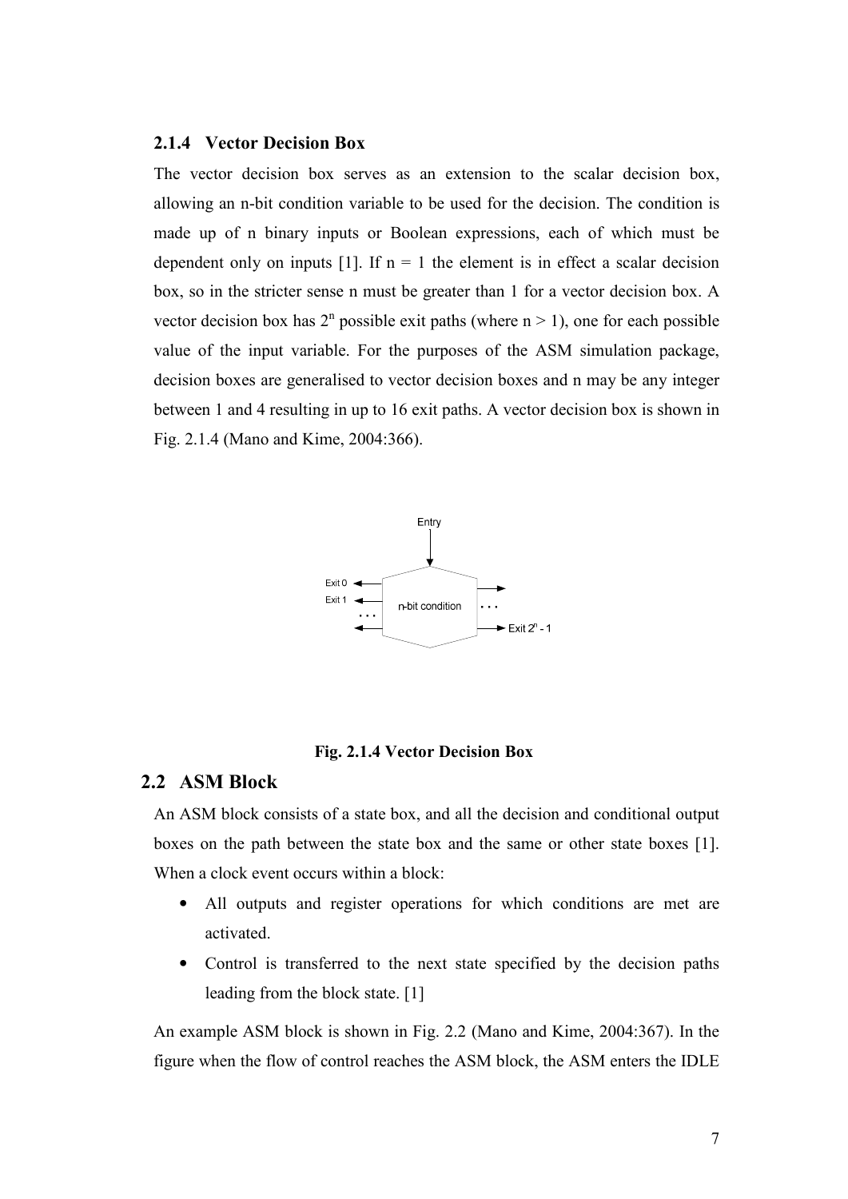### 2.1.4 Vector Decision Box

The vector decision box serves as an extension to the scalar decision box, allowing an n-bit condition variable to be used for the decision. The condition is made up of n binary inputs or Boolean expressions, each of which must be dependent only on inputs [1]. If $n = 1$ the element is in effect a scalar decision box, so in the stricter sense n must be greater than 1 for a vector decision box. A vector decision box has $2^n$ possible exit paths (where $n > 1$), one for each possible value of the input variable. For the purposes of the ASM simulation package, decision boxes are generalised to vector decision boxes and n may be any integer between 1 and 4 resulting in up to 16 exit paths. A vector decision box is shown in Fig. 2.1.4 (Mano and Kime, 2004:366).

**Fig. 2.1.4 Vector Decision Box**

## 2.2 ASM Block

An ASM block consists of a state box, and all the decision and conditional output boxes on the path between the state box and the same or other state boxes [1]. When a clock event occurs within a block:

- All outputs and register operations for which conditions are met are activated.
- Control is transferred to the next state specified by the decision paths leading from the block state. [1]

An example ASM block is shown in Fig. 2.2 (Mano and Kime, 2004:367). In the figure when the flow of control reaches the ASM block, the ASM enters the IDLE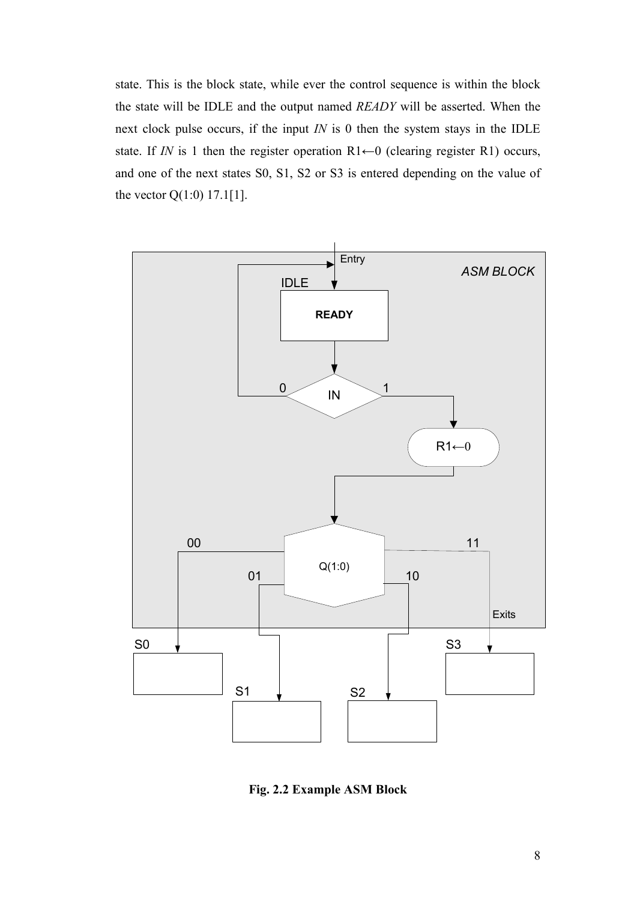state. This is the block state, while ever the control sequence is within the block the state will be IDLE and the output named *READY* will be asserted. When the next clock pulse occurs, if the input *IN* is 0 then the system stays in the IDLE state. If *IN* is 1 then the register operation R1←0 (clearing register R1) occurs, and one of the next states S0, S1, S2 or S3 is entered depending on the value of the vector Q(1:0) 17.1[1].

**Fig. 2.2 Example ASM Block**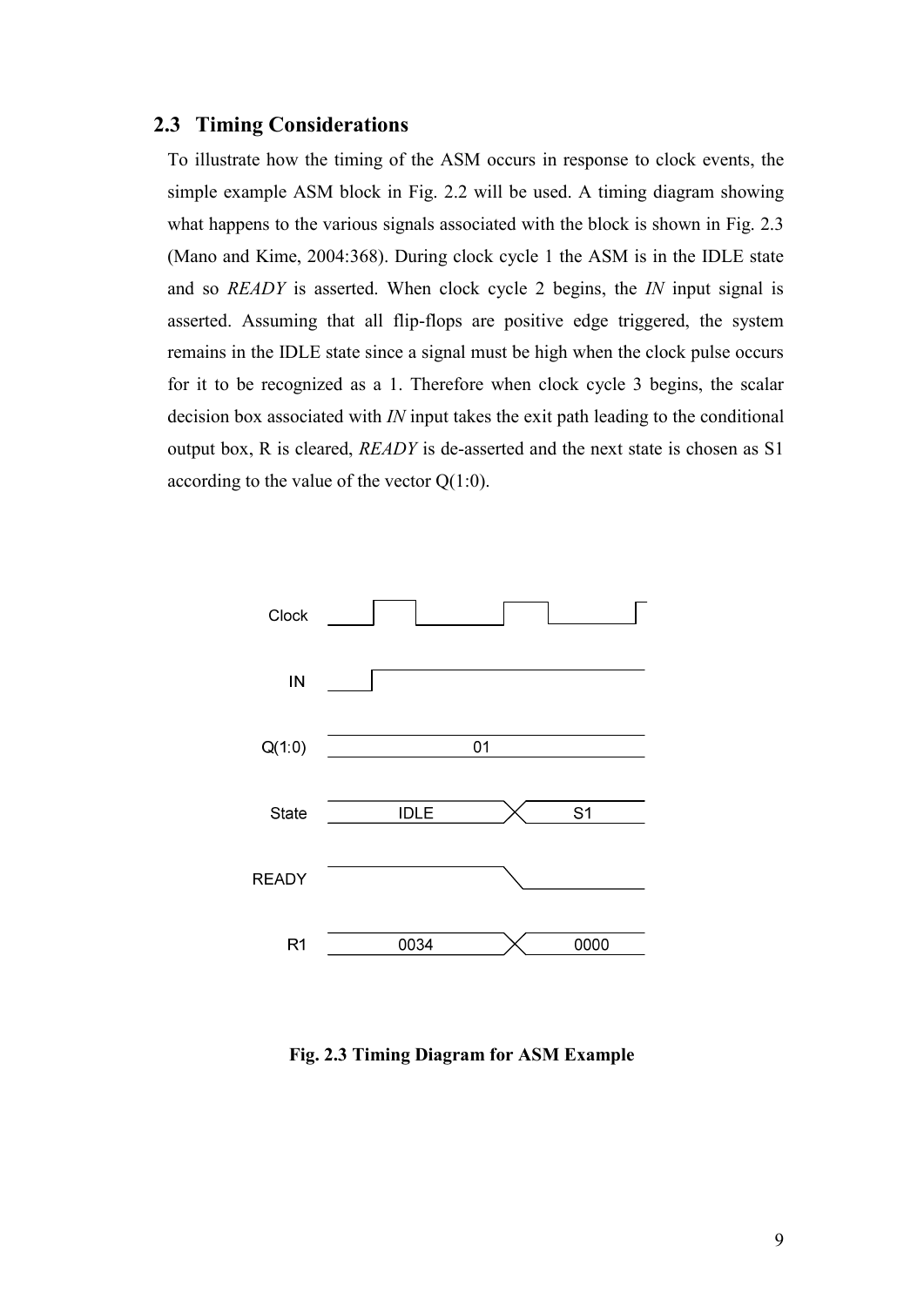## 2.3 Timing Considerations

To illustrate how the timing of the ASM occurs in response to clock events, the simple example ASM block in Fig. 2.2 will be used. A timing diagram showing what happens to the various signals associated with the block is shown in Fig. 2.3 (Mano and Kime, 2004:368). During clock cycle 1 the ASM is in the IDLE state and so *READY* is asserted. When clock cycle 2 begins, the *IN* input signal is asserted. Assuming that all flip-flops are positive edge triggered, the system remains in the IDLE state since a signal must be high when the clock pulse occurs for it to be recognized as a 1. Therefore when clock cycle 3 begins, the scalar decision box associated with *IN* input takes the exit path leading to the conditional output box, R is cleared, *READY* is de-asserted and the next state is chosen as S1 according to the value of the vector Q(1:0).

**Fig. 2.3 Timing Diagram for ASM Example**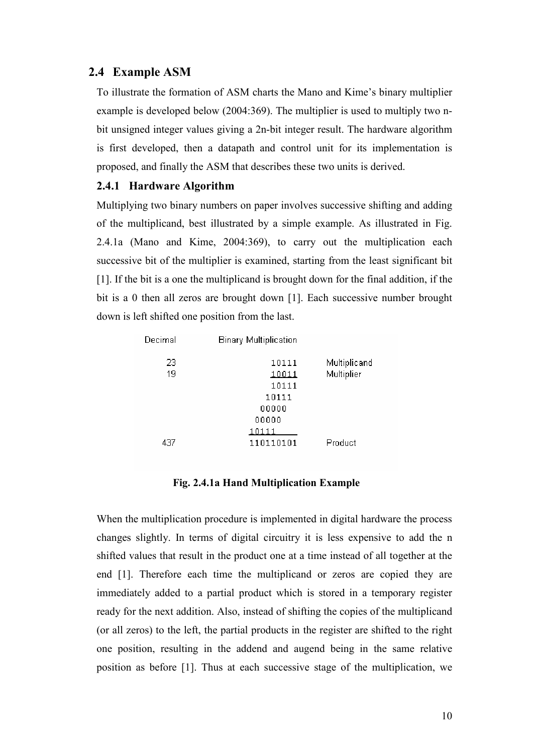### 2.4 Example ASM

To illustrate the formation of ASM charts the Mano and Kime's binary multiplier example is developed below (2004:369). The multiplier is used to multiply two n-bit unsigned integer values giving a 2n-bit integer result. The hardware algorithm is first developed, then a datapath and control unit for its implementation is proposed, and finally the ASM that describes these two units is derived.

#### 2.4.1 Hardware Algorithm

Multiplying two binary numbers on paper involves successive shifting and adding of the multiplicand, best illustrated by a simple example. As illustrated in Fig. 2.4.1a (Mano and Kime, 2004:369), to carry out the multiplication each successive bit of the multiplier is examined, starting from the least significant bit [1]. If the bit is a one the multiplicand is brought down for the final addition, if the bit is a 0 then all zeros are brought down [1]. Each successive number brought down is left shifted one position from the last.

```
Decimal     Binary Multiplication

  23              10111     Multiplicand
  19              10011     Multiplier
                  10111
                 10111
                00000
               00000
              10111
 437          110110101     Product
```

**Fig. 2.4.1a Hand Multiplication Example**

When the multiplication procedure is implemented in digital hardware the process changes slightly. In terms of digital circuitry it is less expensive to add the n shifted values that result in the product one at a time instead of all together at the end [1]. Therefore each time the multiplicand or zeros are copied they are immediately added to a partial product which is stored in a temporary register ready for the next addition. Also, instead of shifting the copies of the multiplicand (or all zeros) to the left, the partial products in the register are shifted to the right one position, resulting in the addend and augend being in the same relative position as before [1]. Thus at each successive stage of the multiplication, we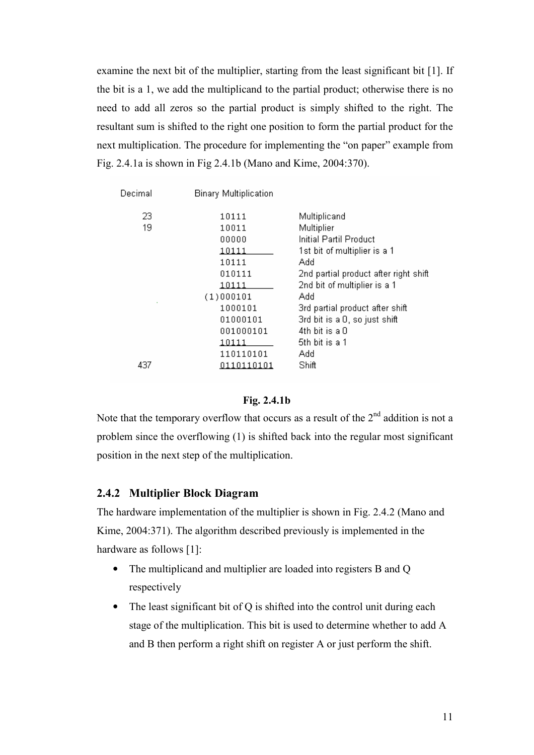examine the next bit of the multiplier, starting from the least significant bit [1]. If the bit is a 1, we add the multiplicand to the partial product; otherwise there is no need to add all zeros so the partial product is simply shifted to the right. The resultant sum is shifted to the right one position to form the partial product for the next multiplication. The procedure for implementing the "on paper" example from Fig. 2.4.1a is shown in Fig 2.4.1b (Mano and Kime, 2004:370).

| Decimal | Binary Multiplication | |
|---|---|---|
| 23 | 10111 | Multiplicand |
| 19 | 10011 | Multiplier |
| | 00000 | Initial Partil Product |
| | 10111 | 1st bit of multiplier is a 1 |
| | 10111 | Add |
| | 010111 | 2nd partial product after right shift |
| | 10111 | 2nd bit of multiplier is a 1 |
| | (1)000101 | Add |
| | 1000101 | 3rd partial product after shift |
| | 01000101 | 3rd bit is a 0, so just shift |
| | 001000101 | 4th bit is a 0 |
| | 10111 | 5th bit is a 1 |
| | 110110101 | Add |
| 437 | 0110110101 | Shift |

**Fig. 2.4.1b**

Note that the temporary overflow that occurs as a result of the 2nd addition is not a problem since the overflowing (1) is shifted back into the regular most significant position in the next step of the multiplication.

### 2.4.2 Multiplier Block Diagram

The hardware implementation of the multiplier is shown in Fig. 2.4.2 (Mano and Kime, 2004:371). The algorithm described previously is implemented in the hardware as follows [1]:

- The multiplicand and multiplier are loaded into registers B and Q respectively
- The least significant bit of Q is shifted into the control unit during each stage of the multiplication. This bit is used to determine whether to add A and B then perform a right shift on register A or just perform the shift.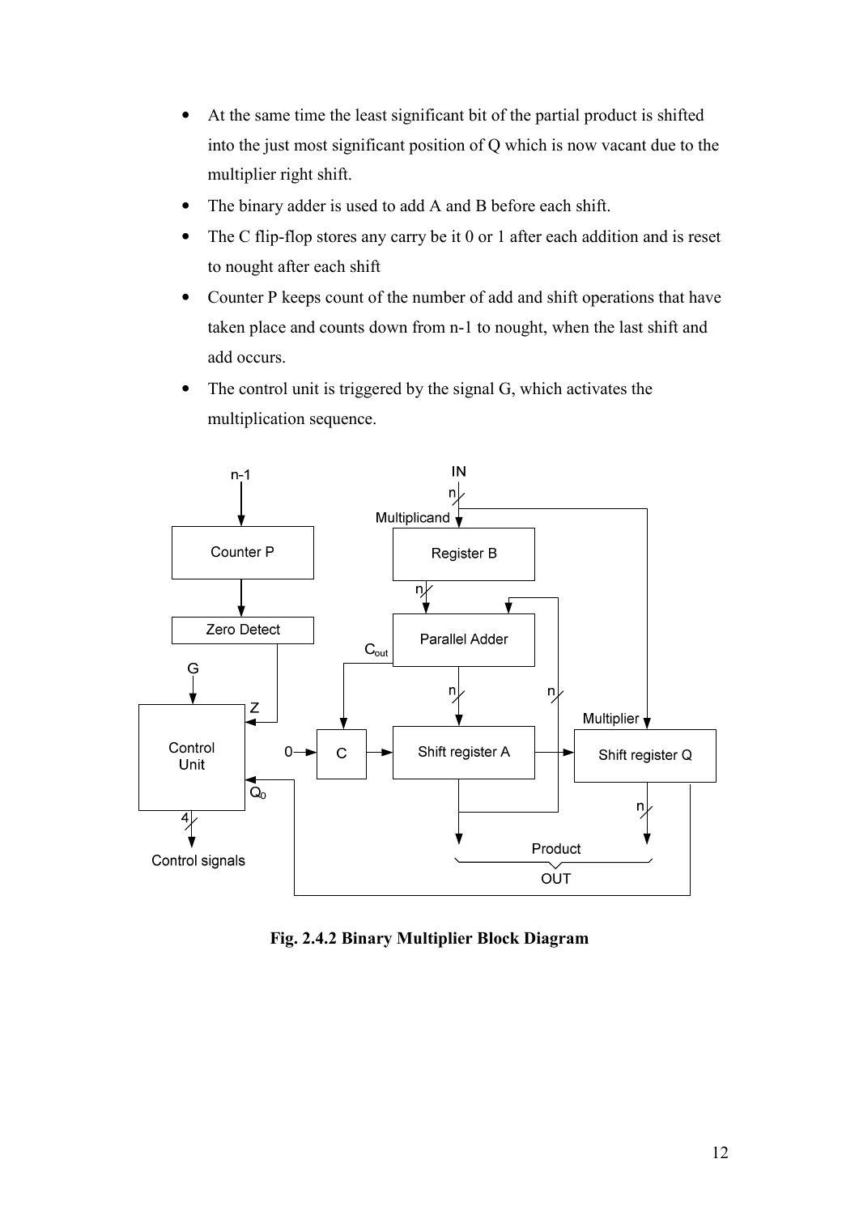- At the same time the least significant bit of the partial product is shifted into the just most significant position of Q which is now vacant due to the multiplier right shift.
- The binary adder is used to add A and B before each shift.
- The C flip-flop stores any carry be it 0 or 1 after each addition and is reset to nought after each shift
- Counter P keeps count of the number of add and shift operations that have taken place and counts down from n-1 to nought, when the last shift and add occurs.
- The control unit is triggered by the signal G, which activates the multiplication sequence.

**Fig. 2.4.2 Binary Multiplier Block Diagram**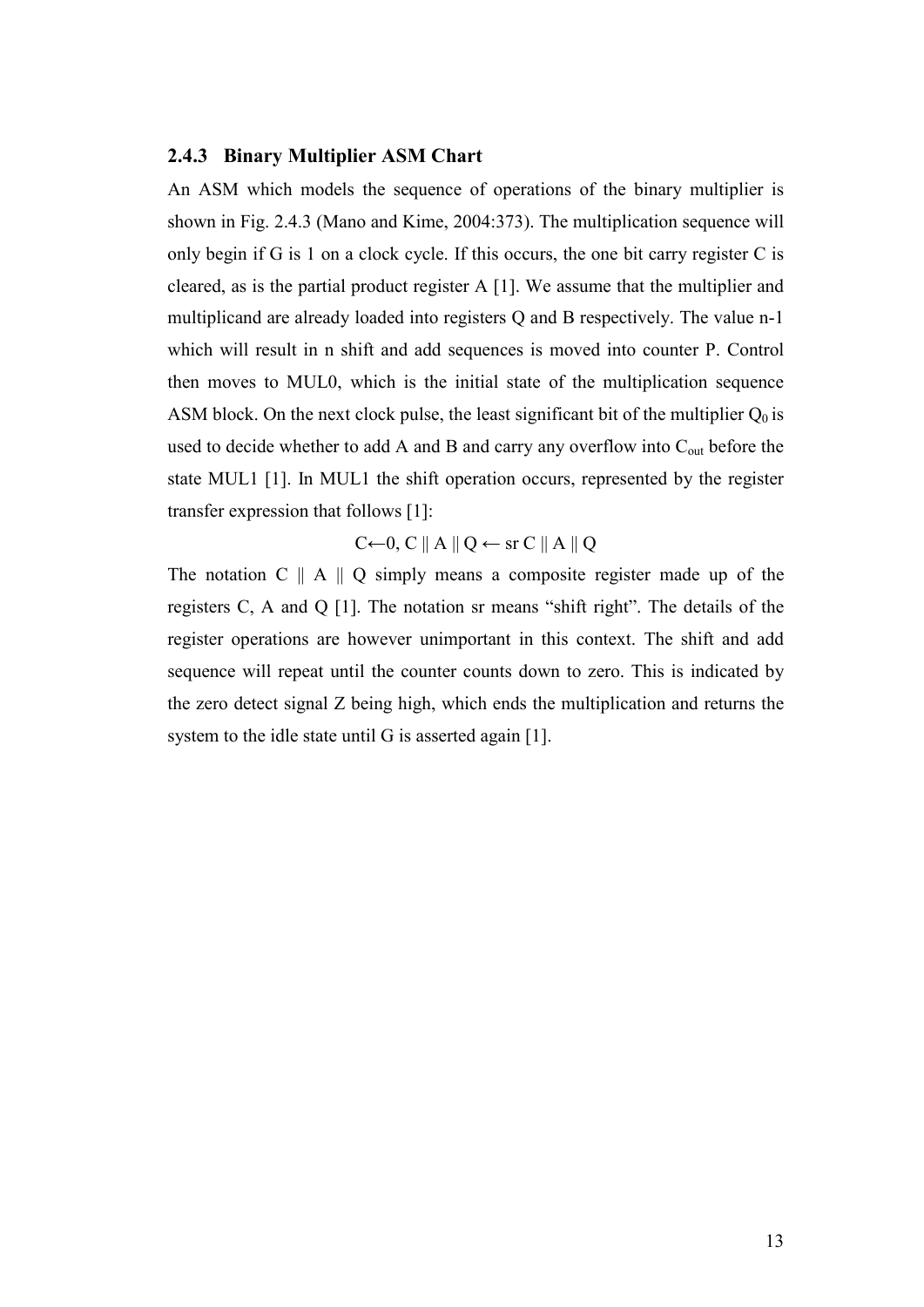### 2.4.3 Binary Multiplier ASM Chart

An ASM which models the sequence of operations of the binary multiplier is shown in Fig. 2.4.3 (Mano and Kime, 2004:373). The multiplication sequence will only begin if G is 1 on a clock cycle. If this occurs, the one bit carry register C is cleared, as is the partial product register A [1]. We assume that the multiplier and multiplicand are already loaded into registers Q and B respectively. The value n-1 which will result in n shift and add sequences is moved into counter P. Control then moves to MUL0, which is the initial state of the multiplication sequence ASM block. On the next clock pulse, the least significant bit of the multiplier $Q_0$ is used to decide whether to add A and B and carry any overflow into $C_{out}$ before the state MUL1 [1]. In MUL1 the shift operation occurs, represented by the register transfer expression that follows [1]:

$$C \leftarrow 0,\ C \parallel A \parallel Q \leftarrow \text{sr } C \parallel A \parallel Q$$

The notation C || A || Q simply means a composite register made up of the registers C, A and Q [1]. The notation sr means "shift right". The details of the register operations are however unimportant in this context. The shift and add sequence will repeat until the counter counts down to zero. This is indicated by the zero detect signal Z being high, which ends the multiplication and returns the system to the idle state until G is asserted again [1].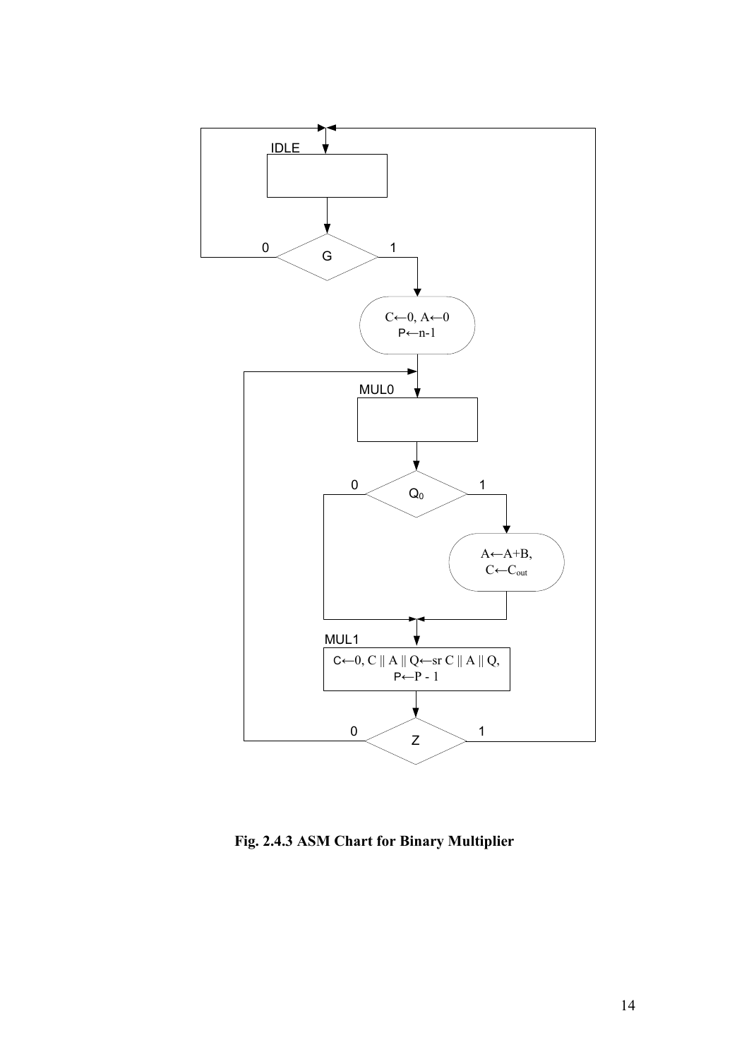IDLE

G: 0 / 1

$C \leftarrow 0$, $A \leftarrow 0$
$P \leftarrow n-1$

MUL0

$Q_0$: 0 / 1

$A \leftarrow A+B$,
$C \leftarrow C_{out}$

MUL1

$C \leftarrow 0$, $C \,||\, A \,||\, Q \leftarrow$ sr $C \,||\, A \,||\, Q$,
$P \leftarrow P - 1$

Z: 0 / 1

**Fig. 2.4.3 ASM Chart for Binary Multiplier**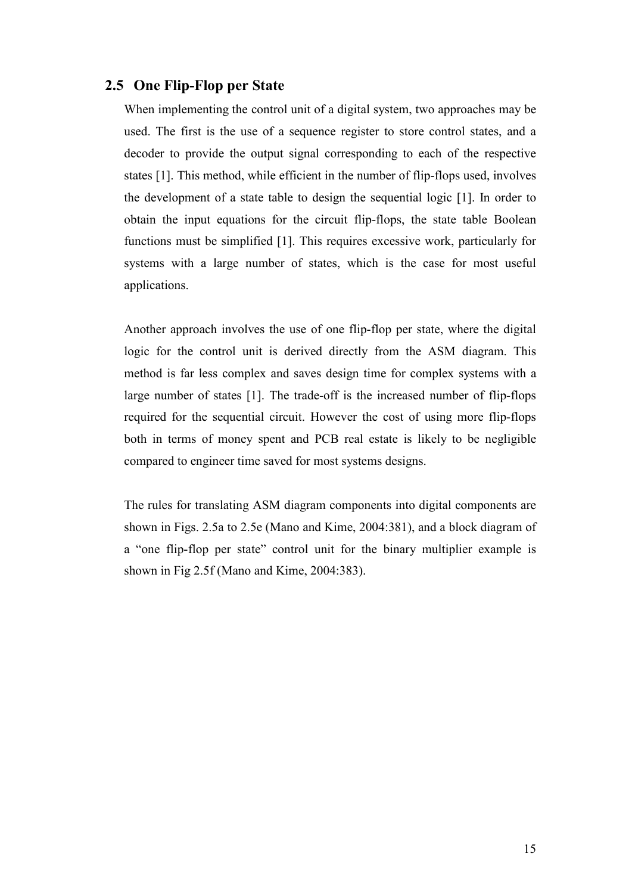## 2.5 One Flip-Flop per State

When implementing the control unit of a digital system, two approaches may be used. The first is the use of a sequence register to store control states, and a decoder to provide the output signal corresponding to each of the respective states [1]. This method, while efficient in the number of flip-flops used, involves the development of a state table to design the sequential logic [1]. In order to obtain the input equations for the circuit flip-flops, the state table Boolean functions must be simplified [1]. This requires excessive work, particularly for systems with a large number of states, which is the case for most useful applications.

Another approach involves the use of one flip-flop per state, where the digital logic for the control unit is derived directly from the ASM diagram. This method is far less complex and saves design time for complex systems with a large number of states [1]. The trade-off is the increased number of flip-flops required for the sequential circuit. However the cost of using more flip-flops both in terms of money spent and PCB real estate is likely to be negligible compared to engineer time saved for most systems designs.

The rules for translating ASM diagram components into digital components are shown in Figs. 2.5a to 2.5e (Mano and Kime, 2004:381), and a block diagram of a "one flip-flop per state" control unit for the binary multiplier example is shown in Fig 2.5f (Mano and Kime, 2004:383).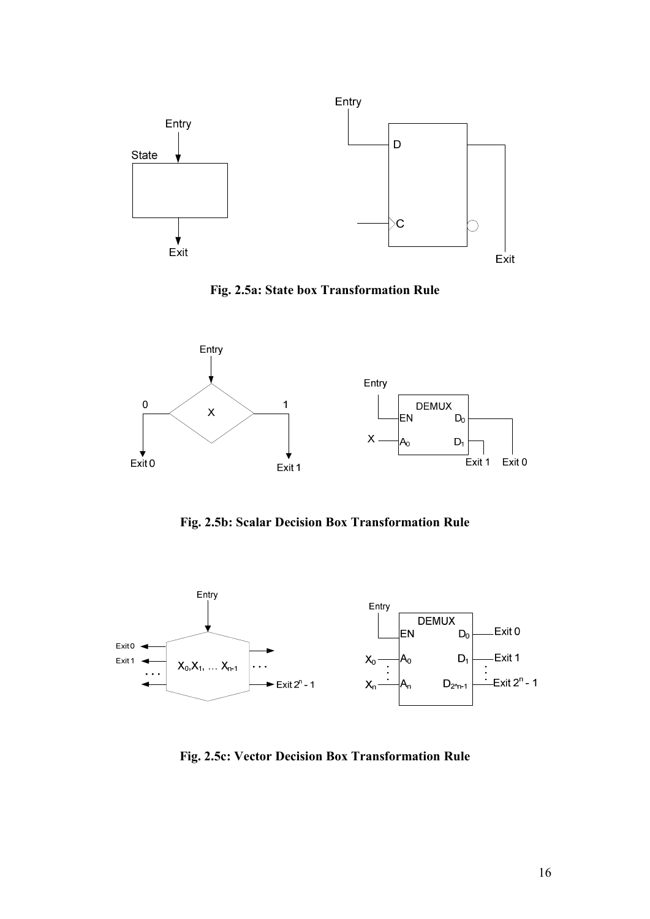**Fig. 2.5a: State box Transformation Rule**

**Fig. 2.5b: Scalar Decision Box Transformation Rule**

**Fig. 2.5c: Vector Decision Box Transformation Rule**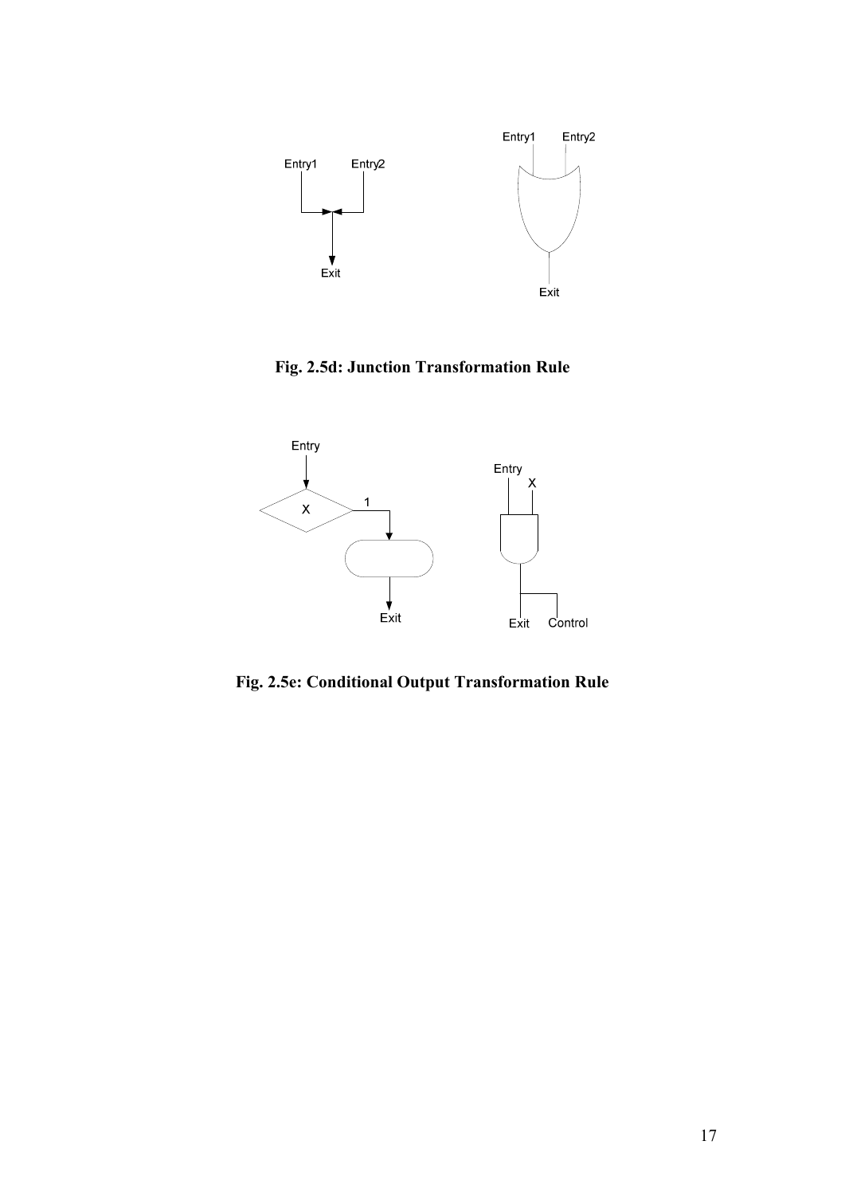**Fig. 2.5d: Junction Transformation Rule**

**Fig. 2.5e: Conditional Output Transformation Rule**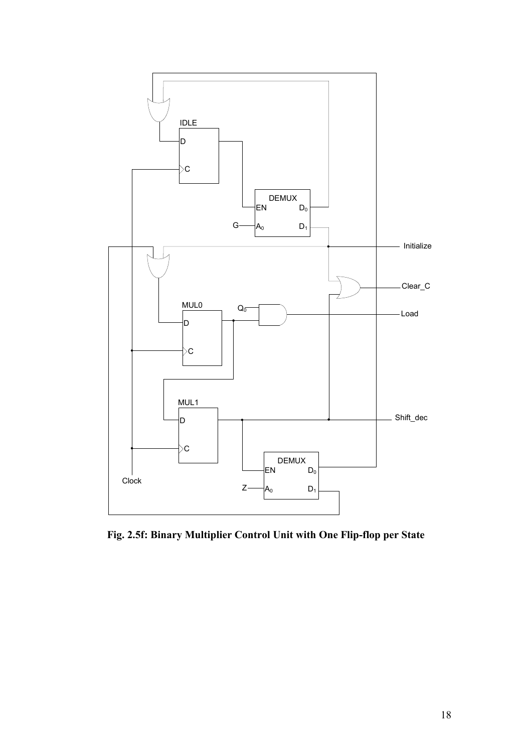**Fig. 2.5f: Binary Multiplier Control Unit with One Flip-flop per State**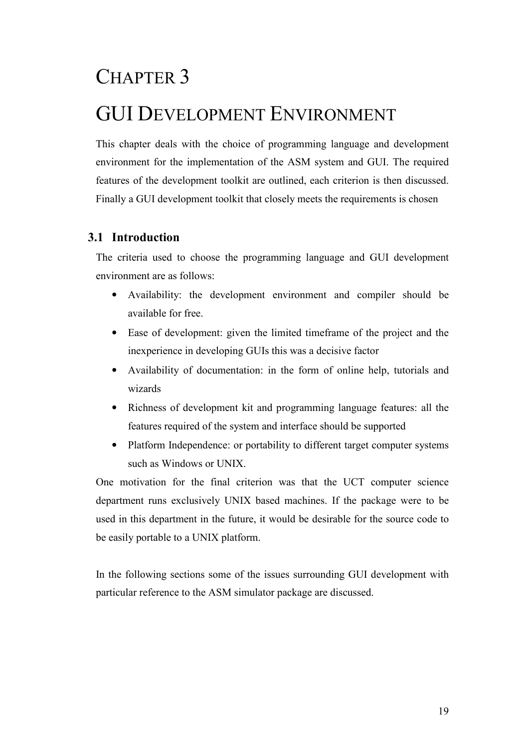# CHAPTER 3

# GUI DEVELOPMENT ENVIRONMENT

This chapter deals with the choice of programming language and development environment for the implementation of the ASM system and GUI. The required features of the development toolkit are outlined, each criterion is then discussed. Finally a GUI development toolkit that closely meets the requirements is chosen

## 3.1 Introduction

The criteria used to choose the programming language and GUI development environment are as follows:

- Availability: the development environment and compiler should be available for free.
- Ease of development: given the limited timeframe of the project and the inexperience in developing GUIs this was a decisive factor
- Availability of documentation: in the form of online help, tutorials and wizards
- Richness of development kit and programming language features: all the features required of the system and interface should be supported
- Platform Independence: or portability to different target computer systems such as Windows or UNIX.

One motivation for the final criterion was that the UCT computer science department runs exclusively UNIX based machines. If the package were to be used in this department in the future, it would be desirable for the source code to be easily portable to a UNIX platform.

In the following sections some of the issues surrounding GUI development with particular reference to the ASM simulator package are discussed.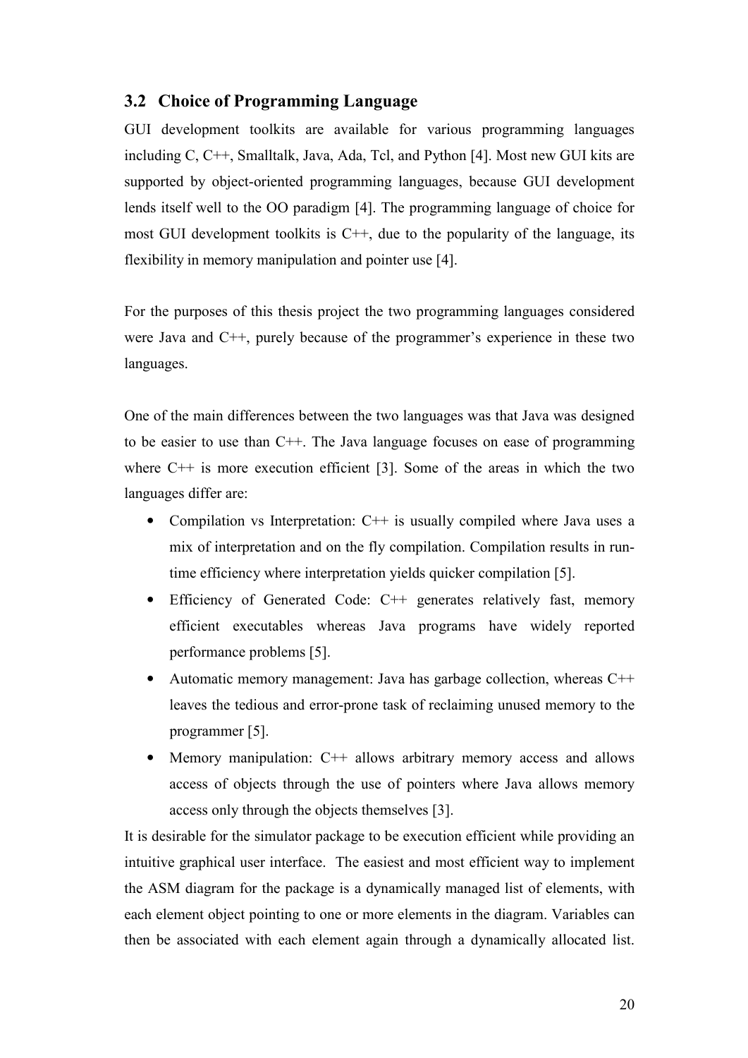### 3.2 Choice of Programming Language

GUI development toolkits are available for various programming languages including C, C++, Smalltalk, Java, Ada, Tcl, and Python [4]. Most new GUI kits are supported by object-oriented programming languages, because GUI development lends itself well to the OO paradigm [4]. The programming language of choice for most GUI development toolkits is C++, due to the popularity of the language, its flexibility in memory manipulation and pointer use [4].

For the purposes of this thesis project the two programming languages considered were Java and C++, purely because of the programmer's experience in these two languages.

One of the main differences between the two languages was that Java was designed to be easier to use than C++. The Java language focuses on ease of programming where C++ is more execution efficient [3]. Some of the areas in which the two languages differ are:

- Compilation vs Interpretation: C++ is usually compiled where Java uses a mix of interpretation and on the fly compilation. Compilation results in run-time efficiency where interpretation yields quicker compilation [5].
- Efficiency of Generated Code: C++ generates relatively fast, memory efficient executables whereas Java programs have widely reported performance problems [5].
- Automatic memory management: Java has garbage collection, whereas C++ leaves the tedious and error-prone task of reclaiming unused memory to the programmer [5].
- Memory manipulation: C++ allows arbitrary memory access and allows access of objects through the use of pointers where Java allows memory access only through the objects themselves [3].

It is desirable for the simulator package to be execution efficient while providing an intuitive graphical user interface. The easiest and most efficient way to implement the ASM diagram for the package is a dynamically managed list of elements, with each element object pointing to one or more elements in the diagram. Variables can then be associated with each element again through a dynamically allocated list.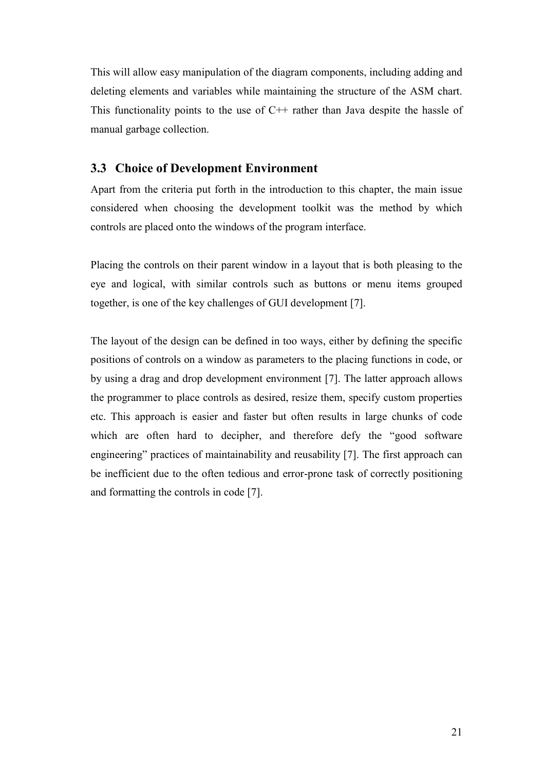This will allow easy manipulation of the diagram components, including adding and deleting elements and variables while maintaining the structure of the ASM chart. This functionality points to the use of C++ rather than Java despite the hassle of manual garbage collection.

## 3.3 Choice of Development Environment

Apart from the criteria put forth in the introduction to this chapter, the main issue considered when choosing the development toolkit was the method by which controls are placed onto the windows of the program interface.

Placing the controls on their parent window in a layout that is both pleasing to the eye and logical, with similar controls such as buttons or menu items grouped together, is one of the key challenges of GUI development [7].

The layout of the design can be defined in too ways, either by defining the specific positions of controls on a window as parameters to the placing functions in code, or by using a drag and drop development environment [7]. The latter approach allows the programmer to place controls as desired, resize them, specify custom properties etc. This approach is easier and faster but often results in large chunks of code which are often hard to decipher, and therefore defy the "good software engineering" practices of maintainability and reusability [7]. The first approach can be inefficient due to the often tedious and error-prone task of correctly positioning and formatting the controls in code [7].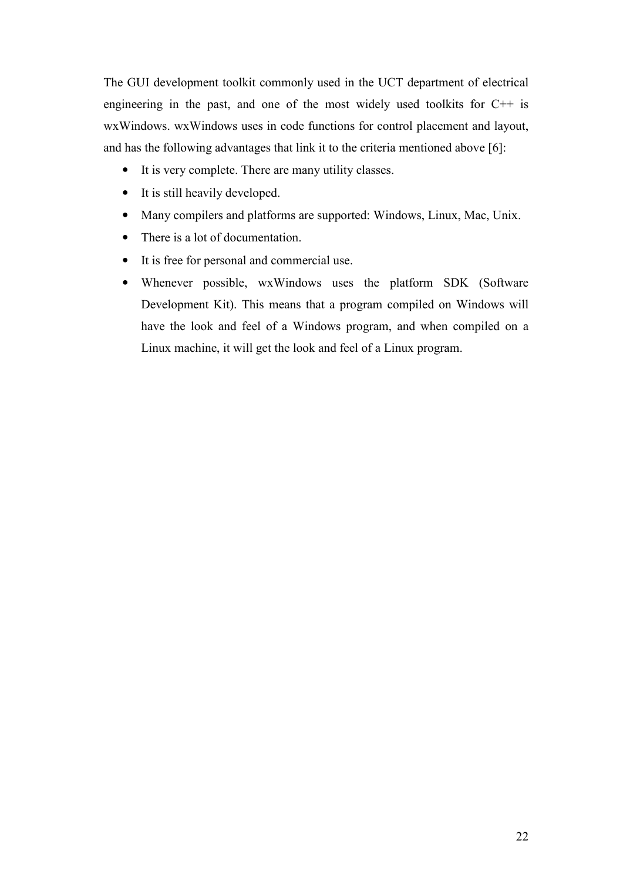The GUI development toolkit commonly used in the UCT department of electrical engineering in the past, and one of the most widely used toolkits for C++ is wxWindows. wxWindows uses in code functions for control placement and layout, and has the following advantages that link it to the criteria mentioned above [6]:

- It is very complete. There are many utility classes.
- It is still heavily developed.
- Many compilers and platforms are supported: Windows, Linux, Mac, Unix.
- There is a lot of documentation.
- It is free for personal and commercial use.
- Whenever possible, wxWindows uses the platform SDK (Software Development Kit). This means that a program compiled on Windows will have the look and feel of a Windows program, and when compiled on a Linux machine, it will get the look and feel of a Linux program.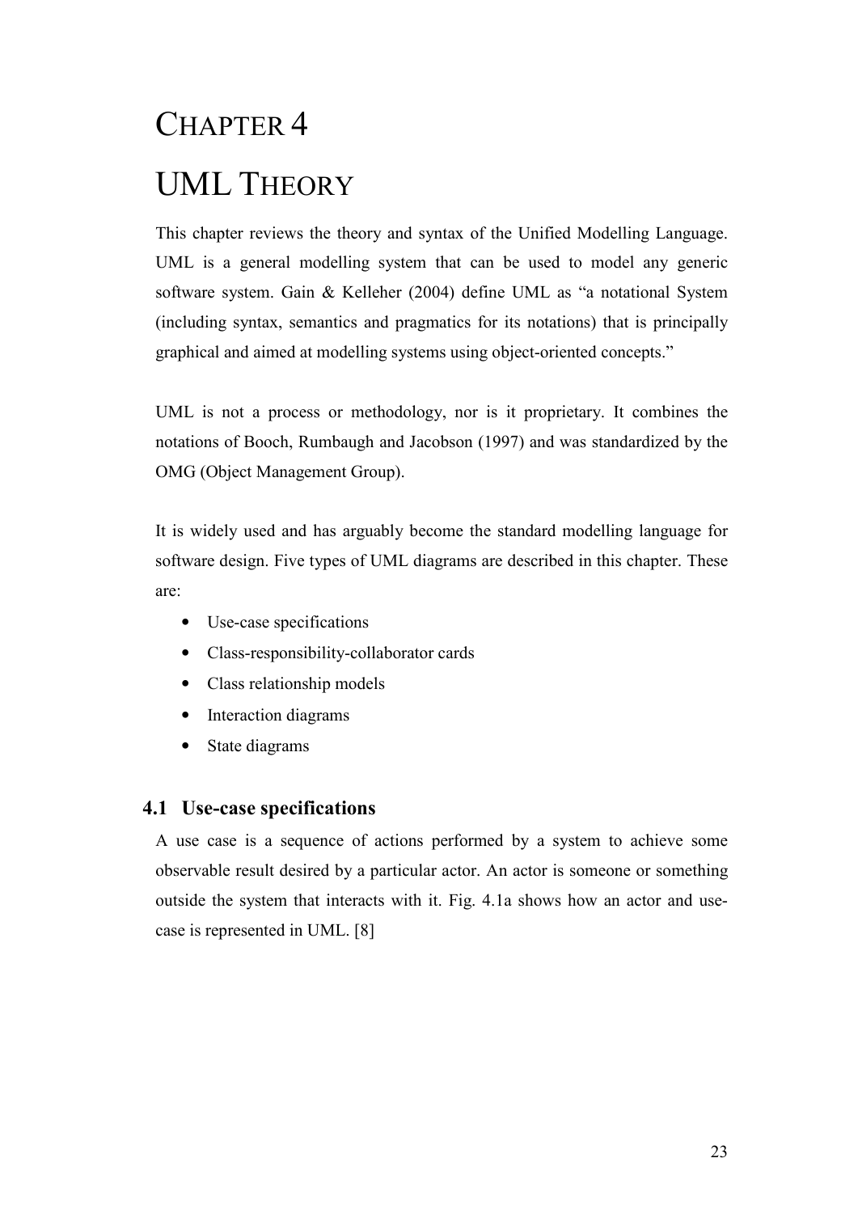# CHAPTER 4

# UML THEORY

This chapter reviews the theory and syntax of the Unified Modelling Language. UML is a general modelling system that can be used to model any generic software system. Gain & Kelleher (2004) define UML as "a notational System (including syntax, semantics and pragmatics for its notations) that is principally graphical and aimed at modelling systems using object-oriented concepts."

UML is not a process or methodology, nor is it proprietary. It combines the notations of Booch, Rumbaugh and Jacobson (1997) and was standardized by the OMG (Object Management Group).

It is widely used and has arguably become the standard modelling language for software design. Five types of UML diagrams are described in this chapter. These are:

- Use-case specifications
- Class-responsibility-collaborator cards
- Class relationship models
- Interaction diagrams
- State diagrams

## 4.1 Use-case specifications

A use case is a sequence of actions performed by a system to achieve some observable result desired by a particular actor. An actor is someone or something outside the system that interacts with it. Fig. 4.1a shows how an actor and use-case is represented in UML. [8]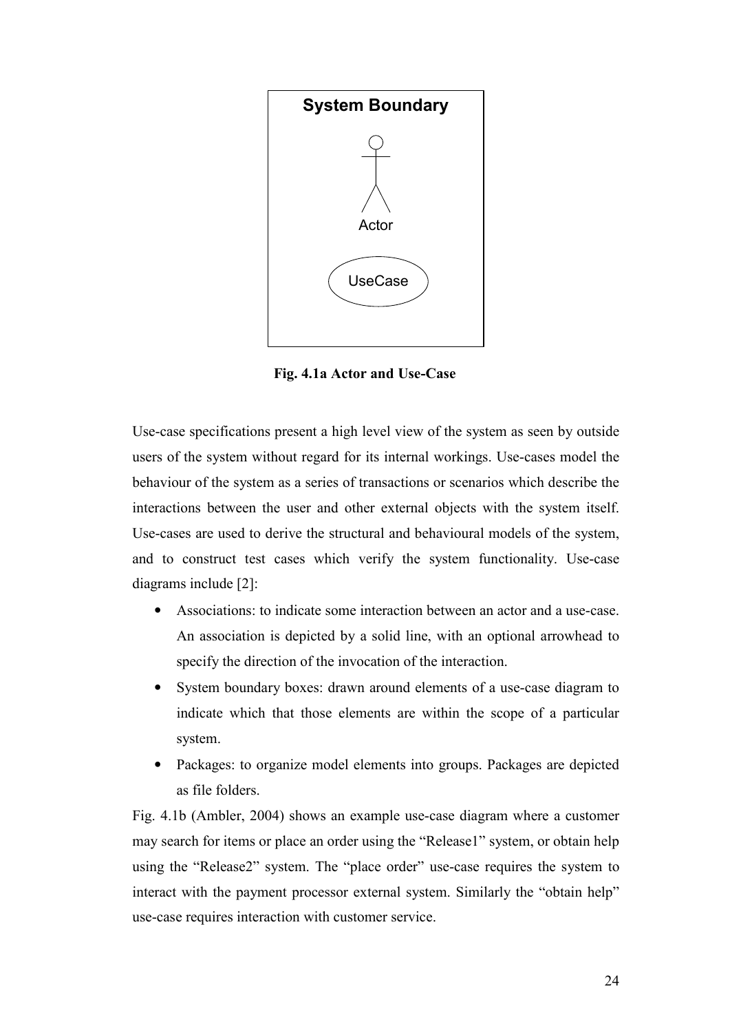**Fig. 4.1a Actor and Use-Case**

Use-case specifications present a high level view of the system as seen by outside users of the system without regard for its internal workings. Use-cases model the behaviour of the system as a series of transactions or scenarios which describe the interactions between the user and other external objects with the system itself. Use-cases are used to derive the structural and behavioural models of the system, and to construct test cases which verify the system functionality. Use-case diagrams include [2]:

- Associations: to indicate some interaction between an actor and a use-case. An association is depicted by a solid line, with an optional arrowhead to specify the direction of the invocation of the interaction.
- System boundary boxes: drawn around elements of a use-case diagram to indicate which that those elements are within the scope of a particular system.
- Packages: to organize model elements into groups. Packages are depicted as file folders.

Fig. 4.1b (Ambler, 2004) shows an example use-case diagram where a customer may search for items or place an order using the "Release1" system, or obtain help using the "Release2" system. The "place order" use-case requires the system to interact with the payment processor external system. Similarly the "obtain help" use-case requires interaction with customer service.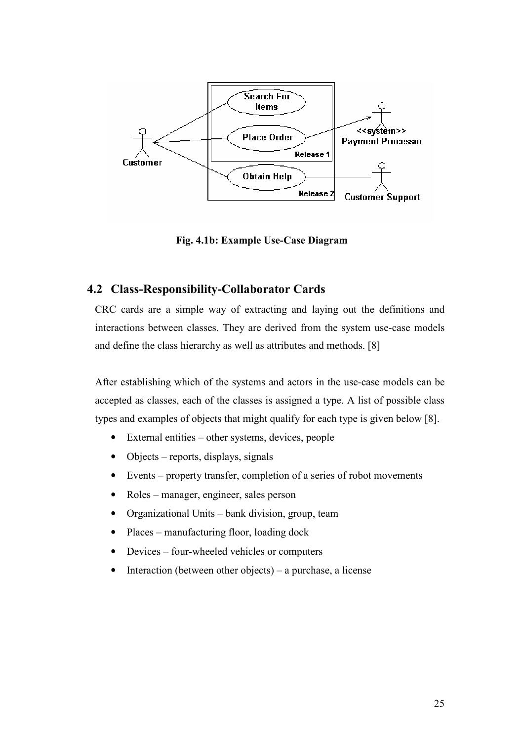Fig. 4.1b: Example Use-Case Diagram

## 4.2 Class-Responsibility-Collaborator Cards

CRC cards are a simple way of extracting and laying out the definitions and interactions between classes. They are derived from the system use-case models and define the class hierarchy as well as attributes and methods. [8]

After establishing which of the systems and actors in the use-case models can be accepted as classes, each of the classes is assigned a type. A list of possible class types and examples of objects that might qualify for each type is given below [8].

- External entities – other systems, devices, people
- Objects – reports, displays, signals
- Events – property transfer, completion of a series of robot movements
- Roles – manager, engineer, sales person
- Organizational Units – bank division, group, team
- Places – manufacturing floor, loading dock
- Devices – four-wheeled vehicles or computers
- Interaction (between other objects) – a purchase, a license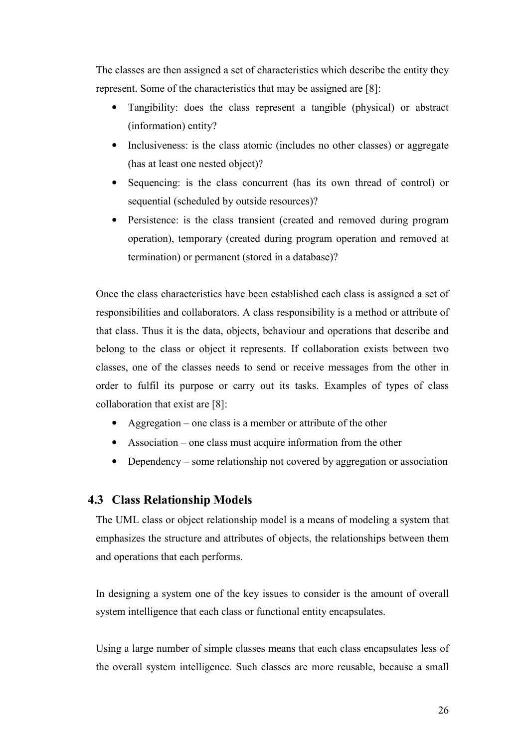The classes are then assigned a set of characteristics which describe the entity they represent. Some of the characteristics that may be assigned are [8]:

- Tangibility: does the class represent a tangible (physical) or abstract (information) entity?
- Inclusiveness: is the class atomic (includes no other classes) or aggregate (has at least one nested object)?
- Sequencing: is the class concurrent (has its own thread of control) or sequential (scheduled by outside resources)?
- Persistence: is the class transient (created and removed during program operation), temporary (created during program operation and removed at termination) or permanent (stored in a database)?

Once the class characteristics have been established each class is assigned a set of responsibilities and collaborators. A class responsibility is a method or attribute of that class. Thus it is the data, objects, behaviour and operations that describe and belong to the class or object it represents. If collaboration exists between two classes, one of the classes needs to send or receive messages from the other in order to fulfil its purpose or carry out its tasks. Examples of types of class collaboration that exist are [8]:

- Aggregation – one class is a member or attribute of the other
- Association – one class must acquire information from the other
- Dependency – some relationship not covered by aggregation or association

## 4.3 Class Relationship Models

The UML class or object relationship model is a means of modeling a system that emphasizes the structure and attributes of objects, the relationships between them and operations that each performs.

In designing a system one of the key issues to consider is the amount of overall system intelligence that each class or functional entity encapsulates.

Using a large number of simple classes means that each class encapsulates less of the overall system intelligence. Such classes are more reusable, because a small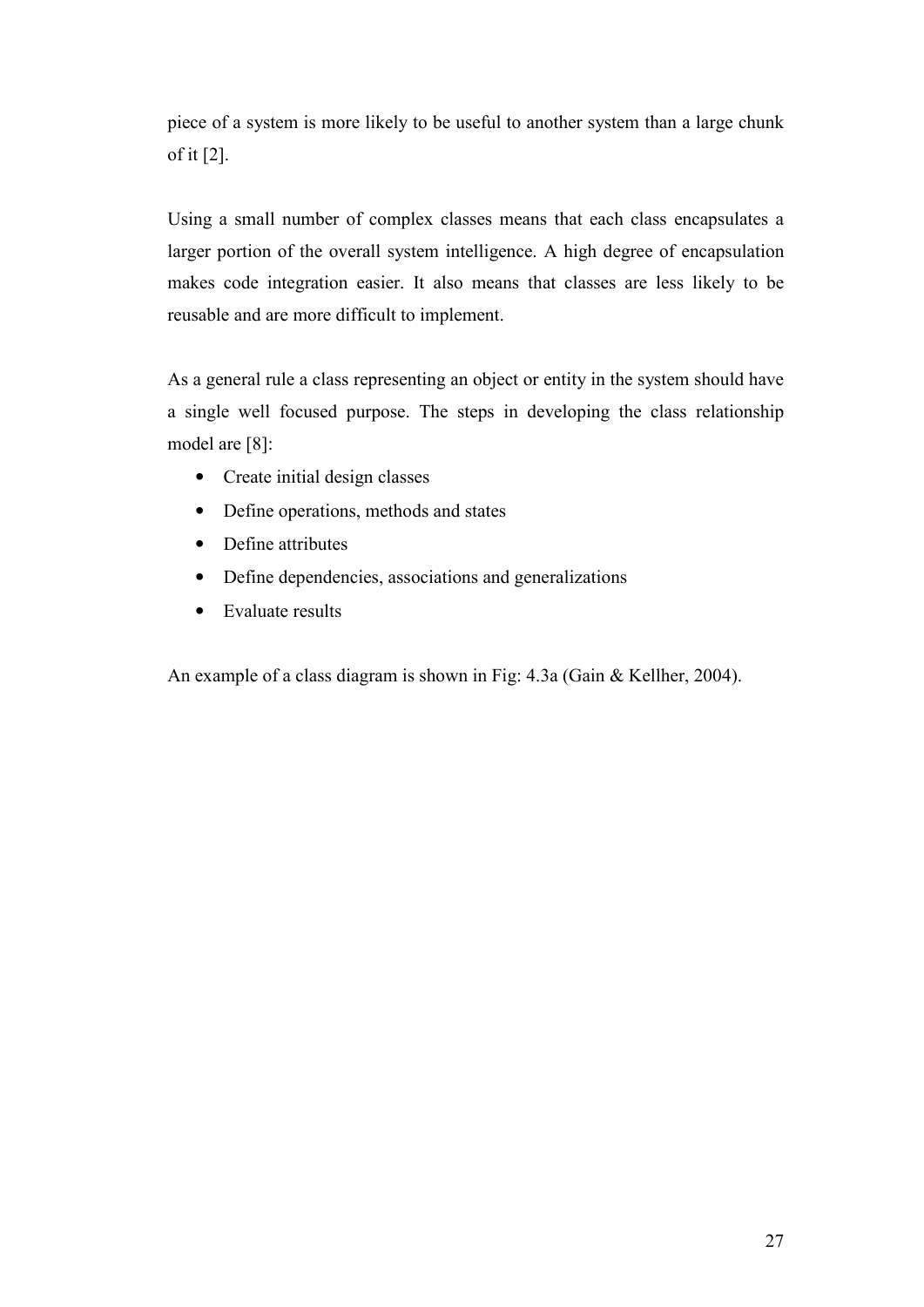piece of a system is more likely to be useful to another system than a large chunk of it [2].

Using a small number of complex classes means that each class encapsulates a larger portion of the overall system intelligence. A high degree of encapsulation makes code integration easier. It also means that classes are less likely to be reusable and are more difficult to implement.

As a general rule a class representing an object or entity in the system should have a single well focused purpose. The steps in developing the class relationship model are [8]:

- Create initial design classes
- Define operations, methods and states
- Define attributes
- Define dependencies, associations and generalizations
- Evaluate results

An example of a class diagram is shown in Fig: 4.3a (Gain & Kellher, 2004).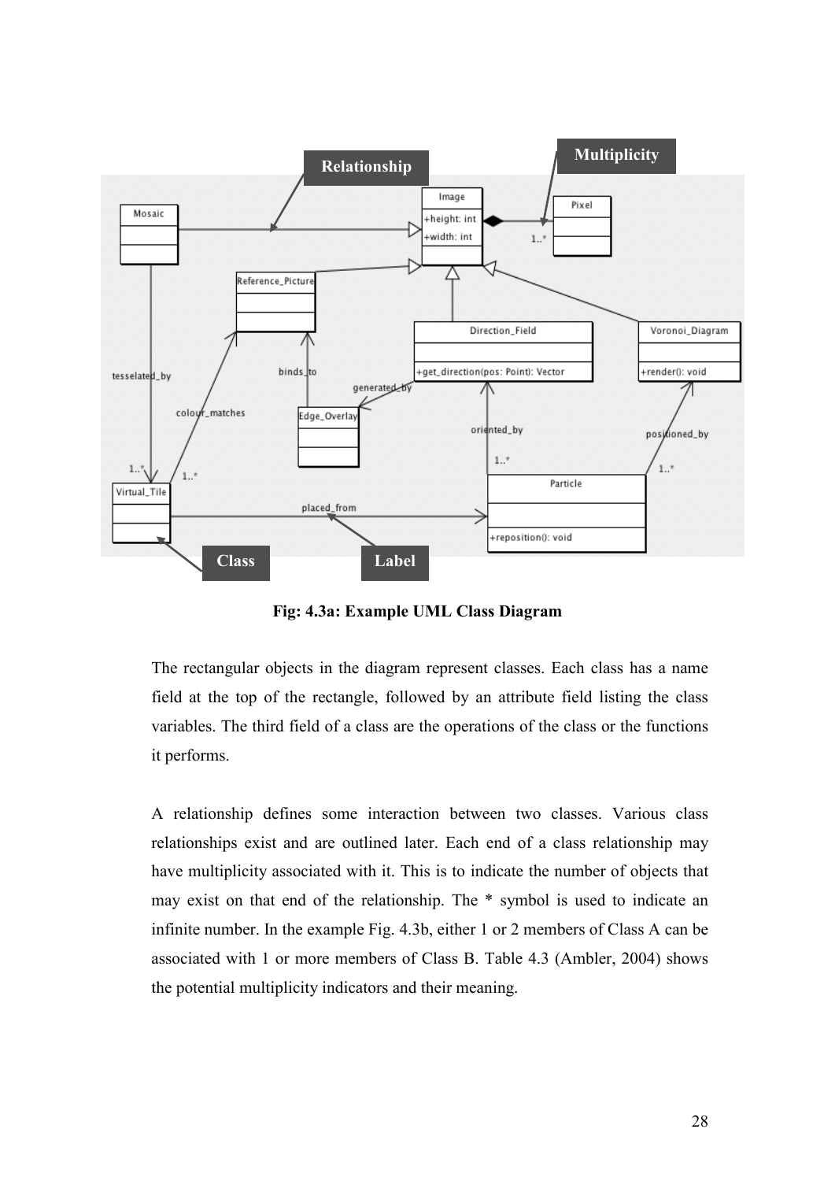**Fig: 4.3a: Example UML Class Diagram**

The rectangular objects in the diagram represent classes. Each class has a name field at the top of the rectangle, followed by an attribute field listing the class variables. The third field of a class are the operations of the class or the functions it performs.

A relationship defines some interaction between two classes. Various class relationships exist and are outlined later. Each end of a class relationship may have multiplicity associated with it. This is to indicate the number of objects that may exist on that end of the relationship. The * symbol is used to indicate an infinite number. In the example Fig. 4.3b, either 1 or 2 members of Class A can be associated with 1 or more members of Class B. Table 4.3 (Ambler, 2004) shows the potential multiplicity indicators and their meaning.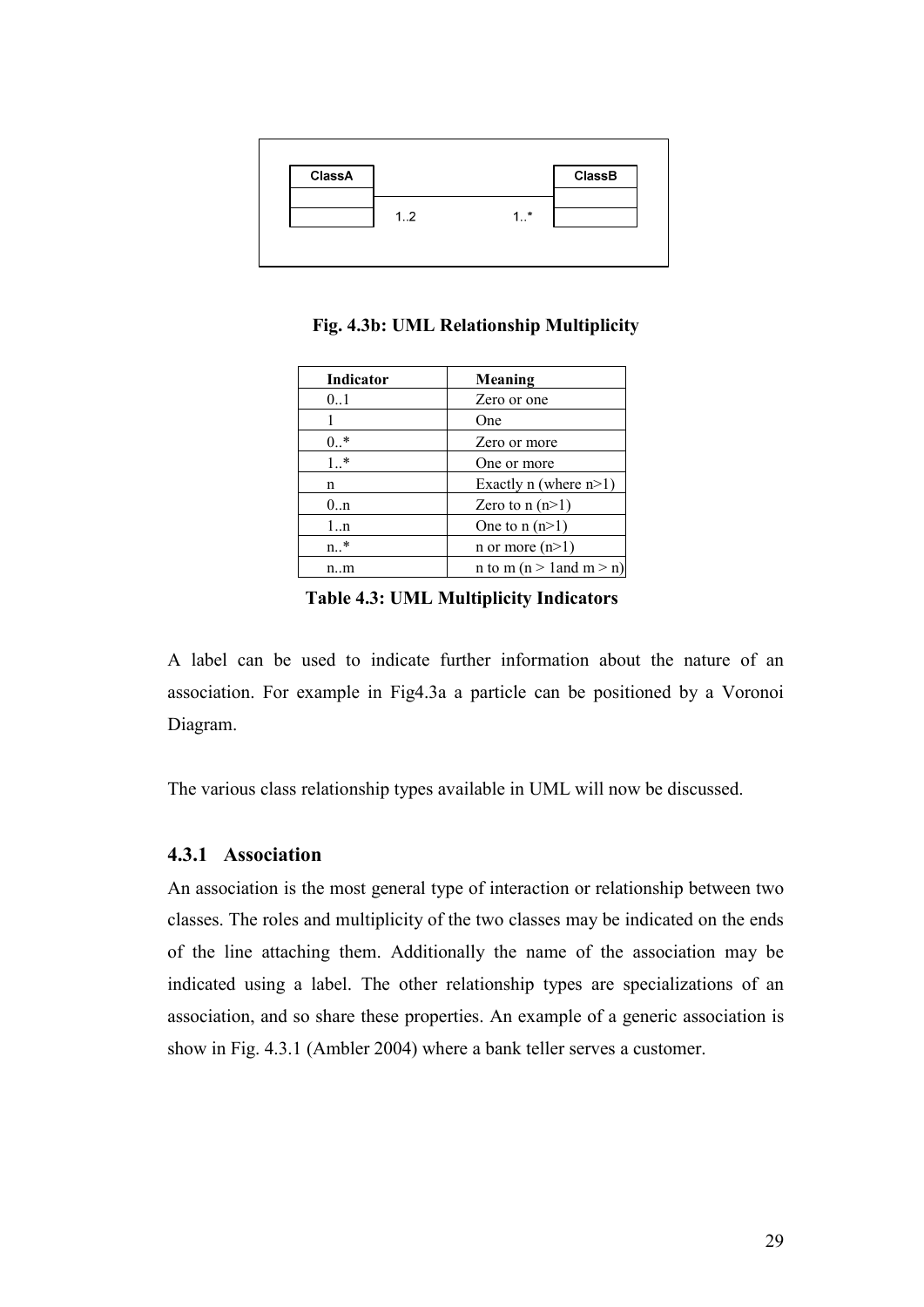ClassA — 1..2 — 1..* — ClassB

**Fig. 4.3b: UML Relationship Multiplicity**

| Indicator | Meaning |
|---|---|
| 0..1 | Zero or one |
| 1 | One |
| 0..* | Zero or more |
| 1..* | One or more |
| n | Exactly n (where n>1) |
| 0..n | Zero to n (n>1) |
| 1..n | One to n (n>1) |
| n..* | n or more (n>1) |
| n..m | n to m (n > 1and m > n) |

**Table 4.3: UML Multiplicity Indicators**

A label can be used to indicate further information about the nature of an association. For example in Fig4.3a a particle can be positioned by a Voronoi Diagram.

The various class relationship types available in UML will now be discussed.

### 4.3.1 Association

An association is the most general type of interaction or relationship between two classes. The roles and multiplicity of the two classes may be indicated on the ends of the line attaching them. Additionally the name of the association may be indicated using a label. The other relationship types are specializations of an association, and so share these properties. An example of a generic association is show in Fig. 4.3.1 (Ambler 2004) where a bank teller serves a customer.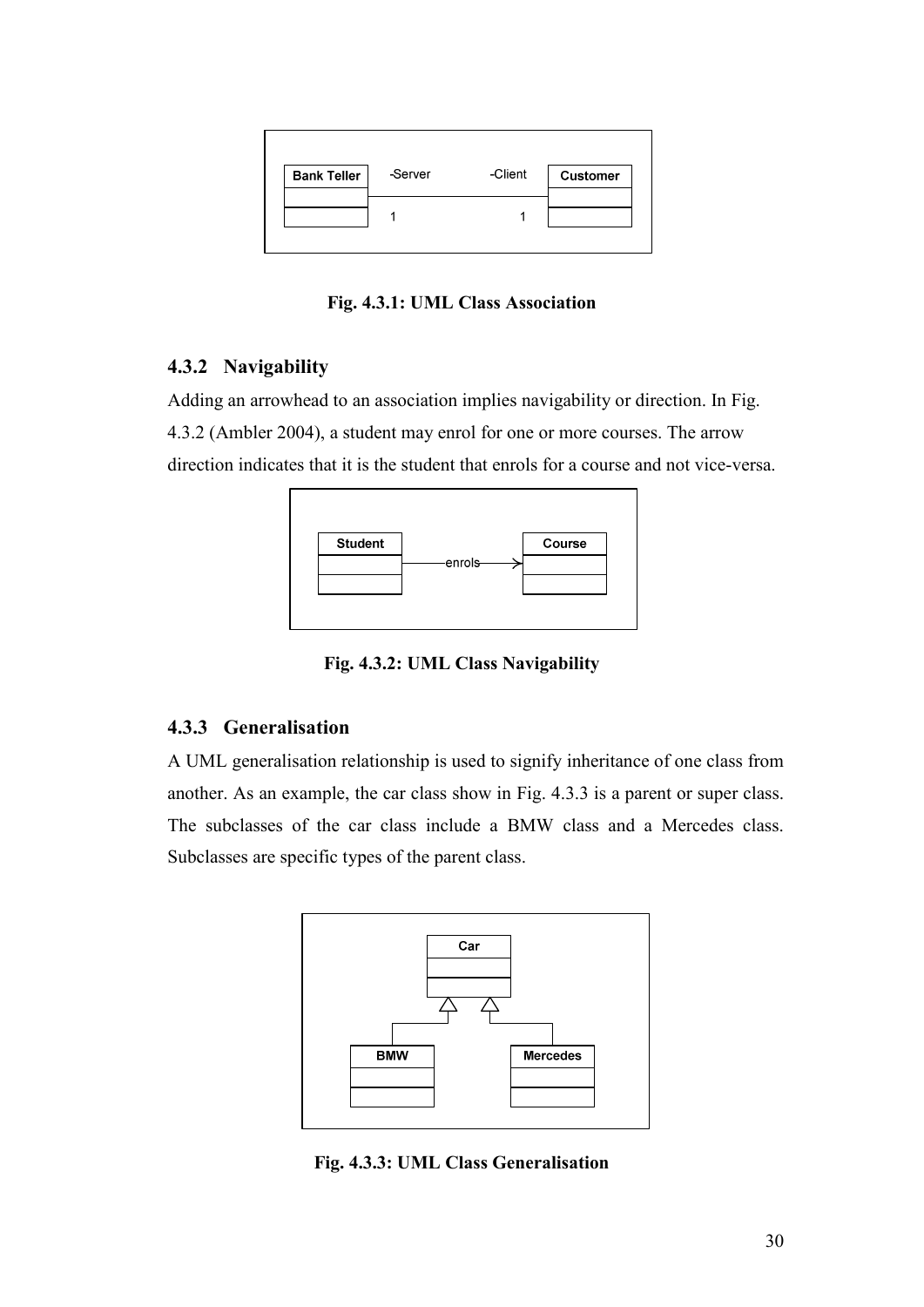Fig. 4.3.1: UML Class Association

### 4.3.2 Navigability

Adding an arrowhead to an association implies navigability or direction. In Fig. 4.3.2 (Ambler 2004), a student may enrol for one or more courses. The arrow direction indicates that it is the student that enrols for a course and not vice-versa.

Fig. 4.3.2: UML Class Navigability

### 4.3.3 Generalisation

A UML generalisation relationship is used to signify inheritance of one class from another. As an example, the car class show in Fig. 4.3.3 is a parent or super class. The subclasses of the car class include a BMW class and a Mercedes class. Subclasses are specific types of the parent class.

Fig. 4.3.3: UML Class Generalisation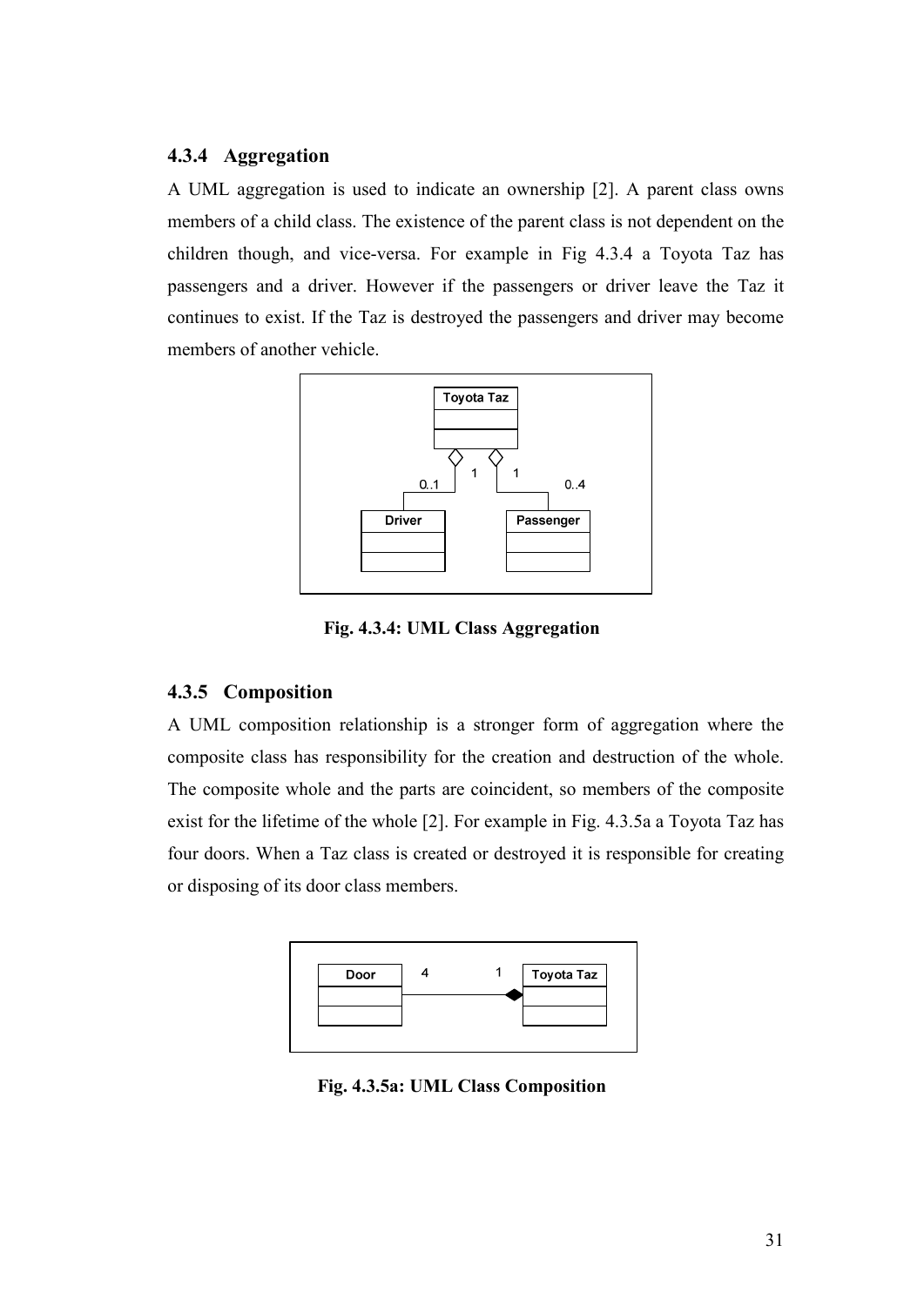### 4.3.4 Aggregation

A UML aggregation is used to indicate an ownership [2]. A parent class owns members of a child class. The existence of the parent class is not dependent on the children though, and vice-versa. For example in Fig 4.3.4 a Toyota Taz has passengers and a driver. However if the passengers or driver leave the Taz it continues to exist. If the Taz is destroyed the passengers and driver may become members of another vehicle.

**Fig. 4.3.4: UML Class Aggregation**

### 4.3.5 Composition

A UML composition relationship is a stronger form of aggregation where the composite class has responsibility for the creation and destruction of the whole. The composite whole and the parts are coincident, so members of the composite exist for the lifetime of the whole [2]. For example in Fig. 4.3.5a a Toyota Taz has four doors. When a Taz class is created or destroyed it is responsible for creating or disposing of its door class members.

**Fig. 4.3.5a: UML Class Composition**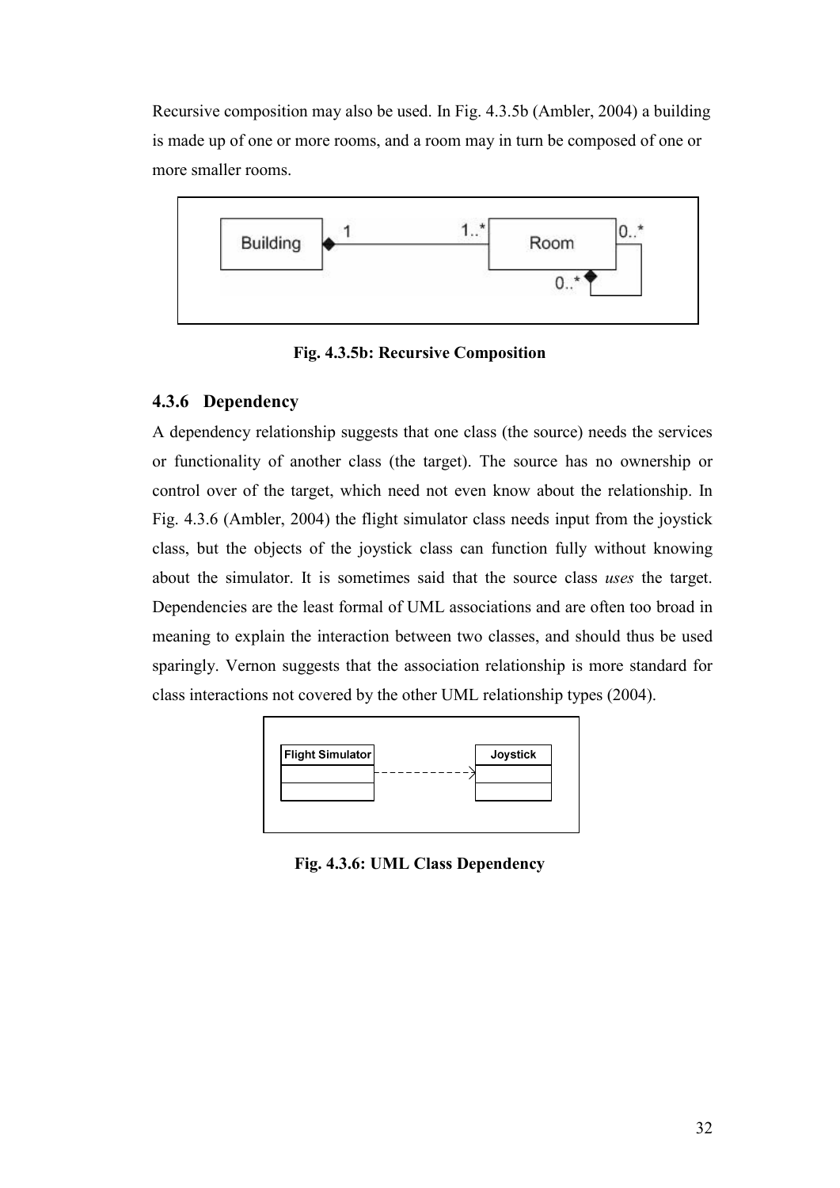Recursive composition may also be used. In Fig. 4.3.5b (Ambler, 2004) a building is made up of one or more rooms, and a room may in turn be composed of one or more smaller rooms.

**Fig. 4.3.5b: Recursive Composition**

### 4.3.6 Dependency

A dependency relationship suggests that one class (the source) needs the services or functionality of another class (the target). The source has no ownership or control over of the target, which need not even know about the relationship. In Fig. 4.3.6 (Ambler, 2004) the flight simulator class needs input from the joystick class, but the objects of the joystick class can function fully without knowing about the simulator. It is sometimes said that the source class *uses* the target. Dependencies are the least formal of UML associations and are often too broad in meaning to explain the interaction between two classes, and should thus be used sparingly. Vernon suggests that the association relationship is more standard for class interactions not covered by the other UML relationship types (2004).

**Fig. 4.3.6: UML Class Dependency**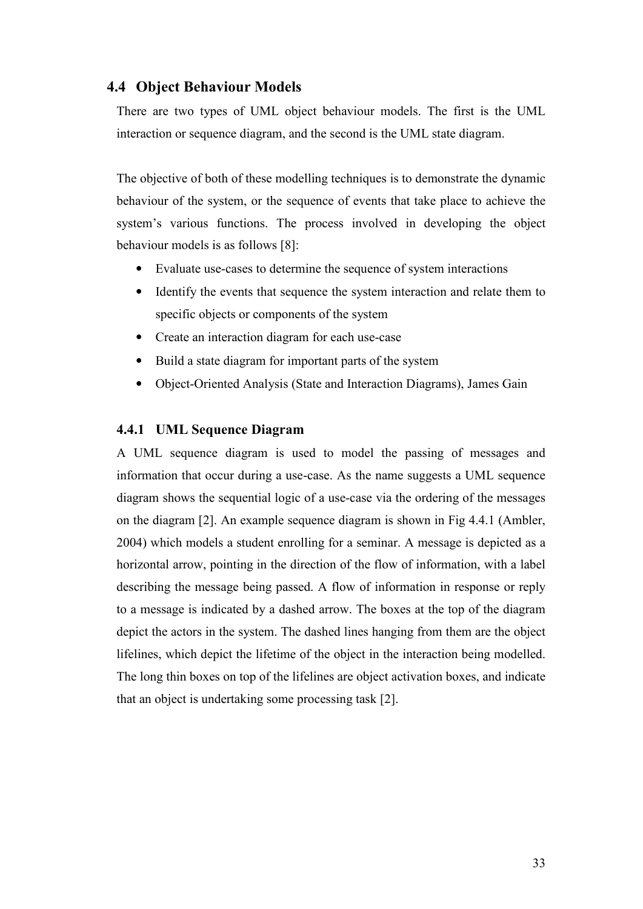## 4.4 Object Behaviour Models

There are two types of UML object behaviour models. The first is the UML interaction or sequence diagram, and the second is the UML state diagram.

The objective of both of these modelling techniques is to demonstrate the dynamic behaviour of the system, or the sequence of events that take place to achieve the system's various functions. The process involved in developing the object behaviour models is as follows [8]:

- Evaluate use-cases to determine the sequence of system interactions
- Identify the events that sequence the system interaction and relate them to specific objects or components of the system
- Create an interaction diagram for each use-case
- Build a state diagram for important parts of the system
- Object-Oriented Analysis (State and Interaction Diagrams), James Gain

### 4.4.1 UML Sequence Diagram

A UML sequence diagram is used to model the passing of messages and information that occur during a use-case. As the name suggests a UML sequence diagram shows the sequential logic of a use-case via the ordering of the messages on the diagram [2]. An example sequence diagram is shown in Fig 4.4.1 (Ambler, 2004) which models a student enrolling for a seminar. A message is depicted as a horizontal arrow, pointing in the direction of the flow of information, with a label describing the message being passed. A flow of information in response or reply to a message is indicated by a dashed arrow. The boxes at the top of the diagram depict the actors in the system. The dashed lines hanging from them are the object lifelines, which depict the lifetime of the object in the interaction being modelled. The long thin boxes on top of the lifelines are object activation boxes, and indicate that an object is undertaking some processing task [2].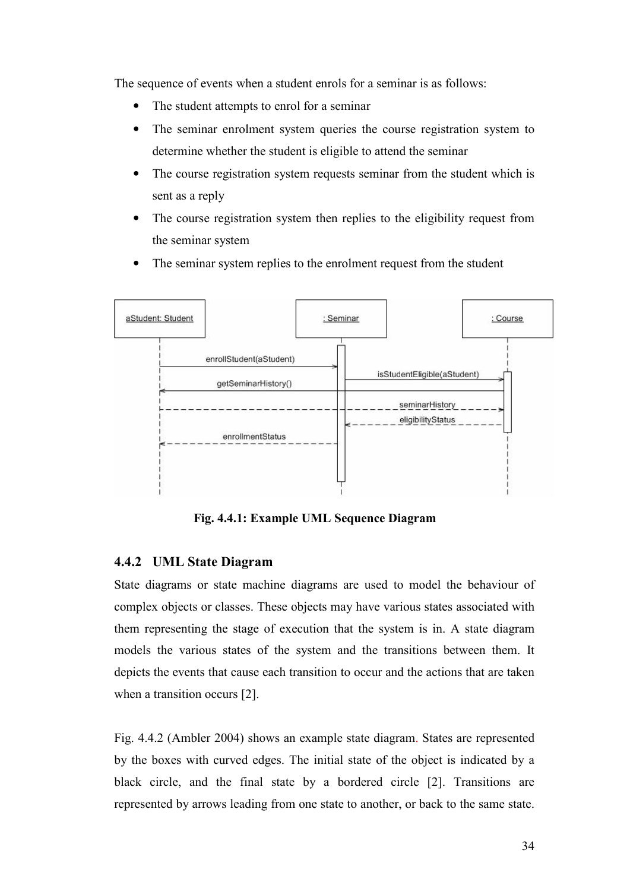The sequence of events when a student enrols for a seminar is as follows:

- The student attempts to enrol for a seminar
- The seminar enrolment system queries the course registration system to determine whether the student is eligible to attend the seminar
- The course registration system requests seminar from the student which is sent as a reply
- The course registration system then replies to the eligibility request from the seminar system
- The seminar system replies to the enrolment request from the student

**Fig. 4.4.1: Example UML Sequence Diagram**

### 4.4.2 UML State Diagram

State diagrams or state machine diagrams are used to model the behaviour of complex objects or classes. These objects may have various states associated with them representing the stage of execution that the system is in. A state diagram models the various states of the system and the transitions between them. It depicts the events that cause each transition to occur and the actions that are taken when a transition occurs [2].

Fig. 4.4.2 (Ambler 2004) shows an example state diagram. States are represented by the boxes with curved edges. The initial state of the object is indicated by a black circle, and the final state by a bordered circle [2]. Transitions are represented by arrows leading from one state to another, or back to the same state.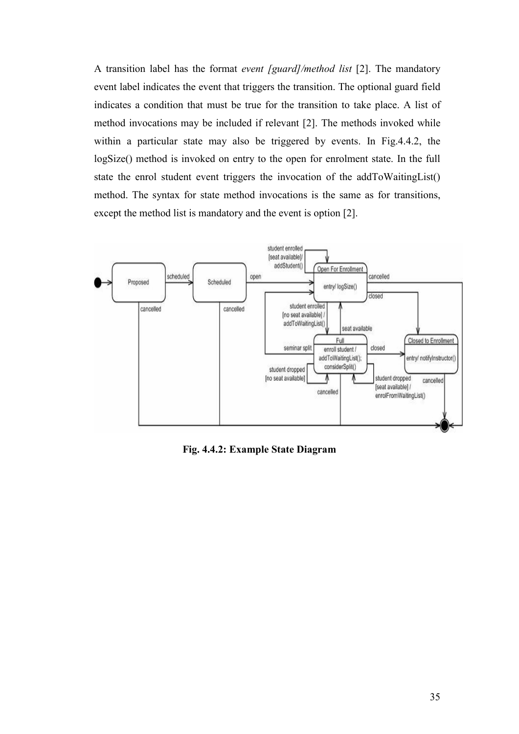A transition label has the format *event [guard]/method list* [2]. The mandatory event label indicates the event that triggers the transition. The optional guard field indicates a condition that must be true for the transition to take place. A list of method invocations may be included if relevant [2]. The methods invoked while within a particular state may also be triggered by events. In Fig.4.4.2, the logSize() method is invoked on entry to the open for enrolment state. In the full state the enrol student event triggers the invocation of the addToWaitingList() method. The syntax for state method invocations is the same as for transitions, except the method list is mandatory and the event is option [2].

**Fig. 4.4.2: Example State Diagram**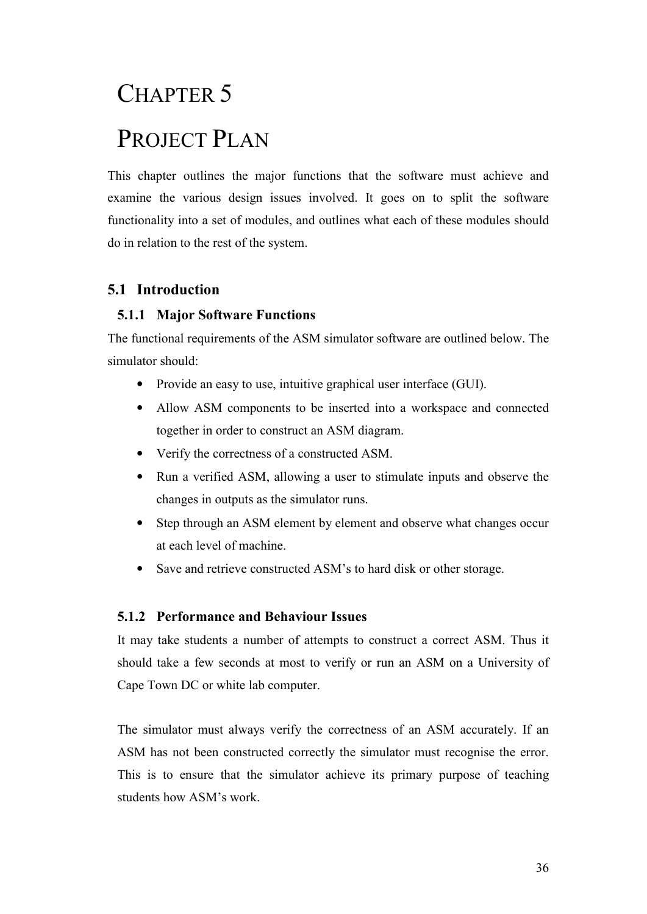# CHAPTER 5

# PROJECT PLAN

This chapter outlines the major functions that the software must achieve and examine the various design issues involved. It goes on to split the software functionality into a set of modules, and outlines what each of these modules should do in relation to the rest of the system.

## 5.1 Introduction

### 5.1.1 Major Software Functions

The functional requirements of the ASM simulator software are outlined below. The simulator should:

- Provide an easy to use, intuitive graphical user interface (GUI).
- Allow ASM components to be inserted into a workspace and connected together in order to construct an ASM diagram.
- Verify the correctness of a constructed ASM.
- Run a verified ASM, allowing a user to stimulate inputs and observe the changes in outputs as the simulator runs.
- Step through an ASM element by element and observe what changes occur at each level of machine.
- Save and retrieve constructed ASM's to hard disk or other storage.

### 5.1.2 Performance and Behaviour Issues

It may take students a number of attempts to construct a correct ASM. Thus it should take a few seconds at most to verify or run an ASM on a University of Cape Town DC or white lab computer.

The simulator must always verify the correctness of an ASM accurately. If an ASM has not been constructed correctly the simulator must recognise the error. This is to ensure that the simulator achieve its primary purpose of teaching students how ASM's work.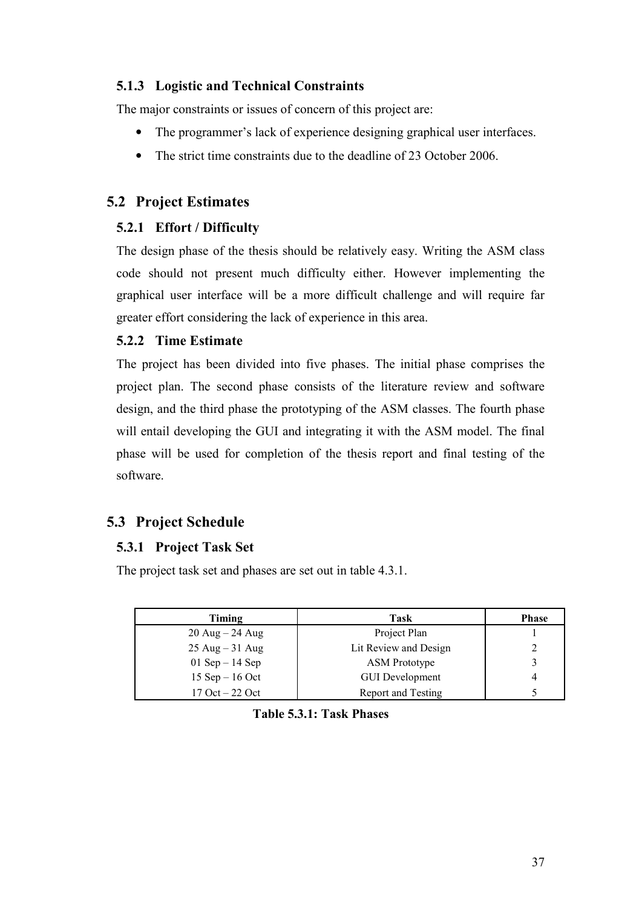### 5.1.3 Logistic and Technical Constraints

The major constraints or issues of concern of this project are:

- The programmer's lack of experience designing graphical user interfaces.
- The strict time constraints due to the deadline of 23 October 2006.

## 5.2 Project Estimates

### 5.2.1 Effort / Difficulty

The design phase of the thesis should be relatively easy. Writing the ASM class code should not present much difficulty either. However implementing the graphical user interface will be a more difficult challenge and will require far greater effort considering the lack of experience in this area.

### 5.2.2 Time Estimate

The project has been divided into five phases. The initial phase comprises the project plan. The second phase consists of the literature review and software design, and the third phase the prototyping of the ASM classes. The fourth phase will entail developing the GUI and integrating it with the ASM model. The final phase will be used for completion of the thesis report and final testing of the software.

## 5.3 Project Schedule

### 5.3.1 Project Task Set

The project task set and phases are set out in table 4.3.1.

| Timing | Task | Phase |
|---|---|---|
| 20 Aug – 24 Aug | Project Plan | 1 |
| 25 Aug – 31 Aug | Lit Review and Design | 2 |
| 01 Sep – 14 Sep | ASM Prototype | 3 |
| 15 Sep – 16 Oct | GUI Development | 4 |
| 17 Oct – 22 Oct | Report and Testing | 5 |

**Table 5.3.1: Task Phases**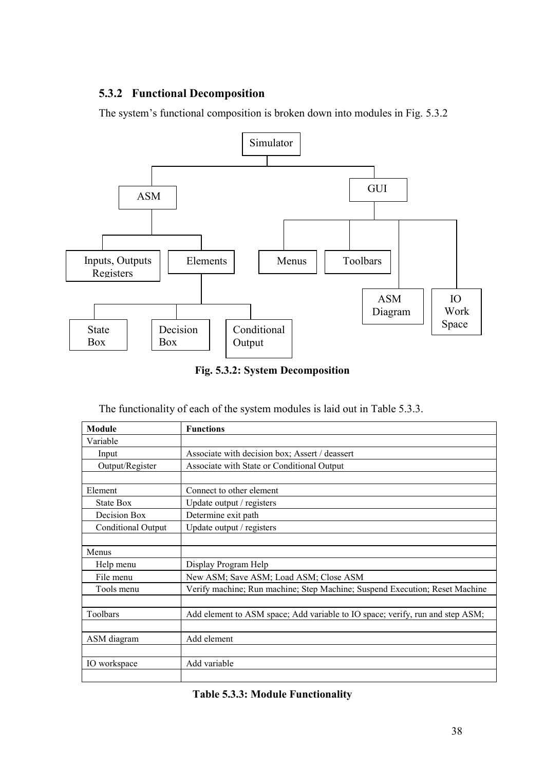### 5.3.2 Functional Decomposition

The system's functional composition is broken down into modules in Fig. 5.3.2

**Fig. 5.3.2: System Decomposition**

The functionality of each of the system modules is laid out in Table 5.3.3.

| Module | Functions |
|---|---|
| Variable | |
| Input | Associate with decision box; Assert / deassert |
| Output/Register | Associate with State or Conditional Output |
| | |
| Element | Connect to other element |
| State Box | Update output / registers |
| Decision Box | Determine exit path |
| Conditional Output | Update output / registers |
| | |
| Menus | |
| Help menu | Display Program Help |
| File menu | New ASM; Save ASM; Load ASM; Close ASM |
| Tools menu | Verify machine; Run machine; Step Machine; Suspend Execution; Reset Machine |
| | |
| Toolbars | Add element to ASM space; Add variable to IO space; verify, run and step ASM; |
| | |
| ASM diagram | Add element |
| | |
| IO workspace | Add variable |
| | |

**Table 5.3.3: Module Functionality**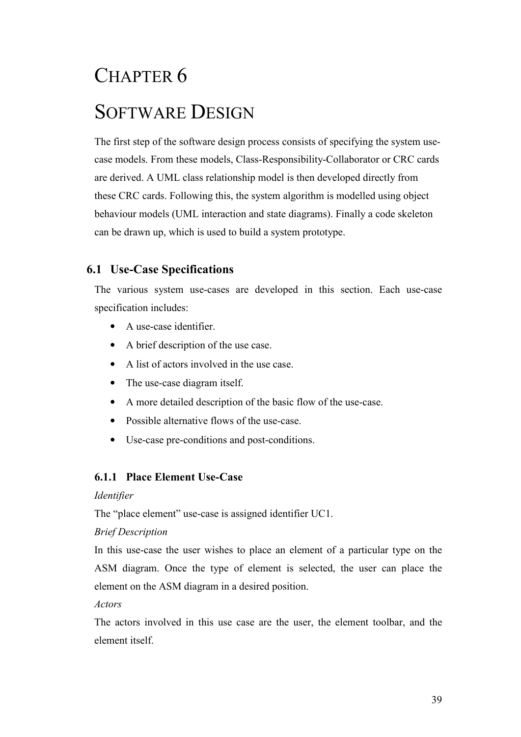# Chapter 6

# Software Design

The first step of the software design process consists of specifying the system use-case models. From these models, Class-Responsibility-Collaborator or CRC cards are derived. A UML class relationship model is then developed directly from these CRC cards. Following this, the system algorithm is modelled using object behaviour models (UML interaction and state diagrams). Finally a code skeleton can be drawn up, which is used to build a system prototype.

## 6.1 Use-Case Specifications

The various system use-cases are developed in this section. Each use-case specification includes:

- A use-case identifier.
- A brief description of the use case.
- A list of actors involved in the use case.
- The use-case diagram itself.
- A more detailed description of the basic flow of the use-case.
- Possible alternative flows of the use-case.
- Use-case pre-conditions and post-conditions.

### 6.1.1 Place Element Use-Case

*Identifier*

The "place element" use-case is assigned identifier UC1.

*Brief Description*

In this use-case the user wishes to place an element of a particular type on the ASM diagram. Once the type of element is selected, the user can place the element on the ASM diagram in a desired position.

*Actors*

The actors involved in this use case are the user, the element toolbar, and the element itself.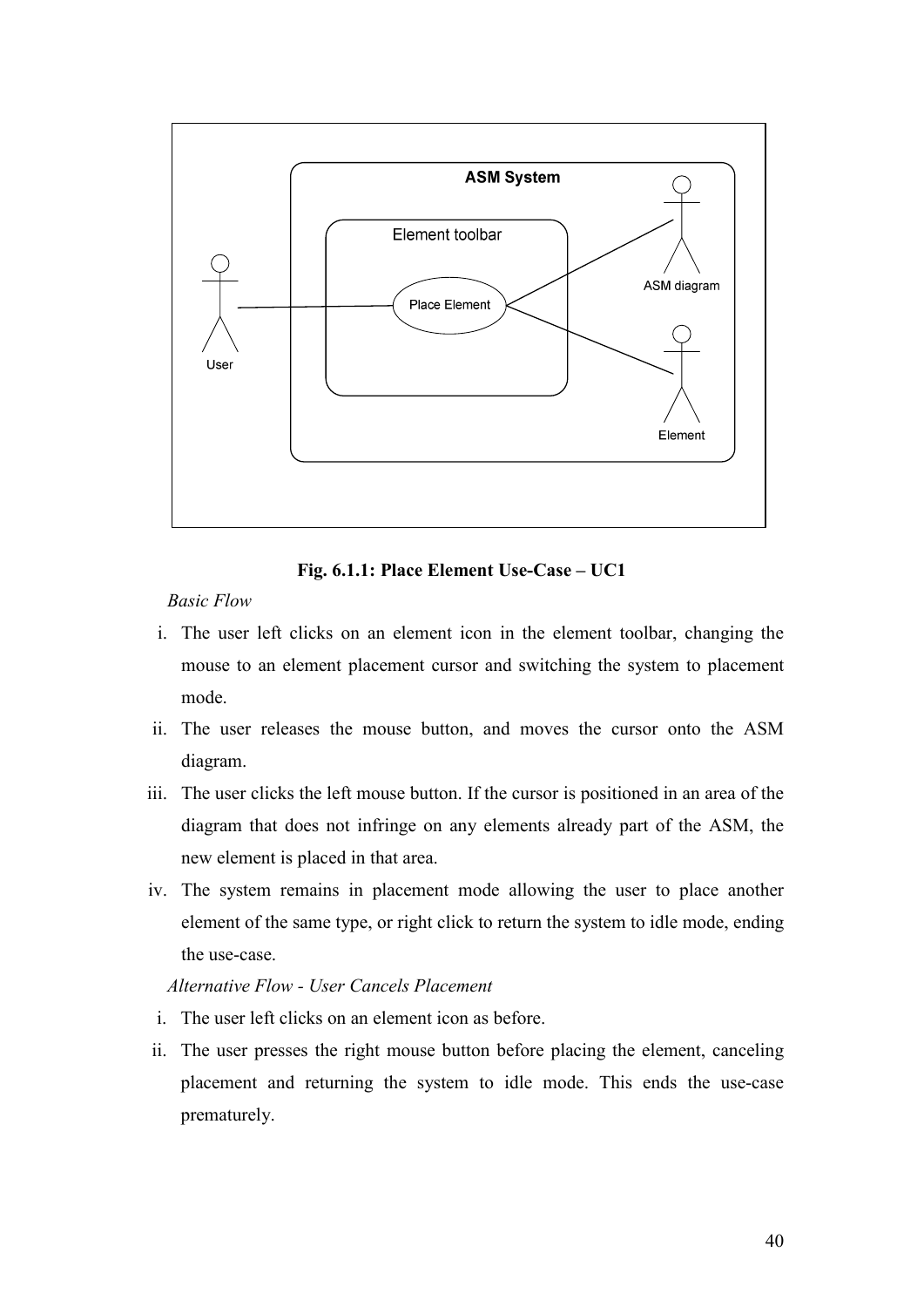Fig. 6.1.1: Place Element Use-Case – UC1

*Basic Flow*

i. The user left clicks on an element icon in the element toolbar, changing the mouse to an element placement cursor and switching the system to placement mode.
ii. The user releases the mouse button, and moves the cursor onto the ASM diagram.
iii. The user clicks the left mouse button. If the cursor is positioned in an area of the diagram that does not infringe on any elements already part of the ASM, the new element is placed in that area.
iv. The system remains in placement mode allowing the user to place another element of the same type, or right click to return the system to idle mode, ending the use-case.

*Alternative Flow - User Cancels Placement*

i. The user left clicks on an element icon as before.
ii. The user presses the right mouse button before placing the element, canceling placement and returning the system to idle mode. This ends the use-case prematurely.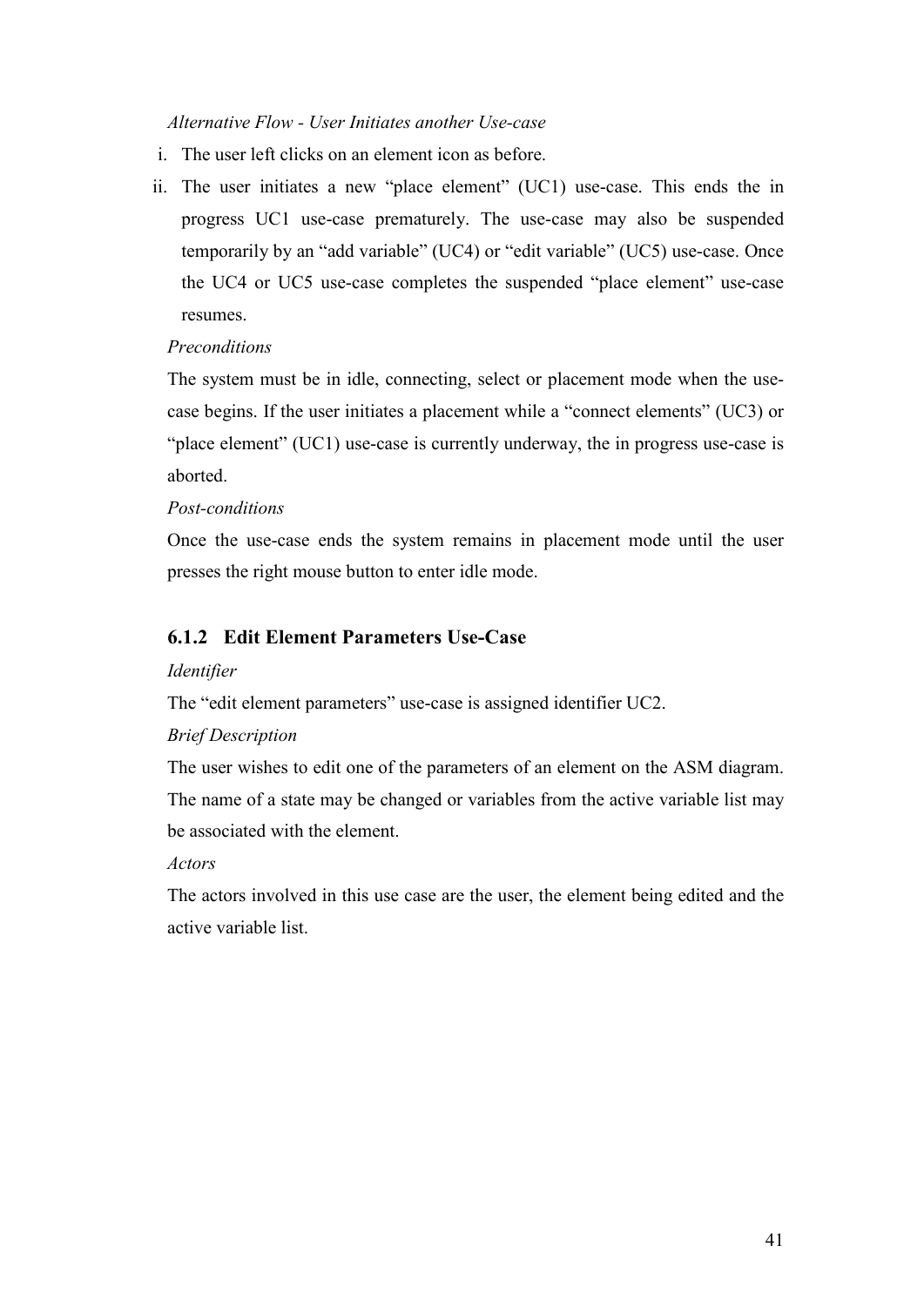*Alternative Flow - User Initiates another Use-case*

i. The user left clicks on an element icon as before.
ii. The user initiates a new “place element” (UC1) use-case. This ends the in progress UC1 use-case prematurely. The use-case may also be suspended temporarily by an “add variable” (UC4) or “edit variable” (UC5) use-case. Once the UC4 or UC5 use-case completes the suspended “place element” use-case resumes.

*Preconditions*

The system must be in idle, connecting, select or placement mode when the use-case begins. If the user initiates a placement while a “connect elements” (UC3) or “place element” (UC1) use-case is currently underway, the in progress use-case is aborted.

*Post-conditions*

Once the use-case ends the system remains in placement mode until the user presses the right mouse button to enter idle mode.

### 6.1.2 Edit Element Parameters Use-Case

*Identifier*

The “edit element parameters” use-case is assigned identifier UC2.

*Brief Description*

The user wishes to edit one of the parameters of an element on the ASM diagram. The name of a state may be changed or variables from the active variable list may be associated with the element.

*Actors*

The actors involved in this use case are the user, the element being edited and the active variable list.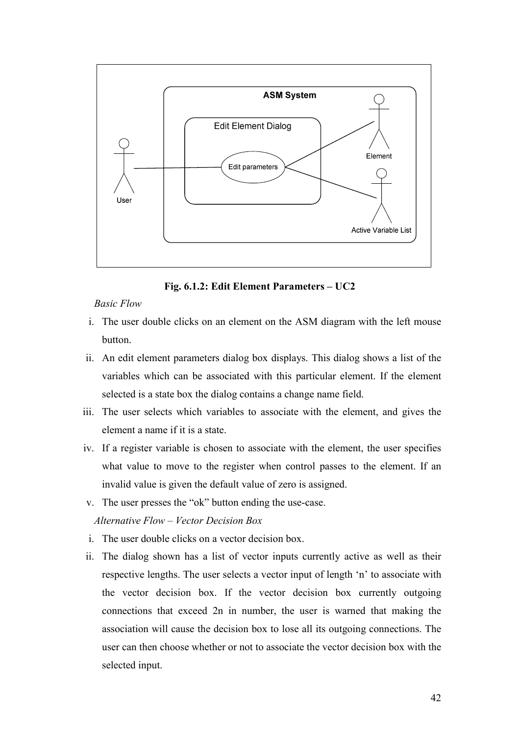**Fig. 6.1.2: Edit Element Parameters – UC2**

*Basic Flow*

i. The user double clicks on an element on the ASM diagram with the left mouse button.
ii. An edit element parameters dialog box displays. This dialog shows a list of the variables which can be associated with this particular element. If the element selected is a state box the dialog contains a change name field.
iii. The user selects which variables to associate with the element, and gives the element a name if it is a state.
iv. If a register variable is chosen to associate with the element, the user specifies what value to move to the register when control passes to the element. If an invalid value is given the default value of zero is assigned.
v. The user presses the "ok" button ending the use-case.

*Alternative Flow – Vector Decision Box*

i. The user double clicks on a vector decision box.
ii. The dialog shown has a list of vector inputs currently active as well as their respective lengths. The user selects a vector input of length 'n' to associate with the vector decision box. If the vector decision box currently outgoing connections that exceed 2n in number, the user is warned that making the association will cause the decision box to lose all its outgoing connections. The user can then choose whether or not to associate the vector decision box with the selected input.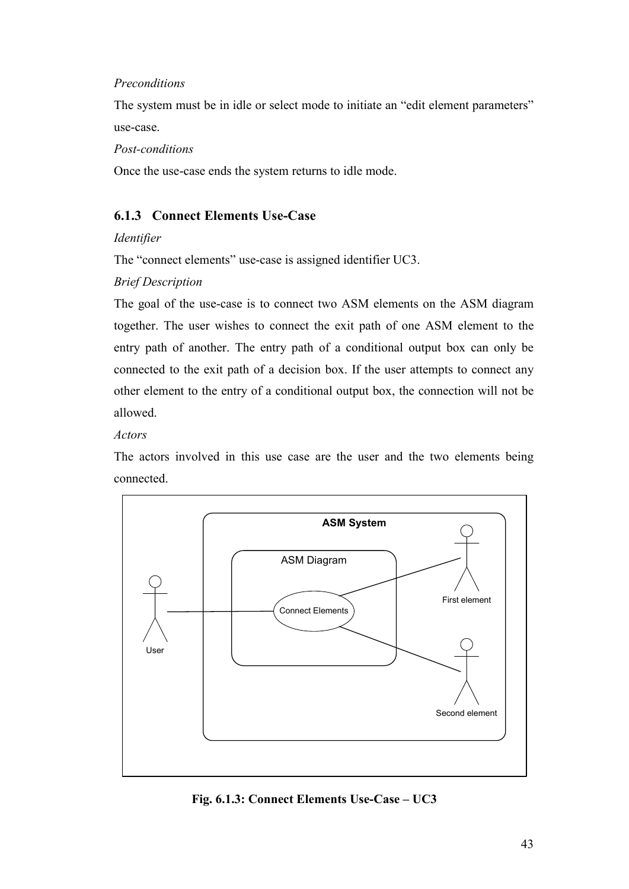*Preconditions*

The system must be in idle or select mode to initiate an "edit element parameters" use-case.

*Post-conditions*

Once the use-case ends the system returns to idle mode.

### 6.1.3 Connect Elements Use-Case

*Identifier*

The "connect elements" use-case is assigned identifier UC3.

*Brief Description*

The goal of the use-case is to connect two ASM elements on the ASM diagram together. The user wishes to connect the exit path of one ASM element to the entry path of another. The entry path of a conditional output box can only be connected to the exit path of a decision box. If the user attempts to connect any other element to the entry of a conditional output box, the connection will not be allowed.

*Actors*

The actors involved in this use case are the user and the two elements being connected.

**Fig. 6.1.3: Connect Elements Use-Case – UC3**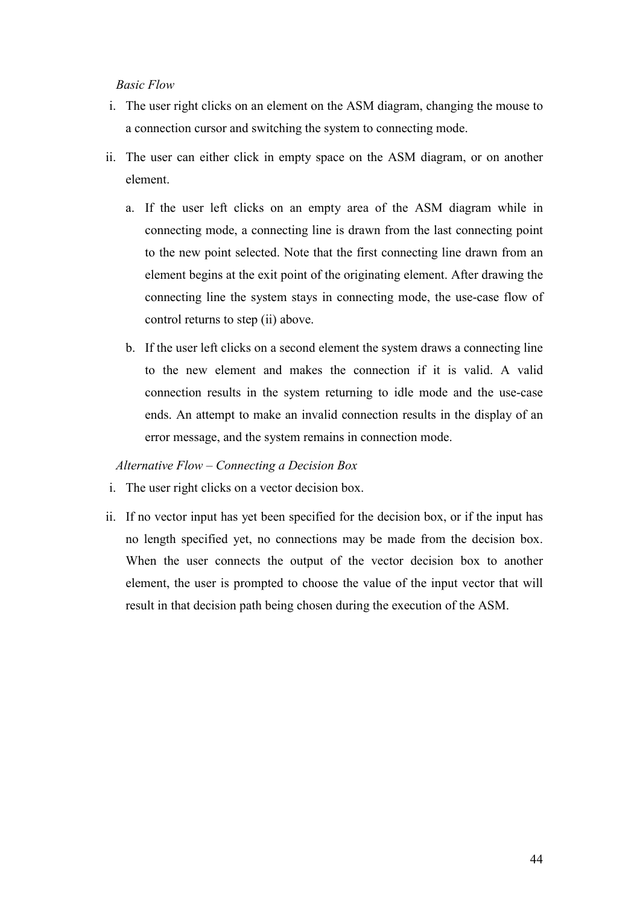*Basic Flow*

i. The user right clicks on an element on the ASM diagram, changing the mouse to a connection cursor and switching the system to connecting mode.

ii. The user can either click in empty space on the ASM diagram, or on another element.

   a. If the user left clicks on an empty area of the ASM diagram while in connecting mode, a connecting line is drawn from the last connecting point to the new point selected. Note that the first connecting line drawn from an element begins at the exit point of the originating element. After drawing the connecting line the system stays in connecting mode, the use-case flow of control returns to step (ii) above.

   b. If the user left clicks on a second element the system draws a connecting line to the new element and makes the connection if it is valid. A valid connection results in the system returning to idle mode and the use-case ends. An attempt to make an invalid connection results in the display of an error message, and the system remains in connection mode.

*Alternative Flow – Connecting a Decision Box*

i. The user right clicks on a vector decision box.

ii. If no vector input has yet been specified for the decision box, or if the input has no length specified yet, no connections may be made from the decision box. When the user connects the output of the vector decision box to another element, the user is prompted to choose the value of the input vector that will result in that decision path being chosen during the execution of the ASM.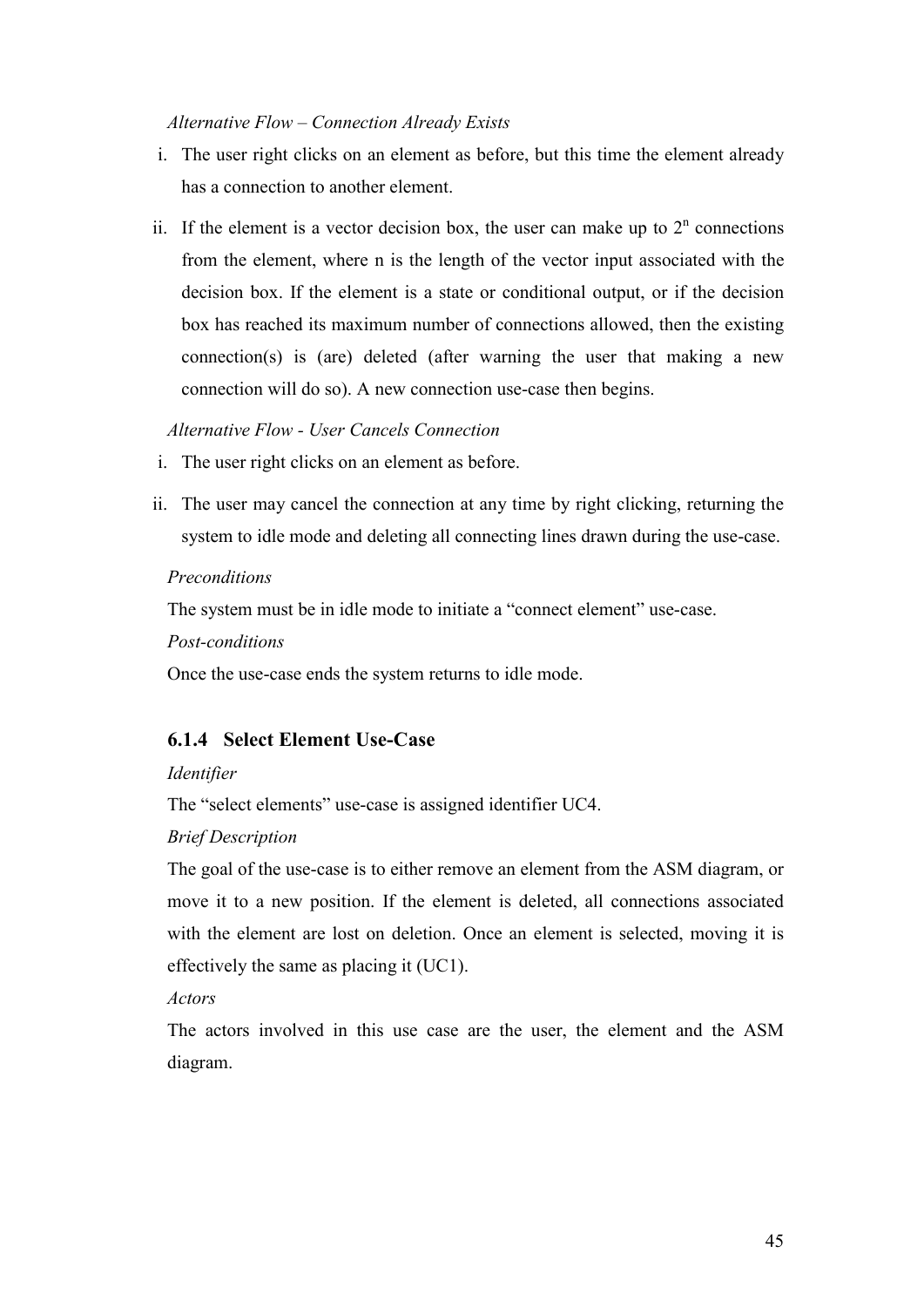*Alternative Flow – Connection Already Exists*

i. The user right clicks on an element as before, but this time the element already has a connection to another element.

ii. If the element is a vector decision box, the user can make up to $2^n$ connections from the element, where n is the length of the vector input associated with the decision box. If the element is a state or conditional output, or if the decision box has reached its maximum number of connections allowed, then the existing connection(s) is (are) deleted (after warning the user that making a new connection will do so). A new connection use-case then begins.

*Alternative Flow - User Cancels Connection*

i. The user right clicks on an element as before.

ii. The user may cancel the connection at any time by right clicking, returning the system to idle mode and deleting all connecting lines drawn during the use-case.

*Preconditions*

The system must be in idle mode to initiate a "connect element" use-case.

*Post-conditions*

Once the use-case ends the system returns to idle mode.

### 6.1.4 Select Element Use-Case

*Identifier*

The "select elements" use-case is assigned identifier UC4.

*Brief Description*

The goal of the use-case is to either remove an element from the ASM diagram, or move it to a new position. If the element is deleted, all connections associated with the element are lost on deletion. Once an element is selected, moving it is effectively the same as placing it (UC1).

*Actors*

The actors involved in this use case are the user, the element and the ASM diagram.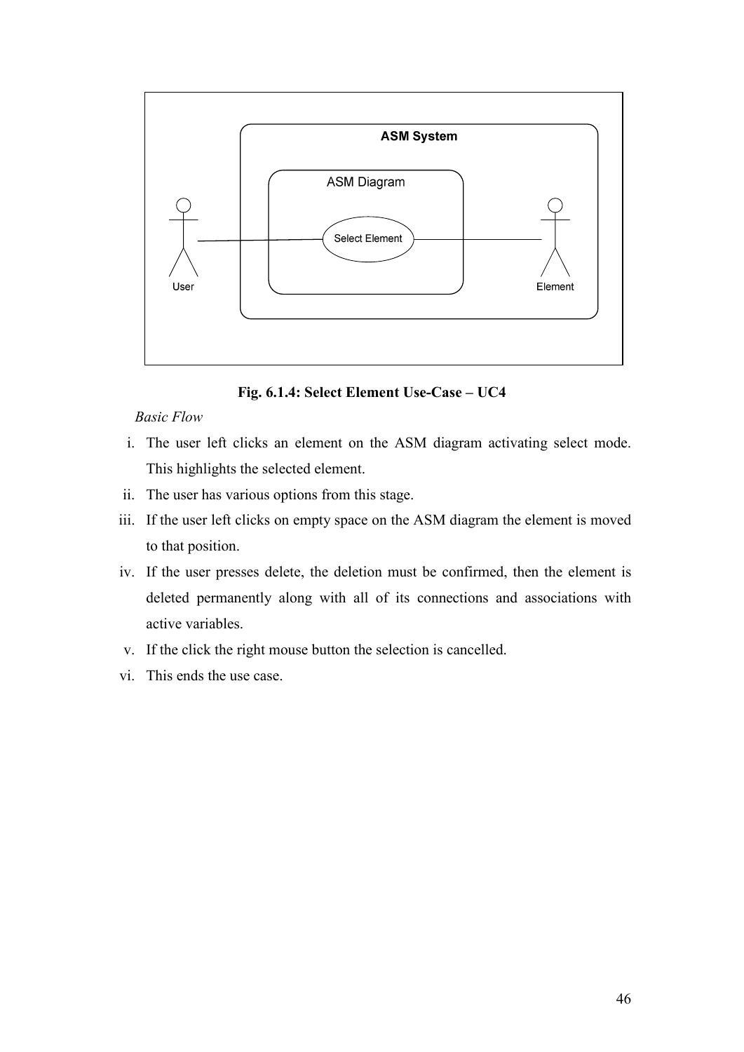**Fig. 6.1.4: Select Element Use-Case – UC4**

*Basic Flow*

i. The user left clicks an element on the ASM diagram activating select mode. This highlights the selected element.
ii. The user has various options from this stage.
iii. If the user left clicks on empty space on the ASM diagram the element is moved to that position.
iv. If the user presses delete, the deletion must be confirmed, then the element is deleted permanently along with all of its connections and associations with active variables.
v. If the click the right mouse button the selection is cancelled.
vi. This ends the use case.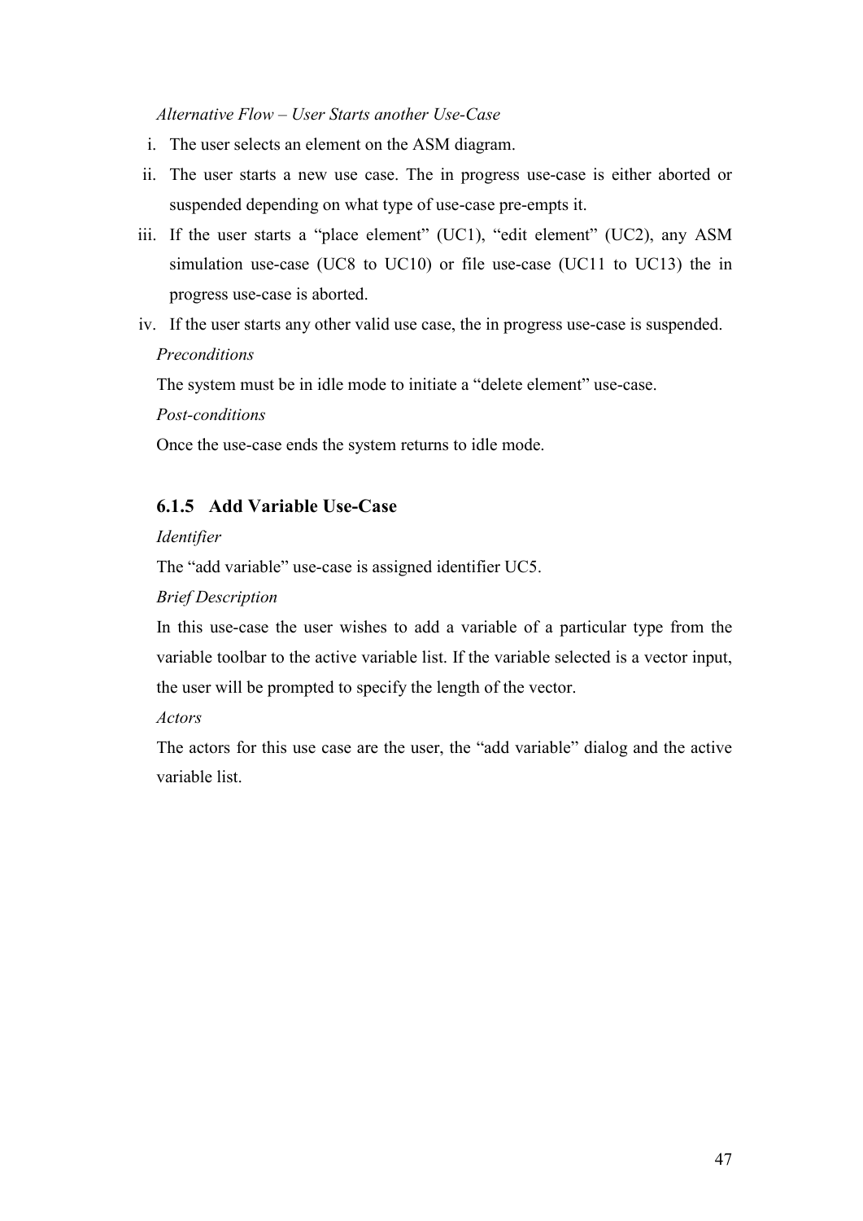*Alternative Flow – User Starts another Use-Case*

i. The user selects an element on the ASM diagram.

ii. The user starts a new use case. The in progress use-case is either aborted or suspended depending on what type of use-case pre-empts it.

iii. If the user starts a "place element" (UC1), "edit element" (UC2), any ASM simulation use-case (UC8 to UC10) or file use-case (UC11 to UC13) the in progress use-case is aborted.

iv. If the user starts any other valid use case, the in progress use-case is suspended.

*Preconditions*

The system must be in idle mode to initiate a "delete element" use-case.

*Post-conditions*

Once the use-case ends the system returns to idle mode.

### 6.1.5 Add Variable Use-Case

*Identifier*

The "add variable" use-case is assigned identifier UC5.

*Brief Description*

In this use-case the user wishes to add a variable of a particular type from the variable toolbar to the active variable list. If the variable selected is a vector input, the user will be prompted to specify the length of the vector.

*Actors*

The actors for this use case are the user, the "add variable" dialog and the active variable list.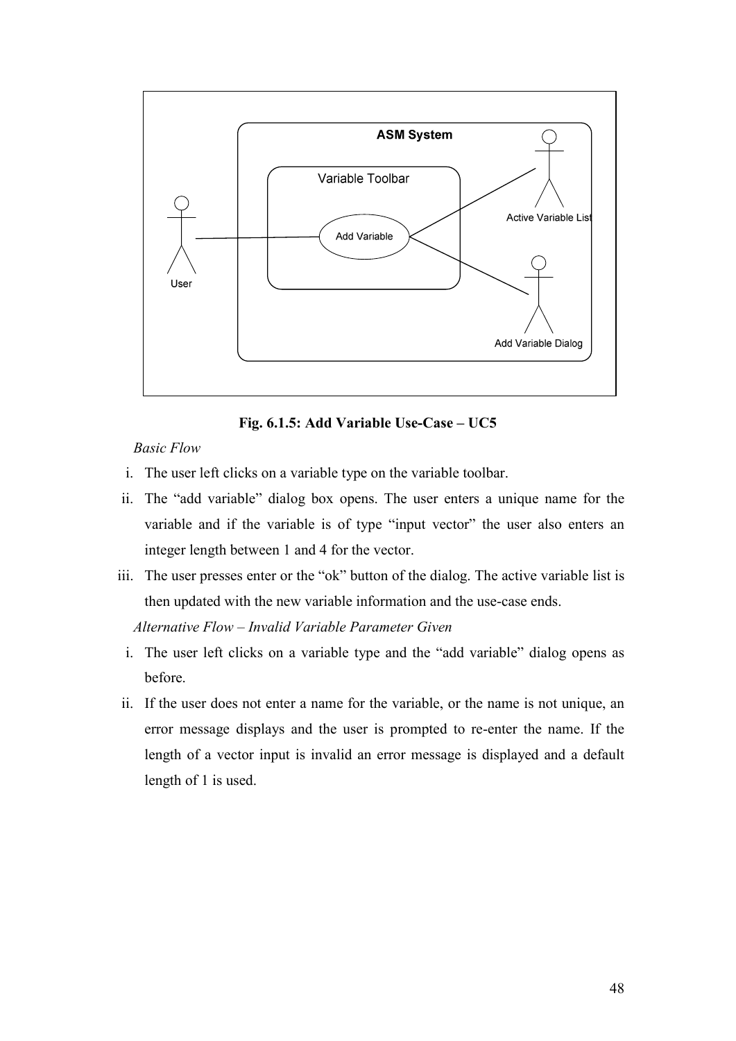**Fig. 6.1.5: Add Variable Use-Case – UC5**

*Basic Flow*

i. The user left clicks on a variable type on the variable toolbar.
ii. The "add variable" dialog box opens. The user enters a unique name for the variable and if the variable is of type "input vector" the user also enters an integer length between 1 and 4 for the vector.
iii. The user presses enter or the "ok" button of the dialog. The active variable list is then updated with the new variable information and the use-case ends.

*Alternative Flow – Invalid Variable Parameter Given*

i. The user left clicks on a variable type and the "add variable" dialog opens as before.
ii. If the user does not enter a name for the variable, or the name is not unique, an error message displays and the user is prompted to re-enter the name. If the length of a vector input is invalid an error message is displayed and a default length of 1 is used.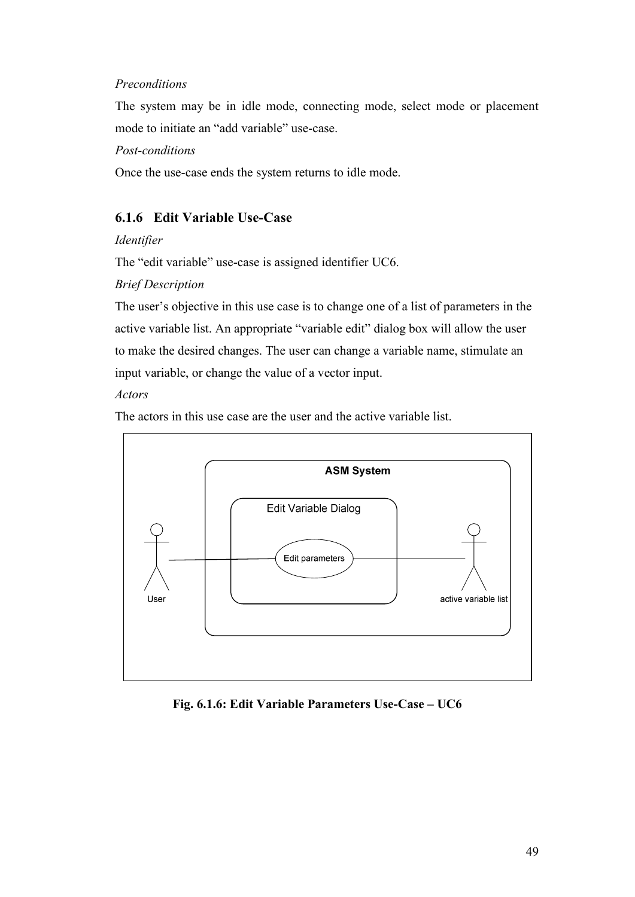*Preconditions*

The system may be in idle mode, connecting mode, select mode or placement mode to initiate an "add variable" use-case.

*Post-conditions*

Once the use-case ends the system returns to idle mode.

### 6.1.6 Edit Variable Use-Case

*Identifier*

The "edit variable" use-case is assigned identifier UC6.

*Brief Description*

The user's objective in this use case is to change one of a list of parameters in the active variable list. An appropriate "variable edit" dialog box will allow the user to make the desired changes. The user can change a variable name, stimulate an input variable, or change the value of a vector input.

*Actors*

The actors in this use case are the user and the active variable list.

**Fig. 6.1.6: Edit Variable Parameters Use-Case – UC6**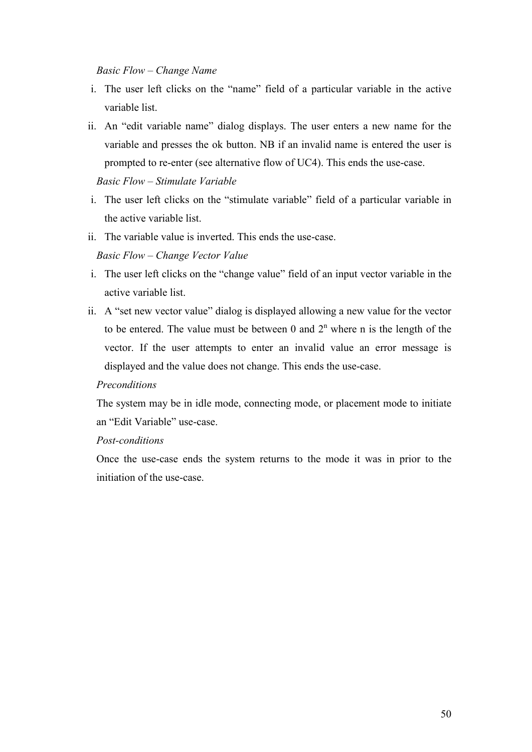*Basic Flow – Change Name*

i. The user left clicks on the “name” field of a particular variable in the active variable list.

ii. An “edit variable name” dialog displays. The user enters a new name for the variable and presses the ok button. NB if an invalid name is entered the user is prompted to re-enter (see alternative flow of UC4). This ends the use-case.

*Basic Flow – Stimulate Variable*

i. The user left clicks on the “stimulate variable” field of a particular variable in the active variable list.

ii. The variable value is inverted. This ends the use-case.

*Basic Flow – Change Vector Value*

i. The user left clicks on the “change value” field of an input vector variable in the active variable list.

ii. A “set new vector value” dialog is displayed allowing a new value for the vector to be entered. The value must be between 0 and $2^n$ where n is the length of the vector. If the user attempts to enter an invalid value an error message is displayed and the value does not change. This ends the use-case.

*Preconditions*

The system may be in idle mode, connecting mode, or placement mode to initiate an “Edit Variable” use-case.

*Post-conditions*

Once the use-case ends the system returns to the mode it was in prior to the initiation of the use-case.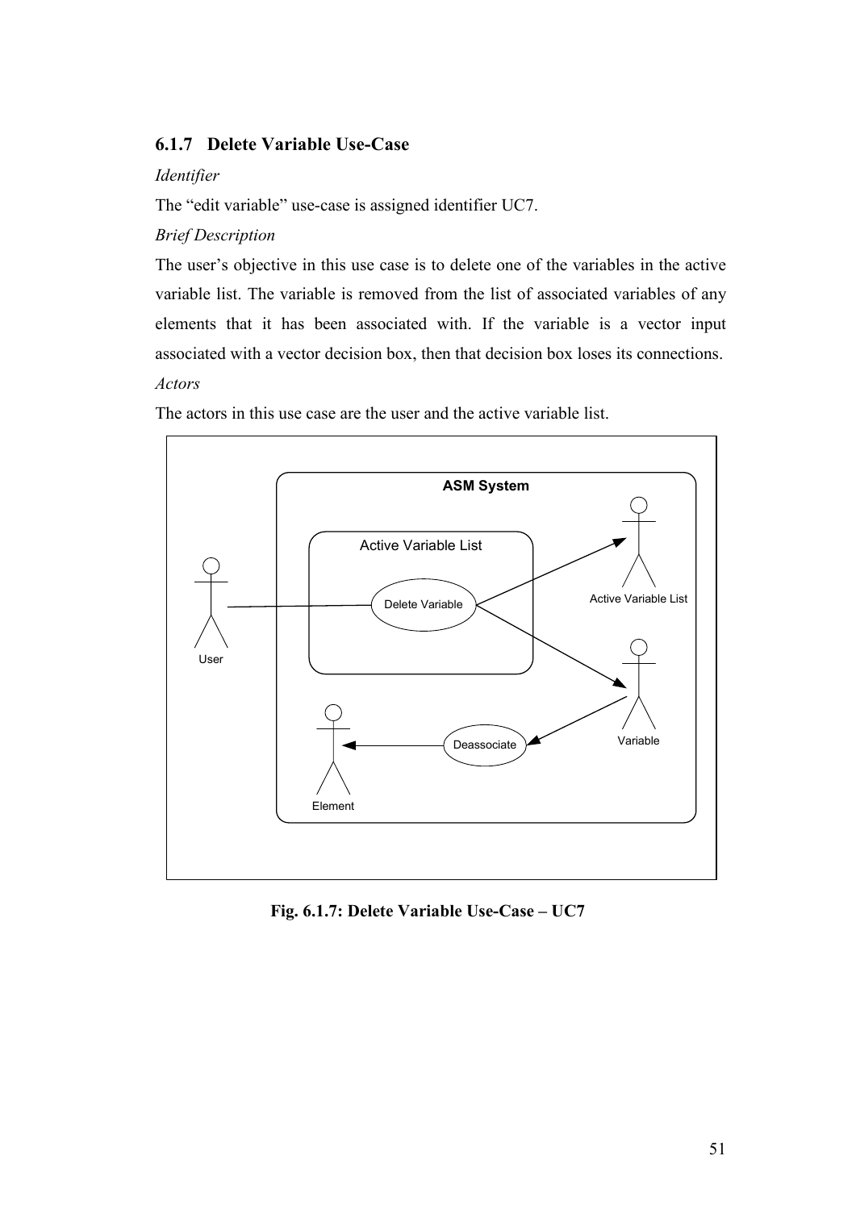### 6.1.7 Delete Variable Use-Case

*Identifier*

The "edit variable" use-case is assigned identifier UC7.

*Brief Description*

The user's objective in this use case is to delete one of the variables in the active variable list. The variable is removed from the list of associated variables of any elements that it has been associated with. If the variable is a vector input associated with a vector decision box, then that decision box loses its connections.

*Actors*

The actors in this use case are the user and the active variable list.

**Fig. 6.1.7: Delete Variable Use-Case – UC7**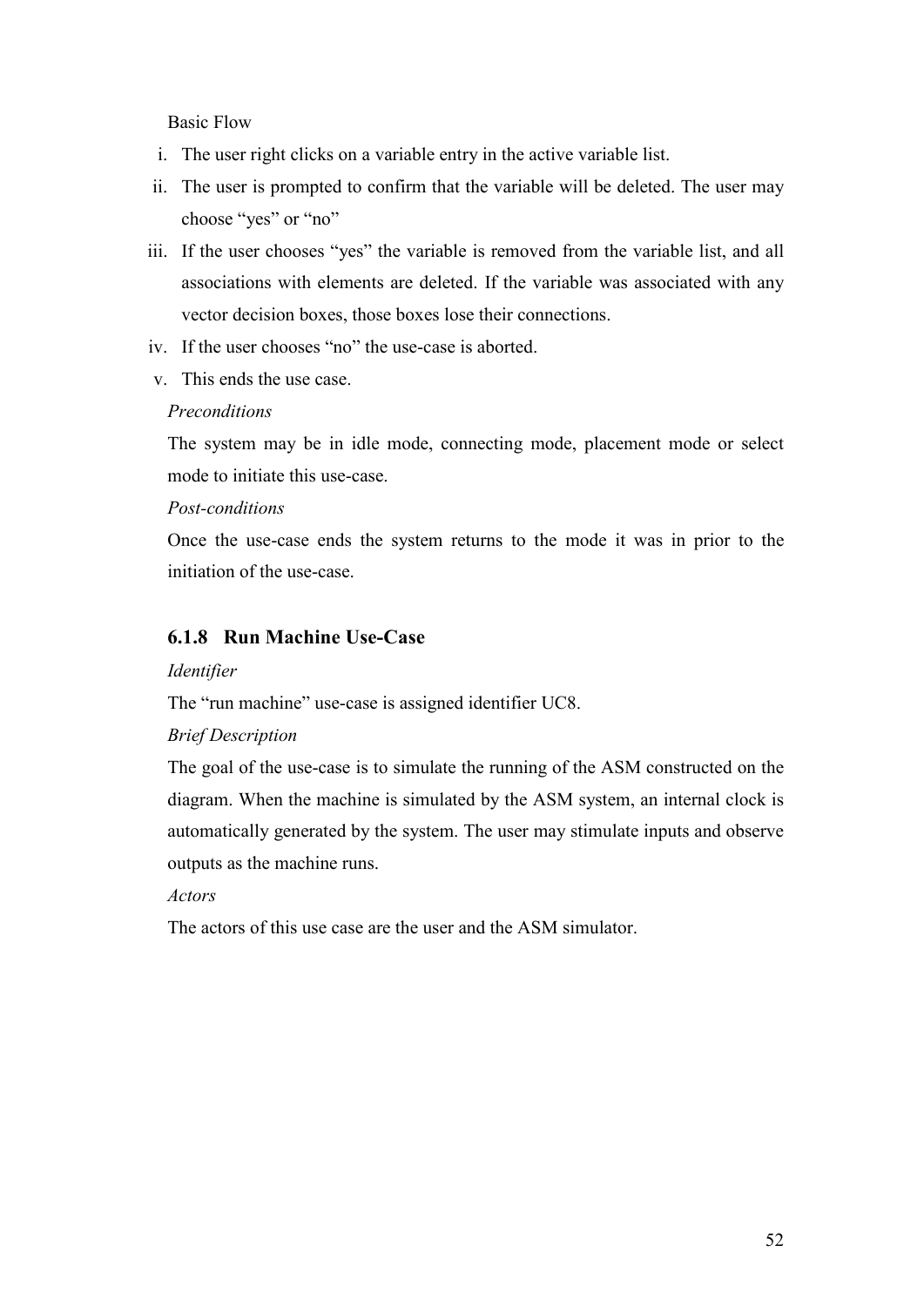Basic Flow

i. The user right clicks on a variable entry in the active variable list.
ii. The user is prompted to confirm that the variable will be deleted. The user may choose “yes” or “no”
iii. If the user chooses “yes” the variable is removed from the variable list, and all associations with elements are deleted. If the variable was associated with any vector decision boxes, those boxes lose their connections.
iv. If the user chooses “no” the use-case is aborted.
v. This ends the use case.

*Preconditions*

The system may be in idle mode, connecting mode, placement mode or select mode to initiate this use-case.

*Post-conditions*

Once the use-case ends the system returns to the mode it was in prior to the initiation of the use-case.

### 6.1.8 Run Machine Use-Case

*Identifier*

The “run machine” use-case is assigned identifier UC8.

*Brief Description*

The goal of the use-case is to simulate the running of the ASM constructed on the diagram. When the machine is simulated by the ASM system, an internal clock is automatically generated by the system. The user may stimulate inputs and observe outputs as the machine runs.

*Actors*

The actors of this use case are the user and the ASM simulator.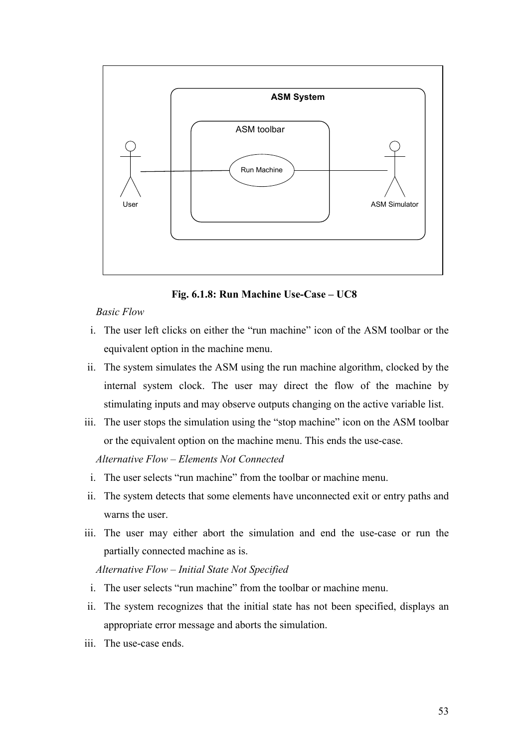**Fig. 6.1.8: Run Machine Use-Case – UC8**

*Basic Flow*

i. The user left clicks on either the "run machine" icon of the ASM toolbar or the equivalent option in the machine menu.
ii. The system simulates the ASM using the run machine algorithm, clocked by the internal system clock. The user may direct the flow of the machine by stimulating inputs and may observe outputs changing on the active variable list.
iii. The user stops the simulation using the "stop machine" icon on the ASM toolbar or the equivalent option on the machine menu. This ends the use-case.

*Alternative Flow – Elements Not Connected*

i. The user selects "run machine" from the toolbar or machine menu.
ii. The system detects that some elements have unconnected exit or entry paths and warns the user.
iii. The user may either abort the simulation and end the use-case or run the partially connected machine as is.

*Alternative Flow – Initial State Not Specified*

i. The user selects "run machine" from the toolbar or machine menu.
ii. The system recognizes that the initial state has not been specified, displays an appropriate error message and aborts the simulation.
iii. The use-case ends.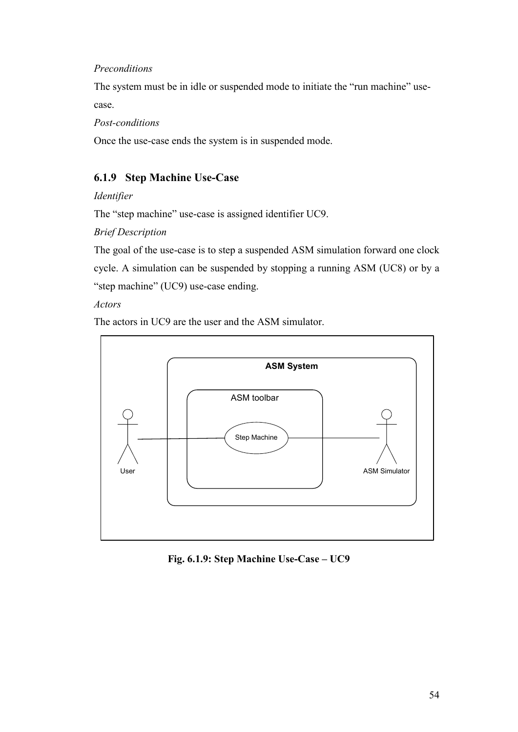*Preconditions*

The system must be in idle or suspended mode to initiate the "run machine" use-case.

*Post-conditions*

Once the use-case ends the system is in suspended mode.

### 6.1.9 Step Machine Use-Case

*Identifier*

The "step machine" use-case is assigned identifier UC9.

*Brief Description*

The goal of the use-case is to step a suspended ASM simulation forward one clock cycle. A simulation can be suspended by stopping a running ASM (UC8) or by a "step machine" (UC9) use-case ending.

*Actors*

The actors in UC9 are the user and the ASM simulator.

**Fig. 6.1.9: Step Machine Use-Case – UC9**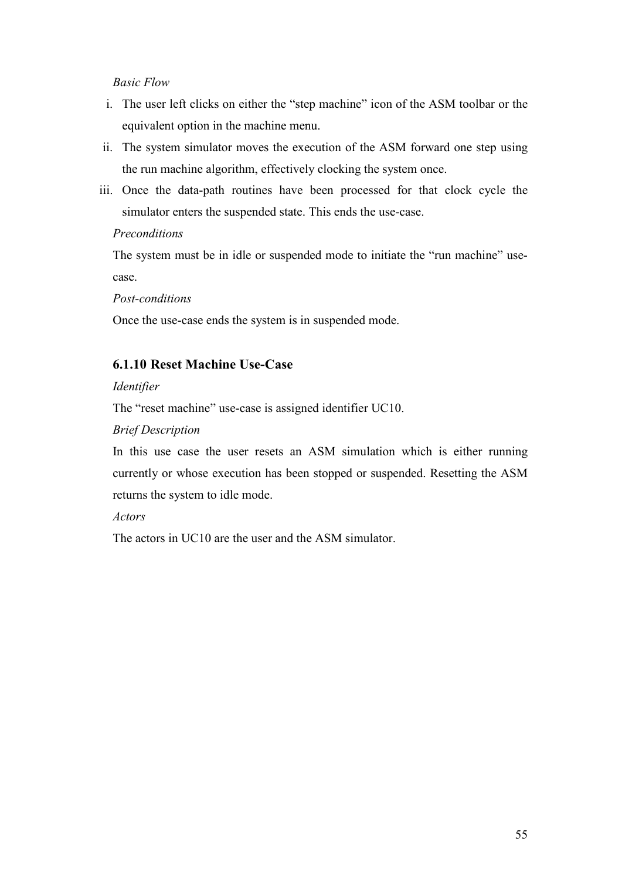*Basic Flow*

i. The user left clicks on either the "step machine" icon of the ASM toolbar or the equivalent option in the machine menu.
ii. The system simulator moves the execution of the ASM forward one step using the run machine algorithm, effectively clocking the system once.
iii. Once the data-path routines have been processed for that clock cycle the simulator enters the suspended state. This ends the use-case.

*Preconditions*

The system must be in idle or suspended mode to initiate the "run machine" use-case.

*Post-conditions*

Once the use-case ends the system is in suspended mode.

### 6.1.10 Reset Machine Use-Case

*Identifier*

The "reset machine" use-case is assigned identifier UC10.

*Brief Description*

In this use case the user resets an ASM simulation which is either running currently or whose execution has been stopped or suspended. Resetting the ASM returns the system to idle mode.

*Actors*

The actors in UC10 are the user and the ASM simulator.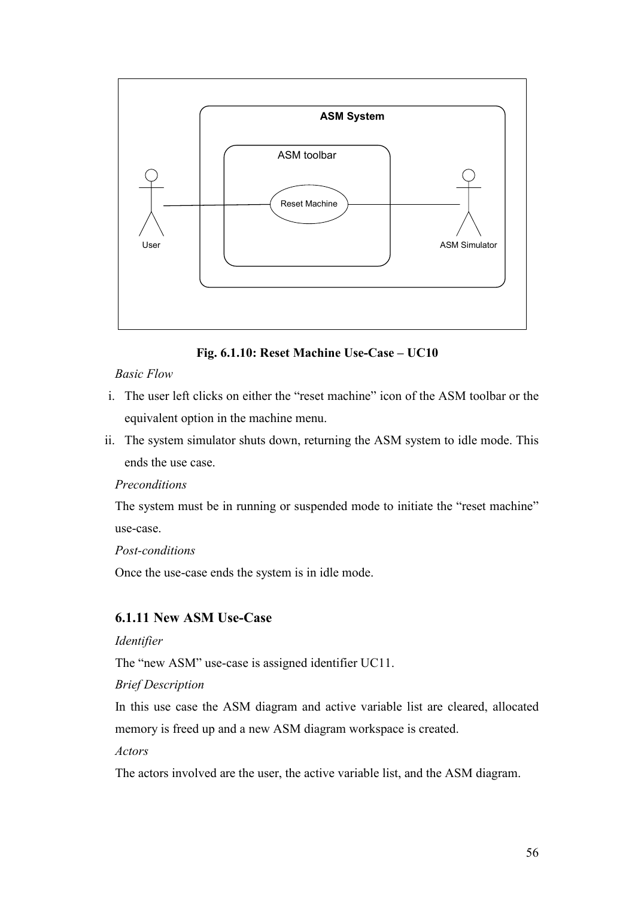**Fig. 6.1.10: Reset Machine Use-Case – UC10**

*Basic Flow*

i. The user left clicks on either the “reset machine” icon of the ASM toolbar or the equivalent option in the machine menu.

ii. The system simulator shuts down, returning the ASM system to idle mode. This ends the use case.

*Preconditions*

The system must be in running or suspended mode to initiate the “reset machine” use-case.

*Post-conditions*

Once the use-case ends the system is in idle mode.

### 6.1.11 New ASM Use-Case

*Identifier*

The “new ASM” use-case is assigned identifier UC11.

*Brief Description*

In this use case the ASM diagram and active variable list are cleared, allocated memory is freed up and a new ASM diagram workspace is created.

*Actors*

The actors involved are the user, the active variable list, and the ASM diagram.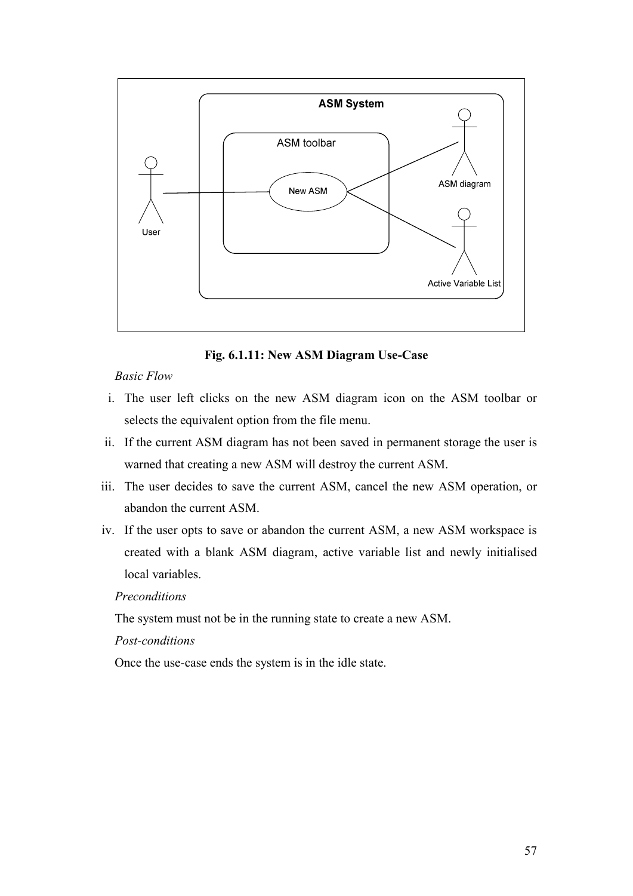**Fig. 6.1.11: New ASM Diagram Use-Case**

*Basic Flow*

i. The user left clicks on the new ASM diagram icon on the ASM toolbar or selects the equivalent option from the file menu.
ii. If the current ASM diagram has not been saved in permanent storage the user is warned that creating a new ASM will destroy the current ASM.
iii. The user decides to save the current ASM, cancel the new ASM operation, or abandon the current ASM.
iv. If the user opts to save or abandon the current ASM, a new ASM workspace is created with a blank ASM diagram, active variable list and newly initialised local variables.

*Preconditions*

The system must not be in the running state to create a new ASM.

*Post-conditions*

Once the use-case ends the system is in the idle state.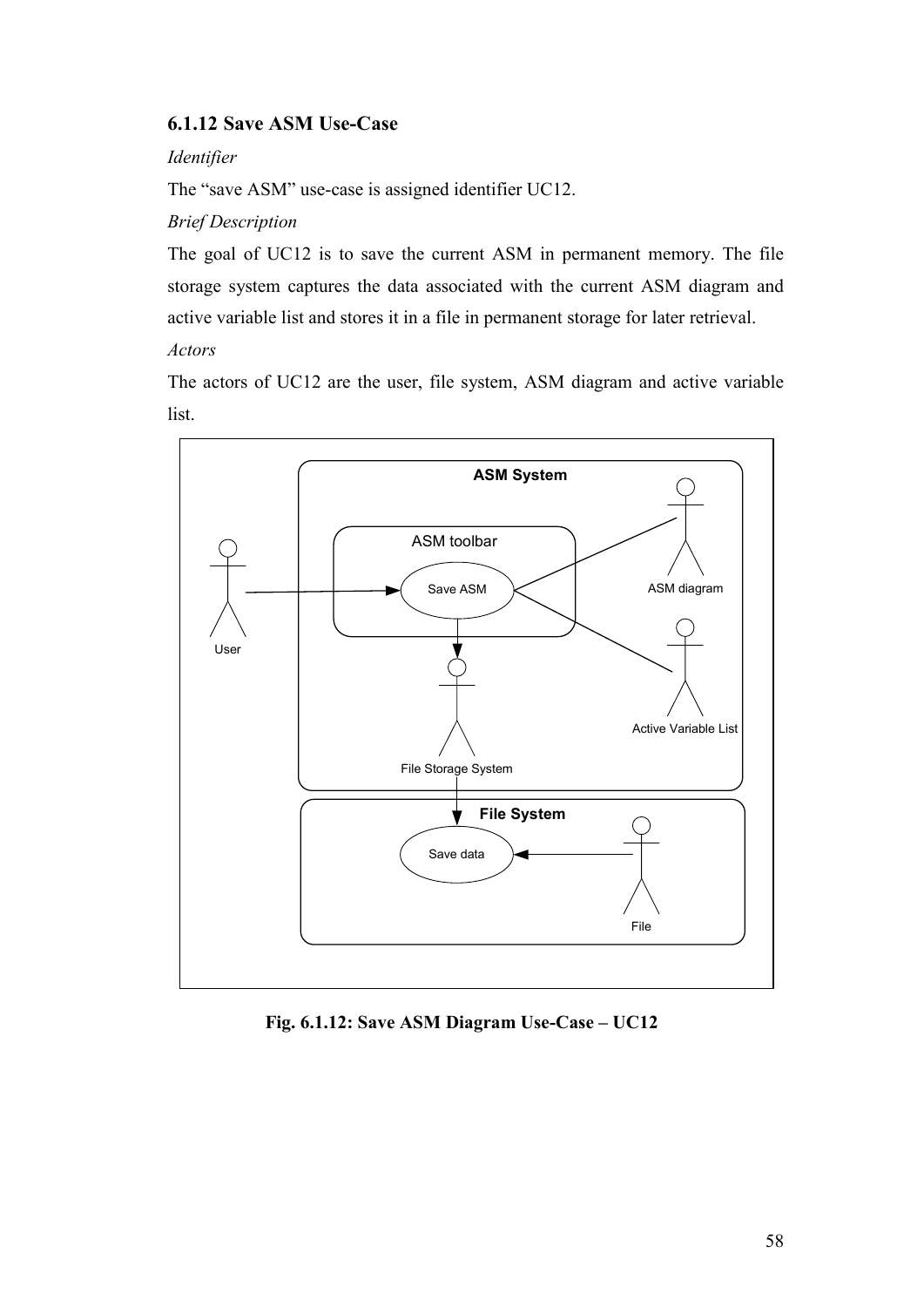### 6.1.12 Save ASM Use-Case

*Identifier*

The “save ASM” use-case is assigned identifier UC12.

*Brief Description*

The goal of UC12 is to save the current ASM in permanent memory. The file storage system captures the data associated with the current ASM diagram and active variable list and stores it in a file in permanent storage for later retrieval.

*Actors*

The actors of UC12 are the user, file system, ASM diagram and active variable list.

**Fig. 6.1.12: Save ASM Diagram Use-Case – UC12**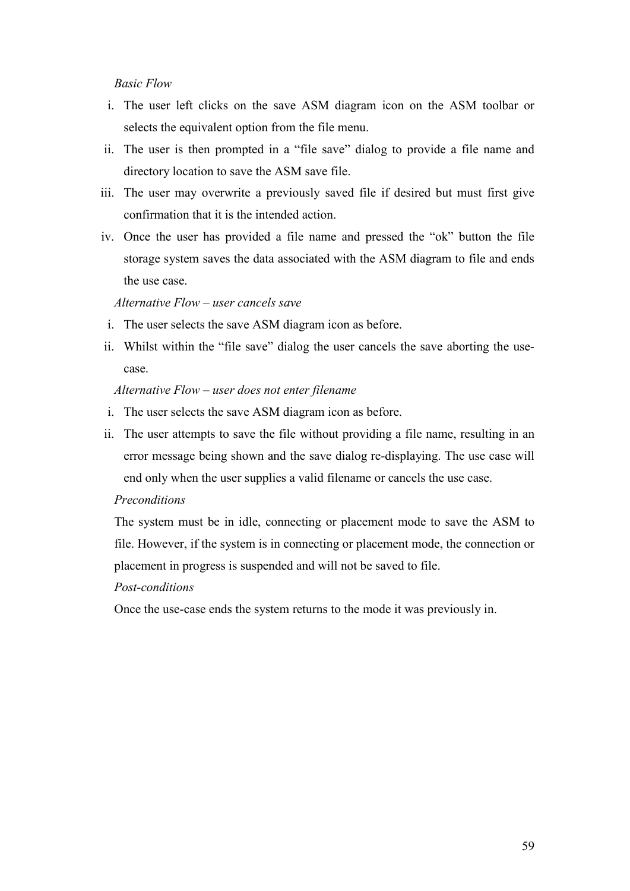*Basic Flow*

i. The user left clicks on the save ASM diagram icon on the ASM toolbar or selects the equivalent option from the file menu.
ii. The user is then prompted in a "file save" dialog to provide a file name and directory location to save the ASM save file.
iii. The user may overwrite a previously saved file if desired but must first give confirmation that it is the intended action.
iv. Once the user has provided a file name and pressed the "ok" button the file storage system saves the data associated with the ASM diagram to file and ends the use case.

*Alternative Flow – user cancels save*

i. The user selects the save ASM diagram icon as before.
ii. Whilst within the "file save" dialog the user cancels the save aborting the use-case.

*Alternative Flow – user does not enter filename*

i. The user selects the save ASM diagram icon as before.
ii. The user attempts to save the file without providing a file name, resulting in an error message being shown and the save dialog re-displaying. The use case will end only when the user supplies a valid filename or cancels the use case.

*Preconditions*

The system must be in idle, connecting or placement mode to save the ASM to file. However, if the system is in connecting or placement mode, the connection or placement in progress is suspended and will not be saved to file.

*Post-conditions*

Once the use-case ends the system returns to the mode it was previously in.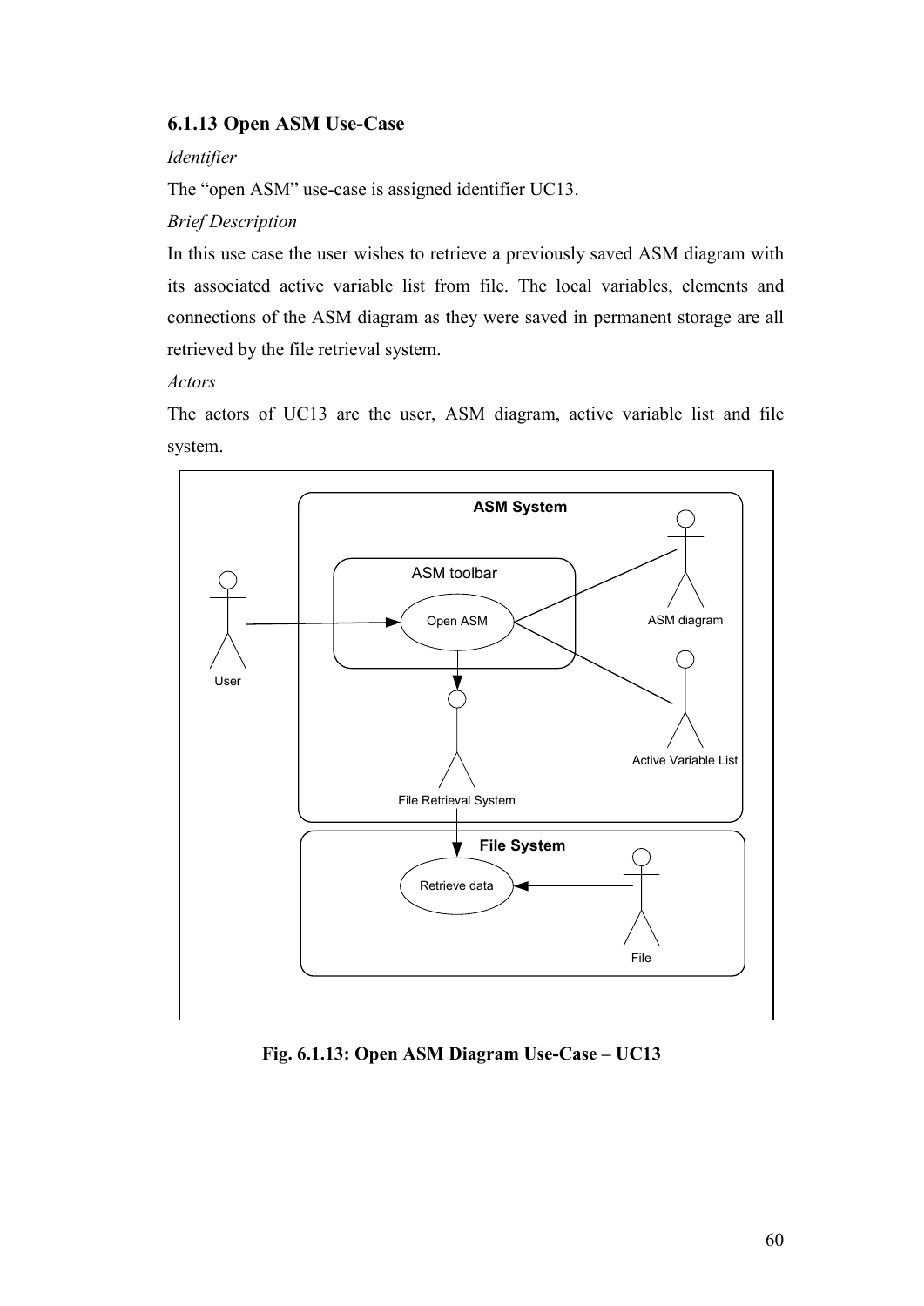### 6.1.13 Open ASM Use-Case

*Identifier*

The "open ASM" use-case is assigned identifier UC13.

*Brief Description*

In this use case the user wishes to retrieve a previously saved ASM diagram with its associated active variable list from file. The local variables, elements and connections of the ASM diagram as they were saved in permanent storage are all retrieved by the file retrieval system.

*Actors*

The actors of UC13 are the user, ASM diagram, active variable list and file system.

ASM System

ASM toolbar

Open ASM

User

ASM diagram

Active Variable List

File Retrieval System

File System

Retrieve data

File

**Fig. 6.1.13: Open ASM Diagram Use-Case – UC13**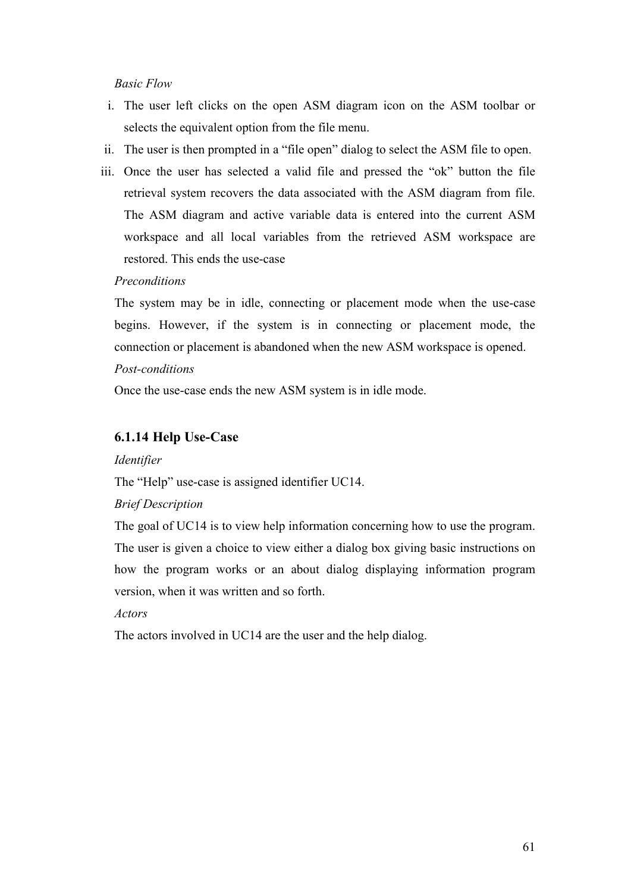*Basic Flow*

i. The user left clicks on the open ASM diagram icon on the ASM toolbar or selects the equivalent option from the file menu.
ii. The user is then prompted in a "file open" dialog to select the ASM file to open.
iii. Once the user has selected a valid file and pressed the "ok" button the file retrieval system recovers the data associated with the ASM diagram from file. The ASM diagram and active variable data is entered into the current ASM workspace and all local variables from the retrieved ASM workspace are restored. This ends the use-case

*Preconditions*

The system may be in idle, connecting or placement mode when the use-case begins. However, if the system is in connecting or placement mode, the connection or placement is abandoned when the new ASM workspace is opened.

*Post-conditions*

Once the use-case ends the new ASM system is in idle mode.

### 6.1.14 Help Use-Case

*Identifier*

The "Help" use-case is assigned identifier UC14.

*Brief Description*

The goal of UC14 is to view help information concerning how to use the program. The user is given a choice to view either a dialog box giving basic instructions on how the program works or an about dialog displaying information program version, when it was written and so forth.

*Actors*

The actors involved in UC14 are the user and the help dialog.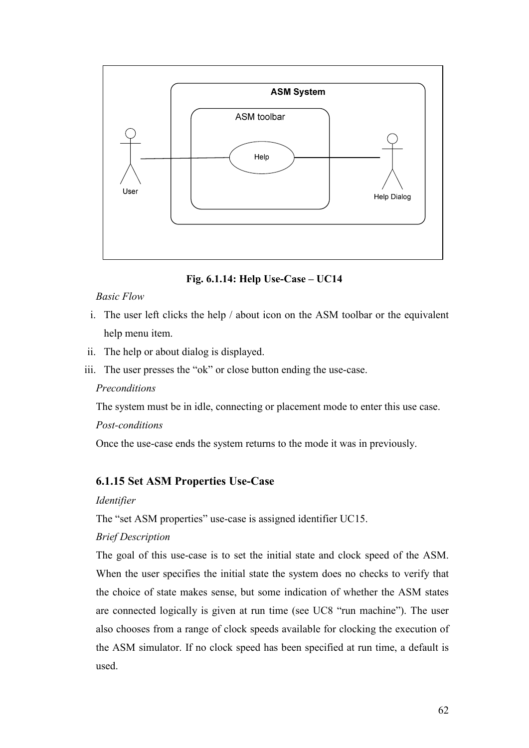**Fig. 6.1.14: Help Use-Case – UC14**

*Basic Flow*

i. The user left clicks the help / about icon on the ASM toolbar or the equivalent help menu item.
ii. The help or about dialog is displayed.
iii. The user presses the "ok" or close button ending the use-case.

*Preconditions*

The system must be in idle, connecting or placement mode to enter this use case.

*Post-conditions*

Once the use-case ends the system returns to the mode it was in previously.

### 6.1.15 Set ASM Properties Use-Case

*Identifier*

The "set ASM properties" use-case is assigned identifier UC15.

*Brief Description*

The goal of this use-case is to set the initial state and clock speed of the ASM. When the user specifies the initial state the system does no checks to verify that the choice of state makes sense, but some indication of whether the ASM states are connected logically is given at run time (see UC8 "run machine"). The user also chooses from a range of clock speeds available for clocking the execution of the ASM simulator. If no clock speed has been specified at run time, a default is used.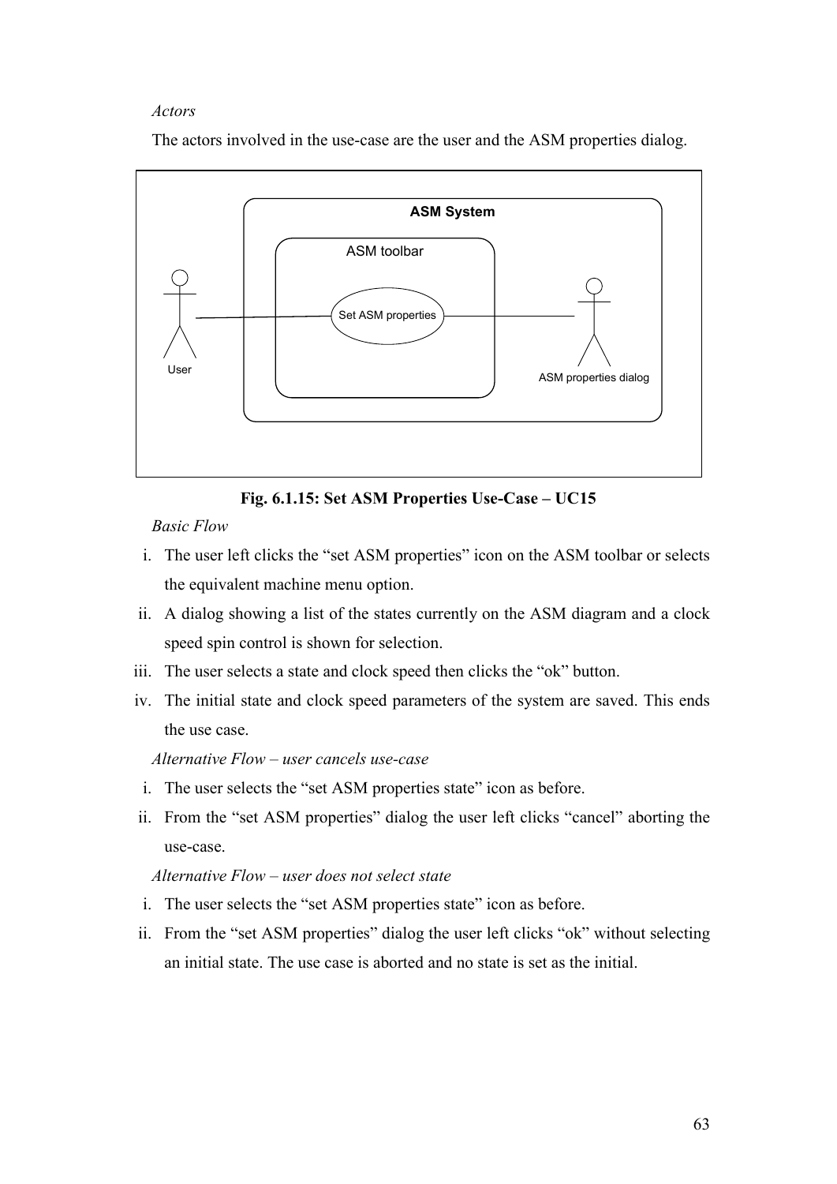*Actors*

The actors involved in the use-case are the user and the ASM properties dialog.

Fig. 6.1.15: Set ASM Properties Use-Case – UC15

*Basic Flow*

i. The user left clicks the "set ASM properties" icon on the ASM toolbar or selects the equivalent machine menu option.
ii. A dialog showing a list of the states currently on the ASM diagram and a clock speed spin control is shown for selection.
iii. The user selects a state and clock speed then clicks the "ok" button.
iv. The initial state and clock speed parameters of the system are saved. This ends the use case.

*Alternative Flow – user cancels use-case*

i. The user selects the "set ASM properties state" icon as before.
ii. From the "set ASM properties" dialog the user left clicks "cancel" aborting the use-case.

*Alternative Flow – user does not select state*

i. The user selects the "set ASM properties state" icon as before.
ii. From the "set ASM properties" dialog the user left clicks "ok" without selecting an initial state. The use case is aborted and no state is set as the initial.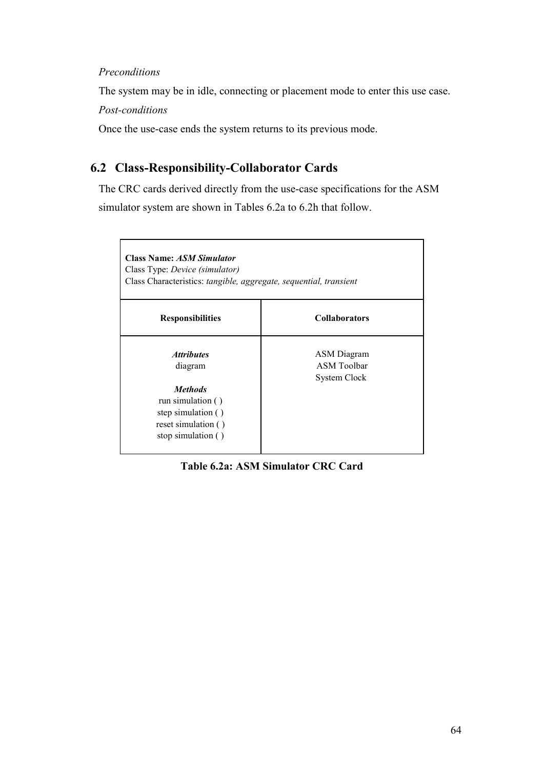*Preconditions*

The system may be in idle, connecting or placement mode to enter this use case.

*Post-conditions*

Once the use-case ends the system returns to its previous mode.

## 6.2 Class-Responsibility-Collaborator Cards

The CRC cards derived directly from the use-case specifications for the ASM simulator system are shown in Tables 6.2a to 6.2h that follow.

| **Class Name:** ***ASM Simulator***<br>Class Type: *Device (simulator)*<br>Class Characteristics: *tangible, aggregate, sequential, transient* | |
|---|---|
| **Responsibilities** | **Collaborators** |
| ***Attributes***<br>diagram<br><br>***Methods***<br>run simulation ( )<br>step simulation ( )<br>reset simulation ( )<br>stop simulation ( ) | ASM Diagram<br>ASM Toolbar<br>System Clock |

**Table 6.2a: ASM Simulator CRC Card**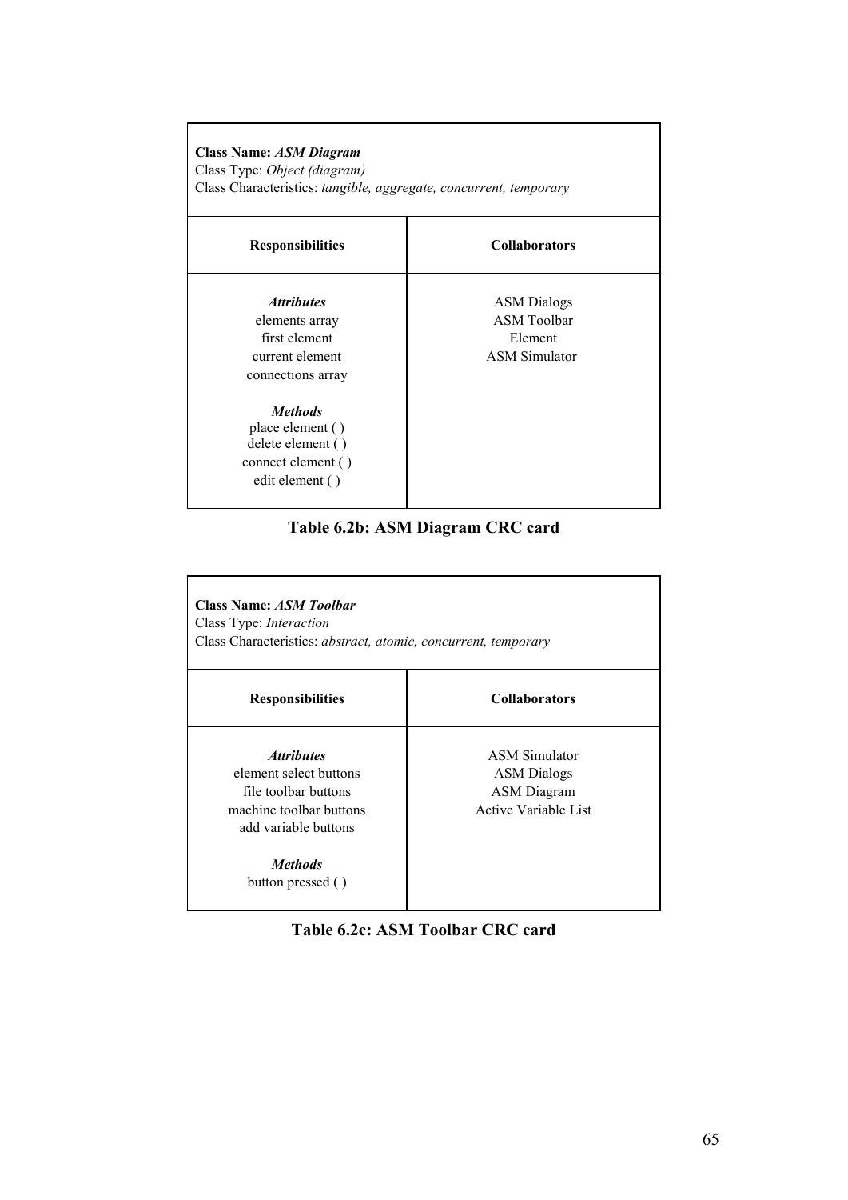| **Class Name:** ***ASM Diagram***<br>Class Type: *Object (diagram)*<br>Class Characteristics: *tangible, aggregate, concurrent, temporary* | |
|---|---|
| **Responsibilities** | **Collaborators** |
| ***Attributes***<br>elements array<br>first element<br>current element<br>connections array<br><br>***Methods***<br>place element ( )<br>delete element ( )<br>connect element ( )<br>edit element ( ) | ASM Dialogs<br>ASM Toolbar<br>Element<br>ASM Simulator |

**Table 6.2b: ASM Diagram CRC card**

| **Class Name:** ***ASM Toolbar***<br>Class Type: *Interaction*<br>Class Characteristics: *abstract, atomic, concurrent, temporary* | |
|---|---|
| **Responsibilities** | **Collaborators** |
| ***Attributes***<br>element select buttons<br>file toolbar buttons<br>machine toolbar buttons<br>add variable buttons<br><br>***Methods***<br>button pressed ( ) | ASM Simulator<br>ASM Dialogs<br>ASM Diagram<br>Active Variable List |

**Table 6.2c: ASM Toolbar CRC card**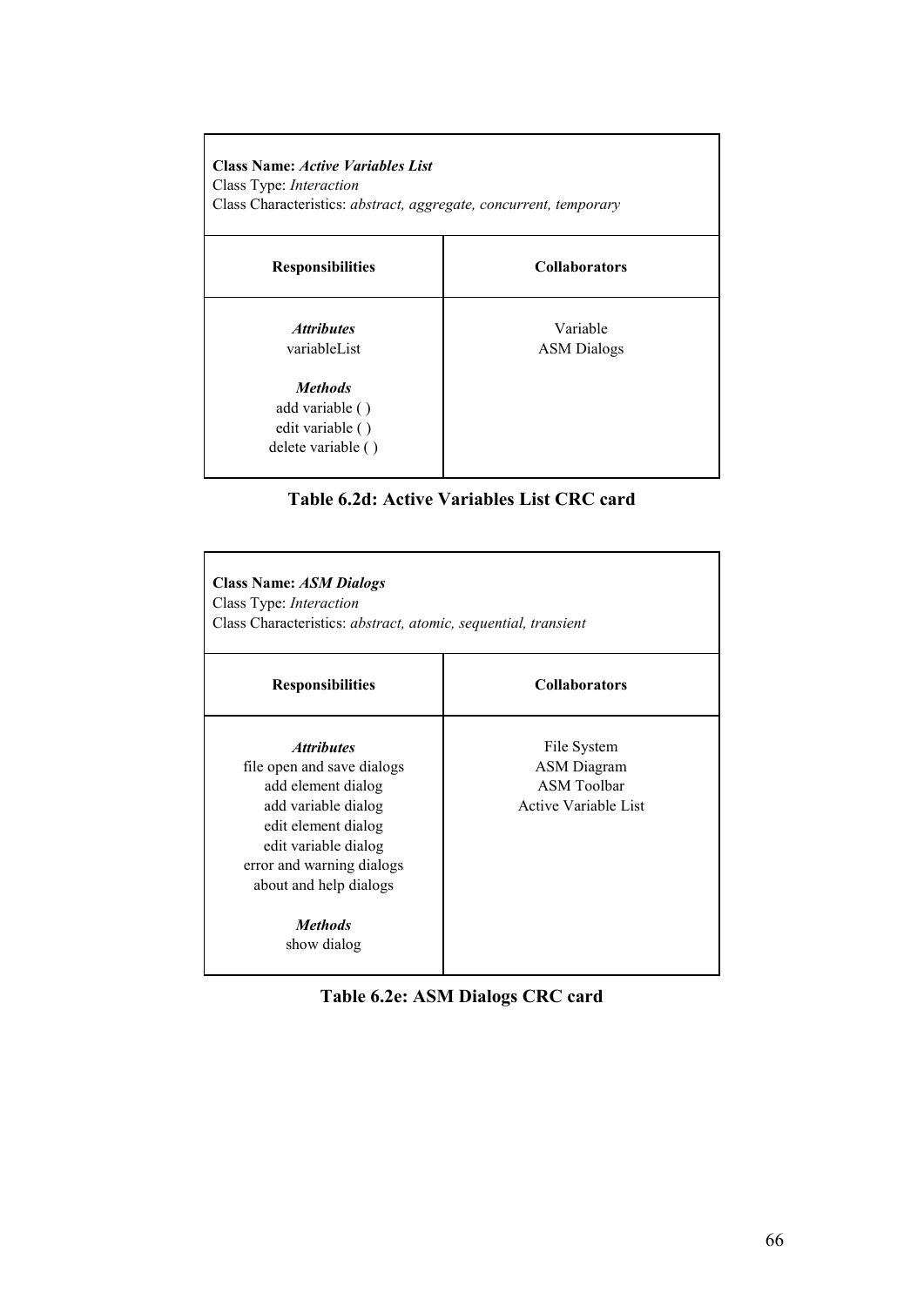| **Class Name:** ***Active Variables List***<br>Class Type: *Interaction*<br>Class Characteristics: *abstract, aggregate, concurrent, temporary* | |
|---|---|
| **Responsibilities** | **Collaborators** |
| ***Attributes***<br>variableList<br><br>***Methods***<br>add variable ( )<br>edit variable ( )<br>delete variable ( ) | Variable<br>ASM Dialogs |

**Table 6.2d: Active Variables List CRC card**

| **Class Name:** ***ASM Dialogs***<br>Class Type: *Interaction*<br>Class Characteristics: *abstract, atomic, sequential, transient* | |
|---|---|
| **Responsibilities** | **Collaborators** |
| ***Attributes***<br>file open and save dialogs<br>add element dialog<br>add variable dialog<br>edit element dialog<br>edit variable dialog<br>error and warning dialogs<br>about and help dialogs<br><br>***Methods***<br>show dialog | File System<br>ASM Diagram<br>ASM Toolbar<br>Active Variable List |

**Table 6.2e: ASM Dialogs CRC card**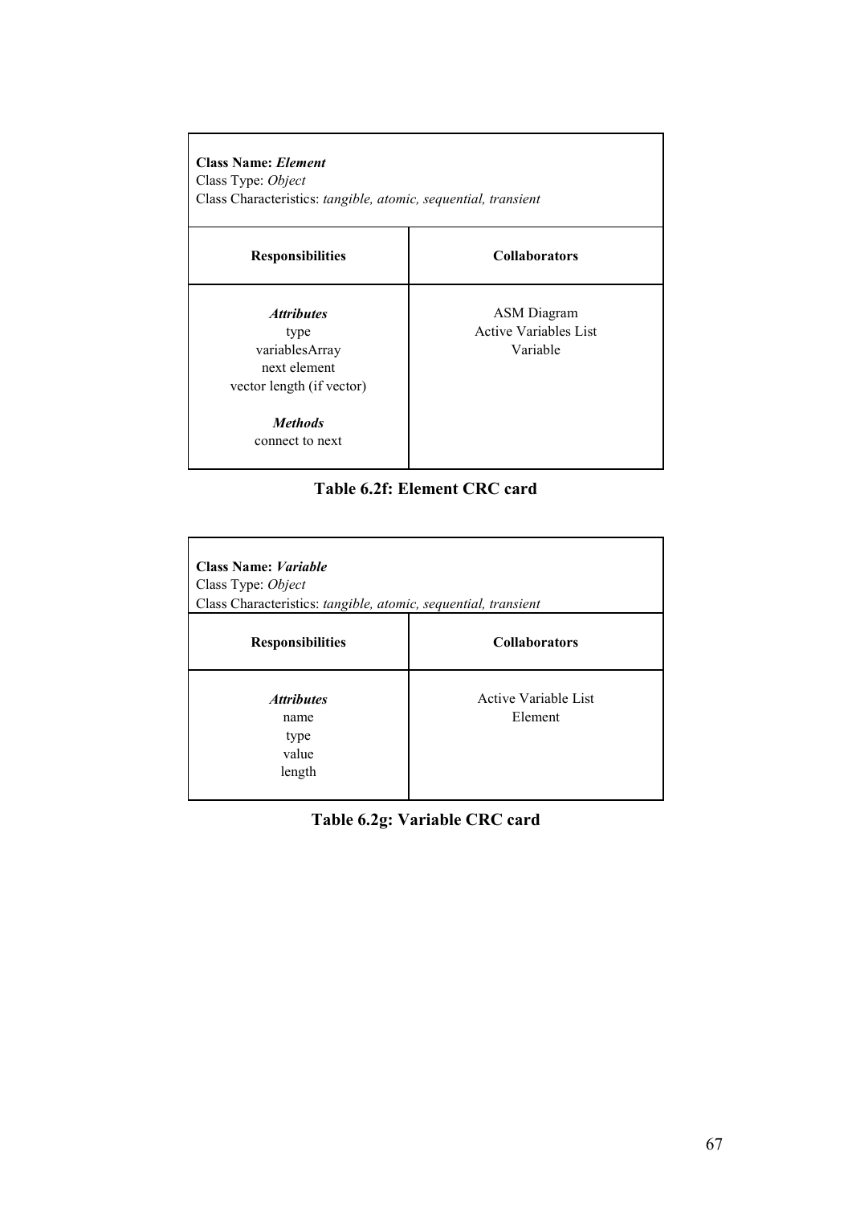| **Class Name:** ***Element***<br>Class Type: *Object*<br>Class Characteristics: *tangible, atomic, sequential, transient* | |
|---|---|
| **Responsibilities** | **Collaborators** |
| ***Attributes***<br>type<br>variablesArray<br>next element<br>vector length (if vector)<br><br>***Methods***<br>connect to next | ASM Diagram<br>Active Variables List<br>Variable |

**Table 6.2f: Element CRC card**

| **Class Name:** ***Variable***<br>Class Type: *Object*<br>Class Characteristics: *tangible, atomic, sequential, transient* | |
|---|---|
| **Responsibilities** | **Collaborators** |
| ***Attributes***<br>name<br>type<br>value<br>length | Active Variable List<br>Element |

**Table 6.2g: Variable CRC card**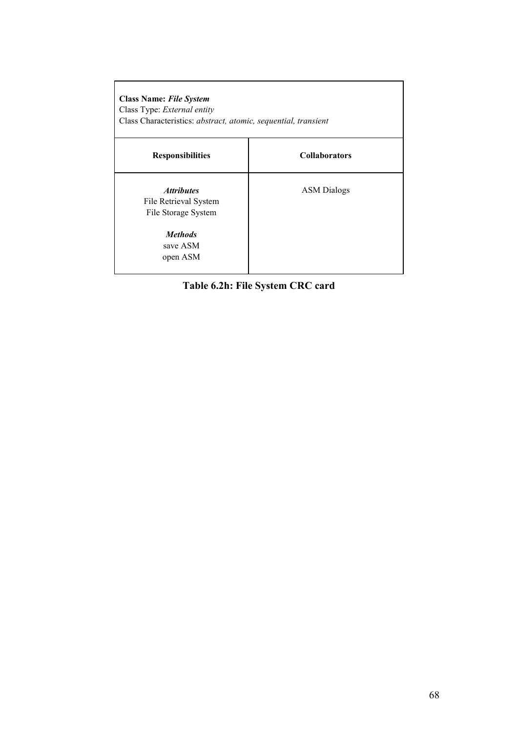| **Class Name:** ***File System***<br>Class Type: *External entity*<br>Class Characteristics: *abstract, atomic, sequential, transient* | |
|---|---|
| **Responsibilities** | **Collaborators** |
| ***Attributes***<br>File Retrieval System<br>File Storage System<br><br>***Methods***<br>save ASM<br>open ASM | ASM Dialogs |

**Table 6.2h: File System CRC card**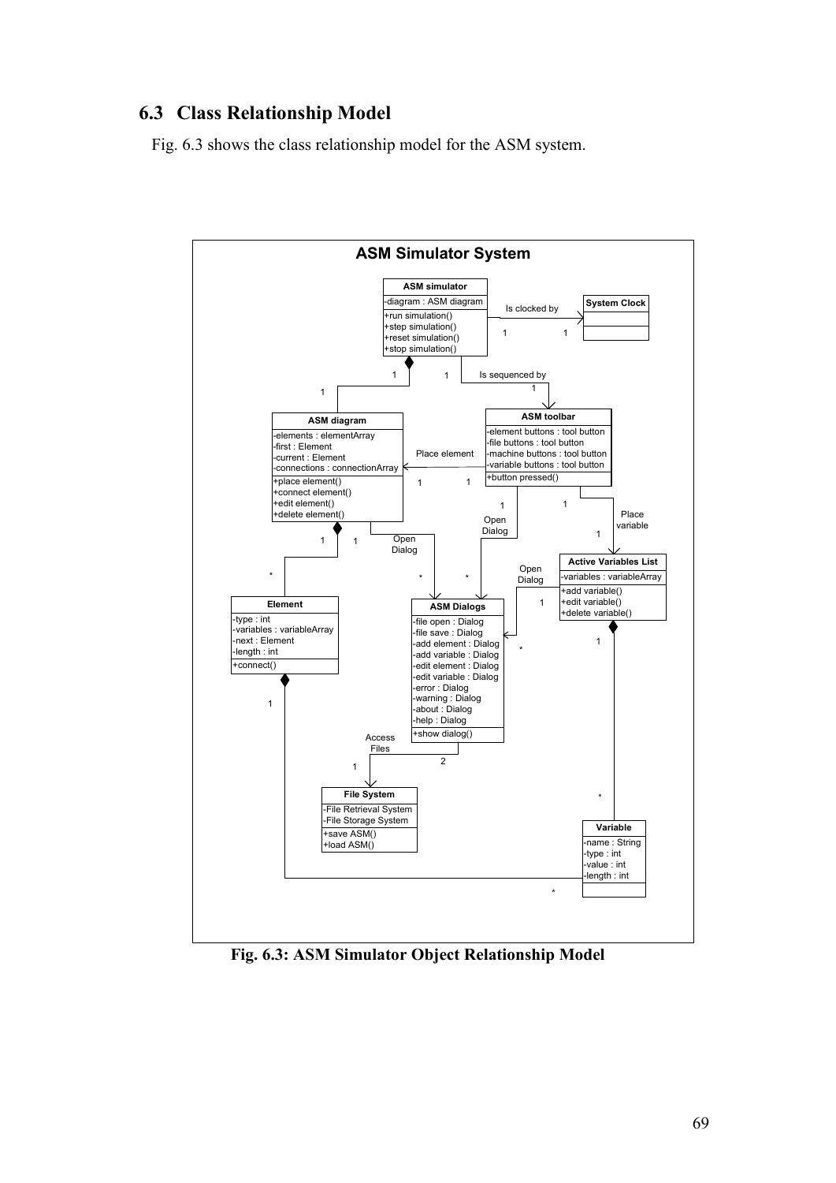## 6.3 Class Relationship Model

Fig. 6.3 shows the class relationship model for the ASM system.

**Fig. 6.3: ASM Simulator Object Relationship Model**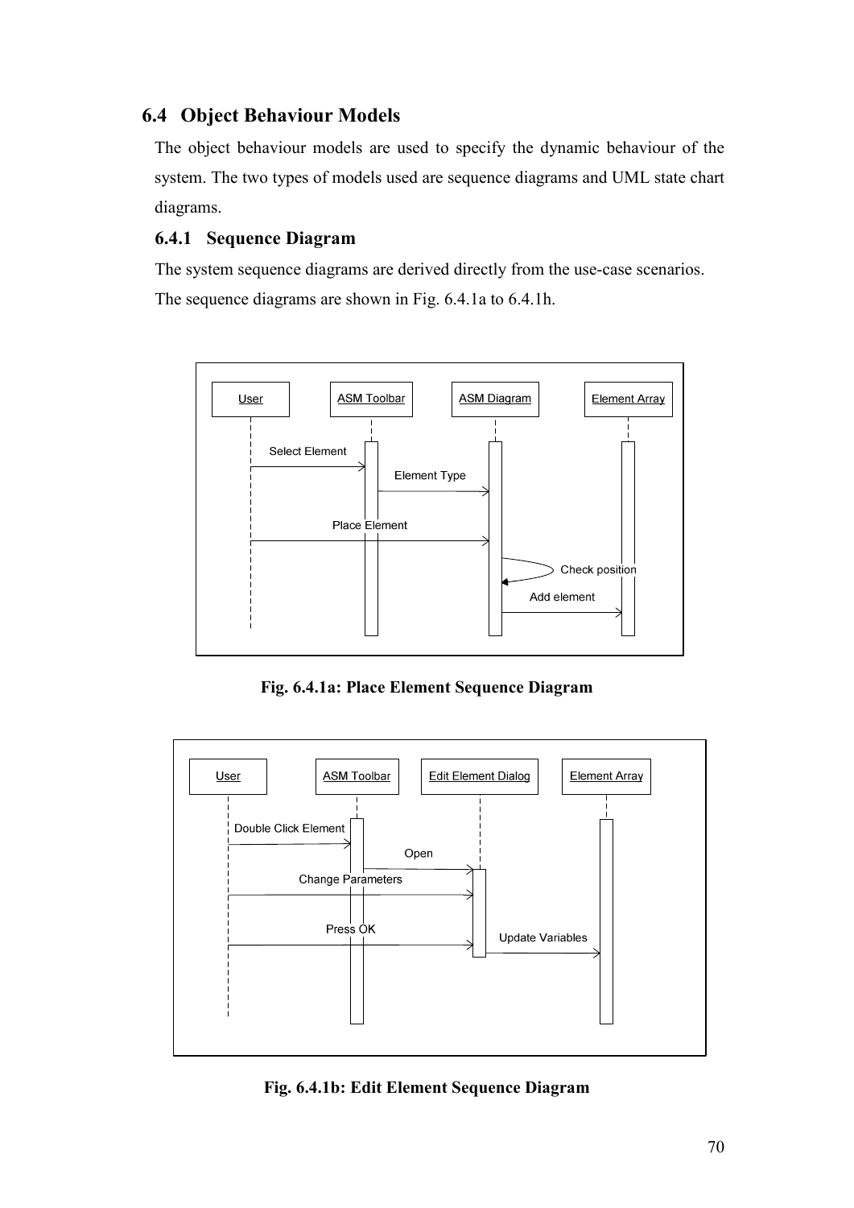## 6.4 Object Behaviour Models

The object behaviour models are used to specify the dynamic behaviour of the system. The two types of models used are sequence diagrams and UML state chart diagrams.

### 6.4.1 Sequence Diagram

The system sequence diagrams are derived directly from the use-case scenarios. The sequence diagrams are shown in Fig. 6.4.1a to 6.4.1h.

User | ASM Toolbar | ASM Diagram | Element Array

Select Element

Element Type

Place Element

Check position

Add element

**Fig. 6.4.1a: Place Element Sequence Diagram**

User | ASM Toolbar | Edit Element Dialog | Element Array

Double Click Element

Open

Change Parameters

Press OK

Update Variables

**Fig. 6.4.1b: Edit Element Sequence Diagram**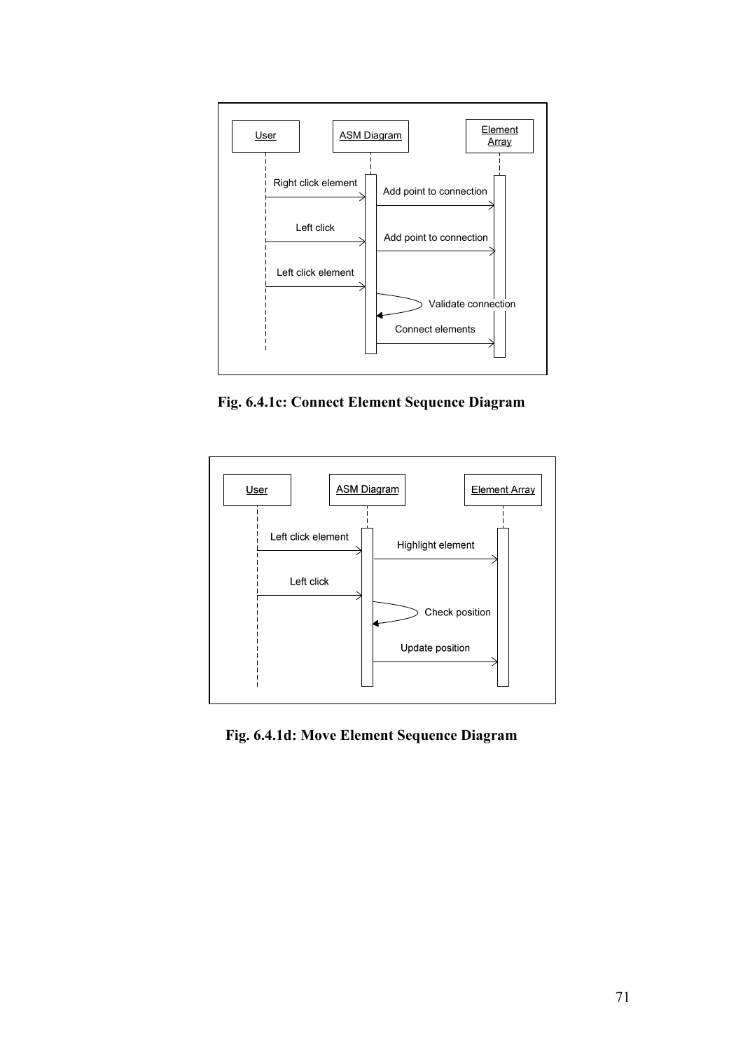User | ASM Diagram | Element Array

Right click element

Add point to connection

Left click

Add point to connection

Left click element

Validate connection

Connect elements

**Fig. 6.4.1c: Connect Element Sequence Diagram**

User | ASM Diagram | Element Array

Left click element

Highlight element

Left click

Check position

Update position

**Fig. 6.4.1d: Move Element Sequence Diagram**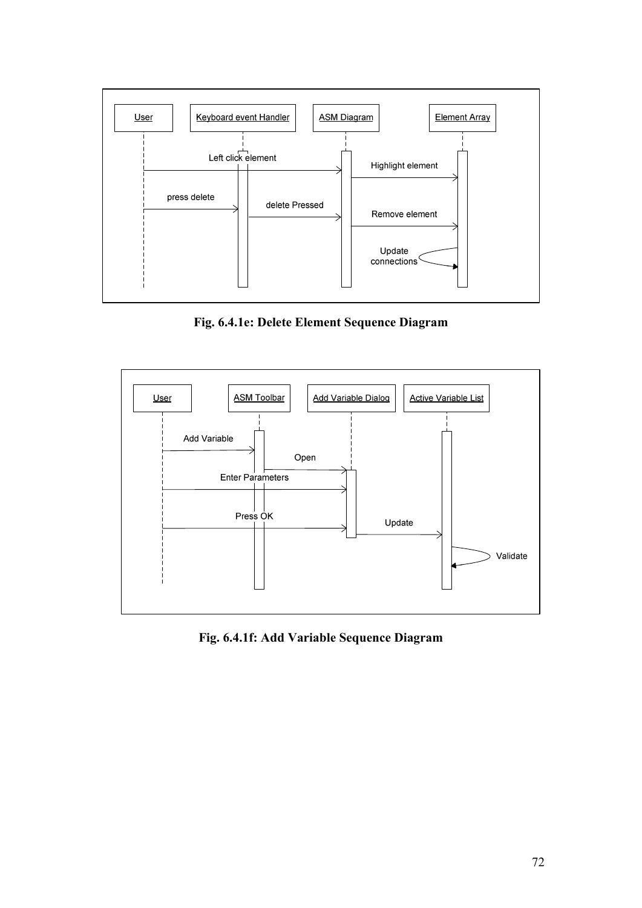Fig. 6.4.1e: Delete Element Sequence Diagram

Fig. 6.4.1f: Add Variable Sequence Diagram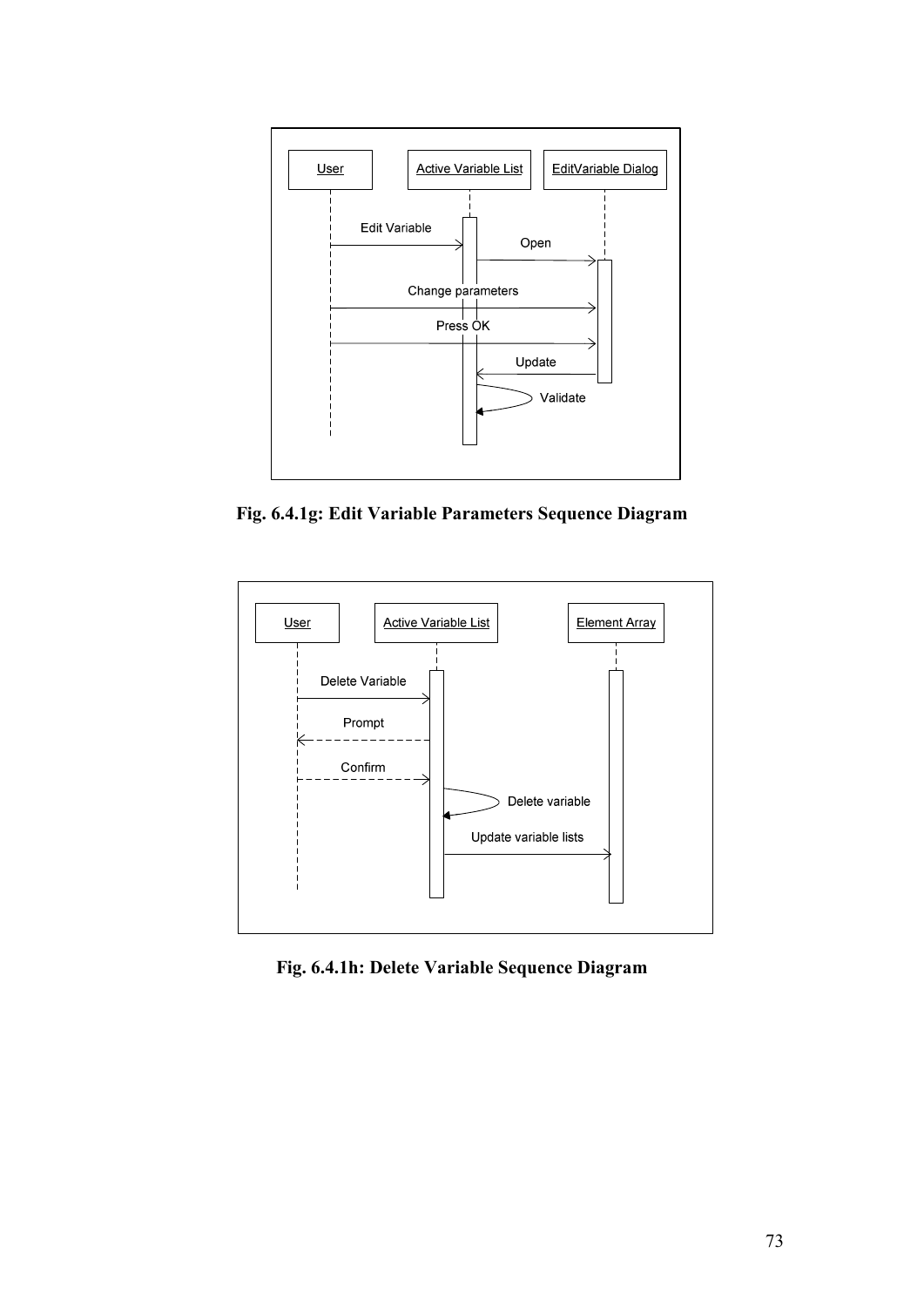**Fig. 6.4.1g: Edit Variable Parameters Sequence Diagram**

**Fig. 6.4.1h: Delete Variable Sequence Diagram**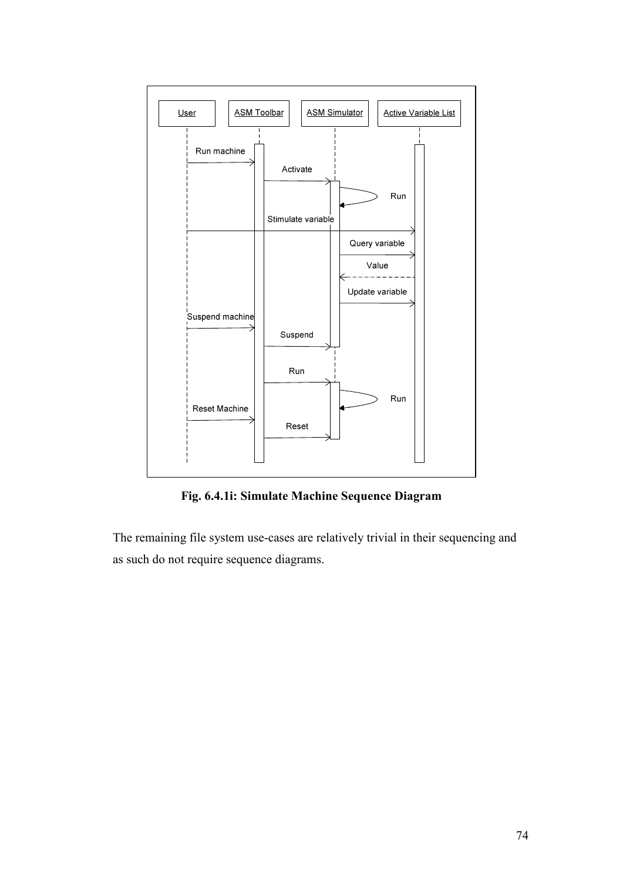**Fig. 6.4.1i: Simulate Machine Sequence Diagram**

The remaining file system use-cases are relatively trivial in their sequencing and as such do not require sequence diagrams.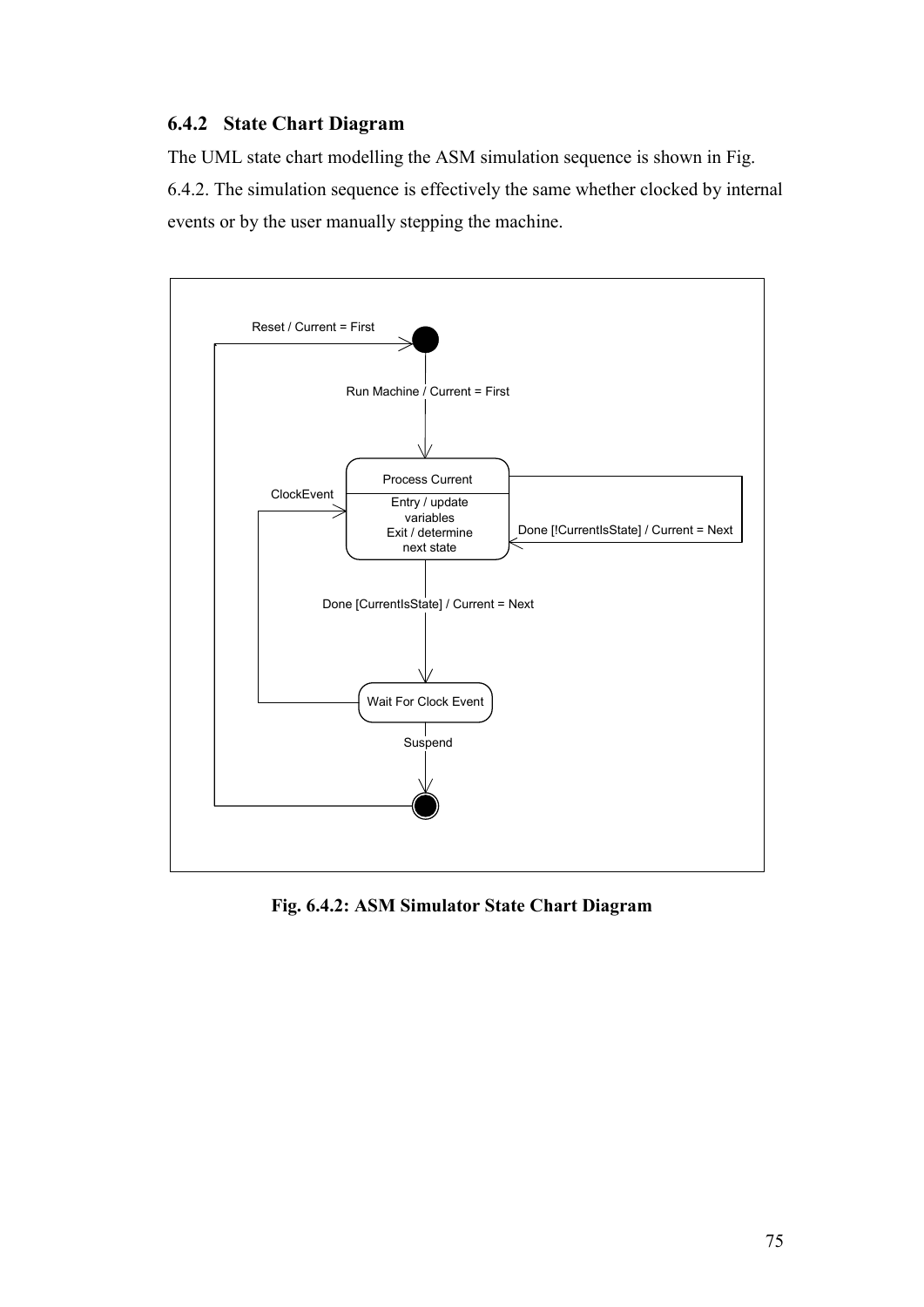### 6.4.2 State Chart Diagram

The UML state chart modelling the ASM simulation sequence is shown in Fig. 6.4.2. The simulation sequence is effectively the same whether clocked by internal events or by the user manually stepping the machine.

Fig. 6.4.2: ASM Simulator State Chart Diagram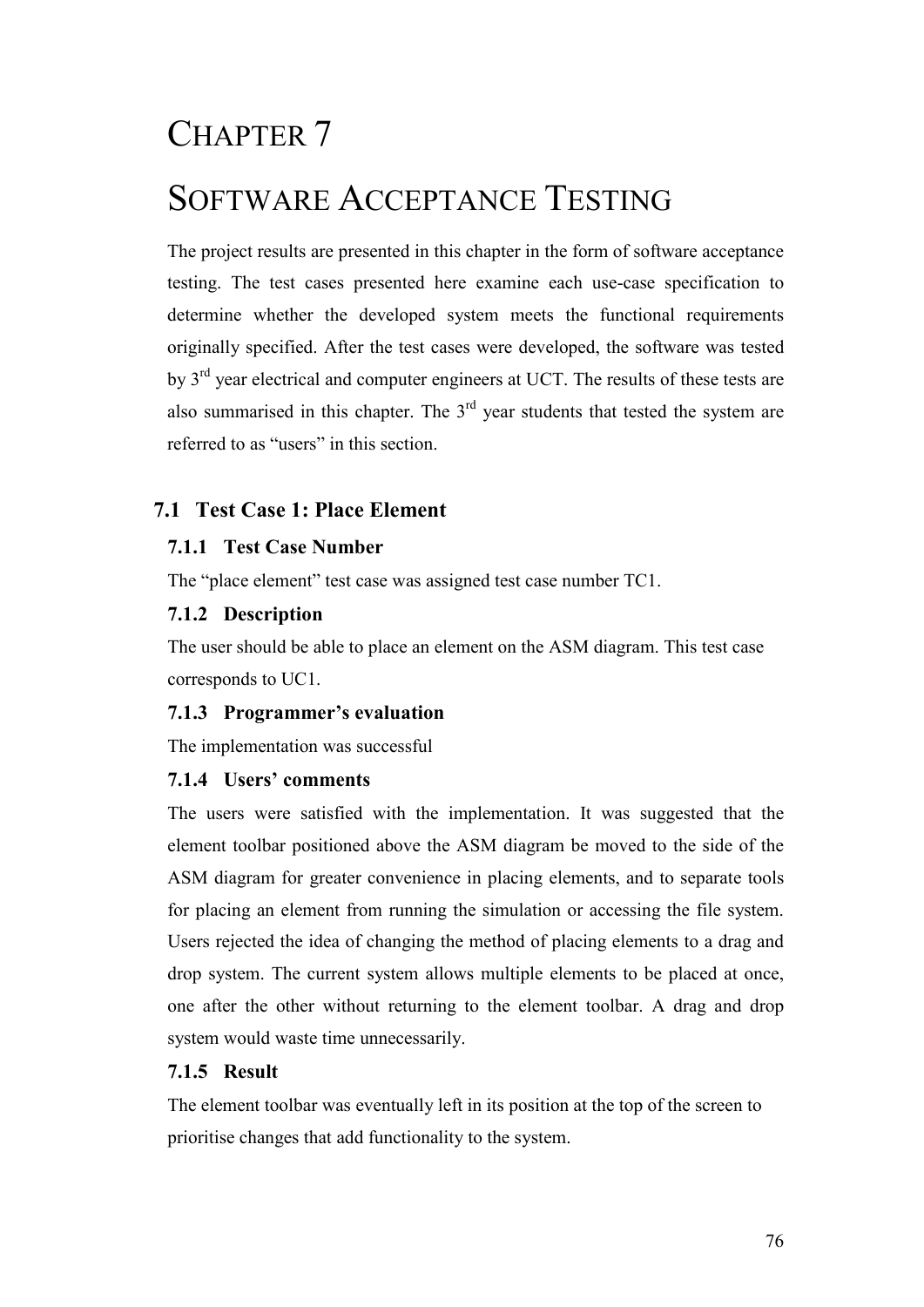# CHAPTER 7

# SOFTWARE ACCEPTANCE TESTING

The project results are presented in this chapter in the form of software acceptance testing. The test cases presented here examine each use-case specification to determine whether the developed system meets the functional requirements originally specified. After the test cases were developed, the software was tested by 3rd year electrical and computer engineers at UCT. The results of these tests are also summarised in this chapter. The 3rd year students that tested the system are referred to as "users" in this section.

## 7.1 Test Case 1: Place Element

### 7.1.1 Test Case Number

The "place element" test case was assigned test case number TC1.

### 7.1.2 Description

The user should be able to place an element on the ASM diagram. This test case corresponds to UC1.

### 7.1.3 Programmer's evaluation

The implementation was successful

### 7.1.4 Users' comments

The users were satisfied with the implementation. It was suggested that the element toolbar positioned above the ASM diagram be moved to the side of the ASM diagram for greater convenience in placing elements, and to separate tools for placing an element from running the simulation or accessing the file system. Users rejected the idea of changing the method of placing elements to a drag and drop system. The current system allows multiple elements to be placed at once, one after the other without returning to the element toolbar. A drag and drop system would waste time unnecessarily.

### 7.1.5 Result

The element toolbar was eventually left in its position at the top of the screen to prioritise changes that add functionality to the system.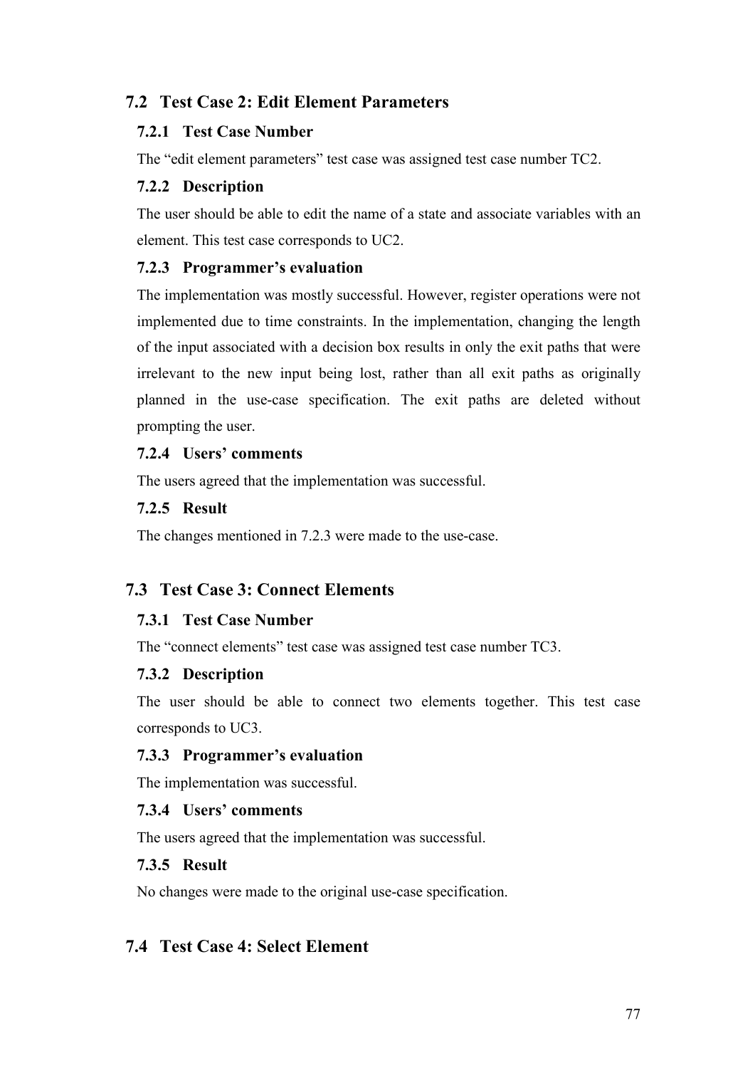## 7.2 Test Case 2: Edit Element Parameters

### 7.2.1 Test Case Number

The “edit element parameters” test case was assigned test case number TC2.

### 7.2.2 Description

The user should be able to edit the name of a state and associate variables with an element. This test case corresponds to UC2.

### 7.2.3 Programmer’s evaluation

The implementation was mostly successful. However, register operations were not implemented due to time constraints. In the implementation, changing the length of the input associated with a decision box results in only the exit paths that were irrelevant to the new input being lost, rather than all exit paths as originally planned in the use-case specification. The exit paths are deleted without prompting the user.

### 7.2.4 Users’ comments

The users agreed that the implementation was successful.

### 7.2.5 Result

The changes mentioned in 7.2.3 were made to the use-case.

## 7.3 Test Case 3: Connect Elements

### 7.3.1 Test Case Number

The “connect elements” test case was assigned test case number TC3.

### 7.3.2 Description

The user should be able to connect two elements together. This test case corresponds to UC3.

### 7.3.3 Programmer’s evaluation

The implementation was successful.

### 7.3.4 Users’ comments

The users agreed that the implementation was successful.

### 7.3.5 Result

No changes were made to the original use-case specification.

## 7.4 Test Case 4: Select Element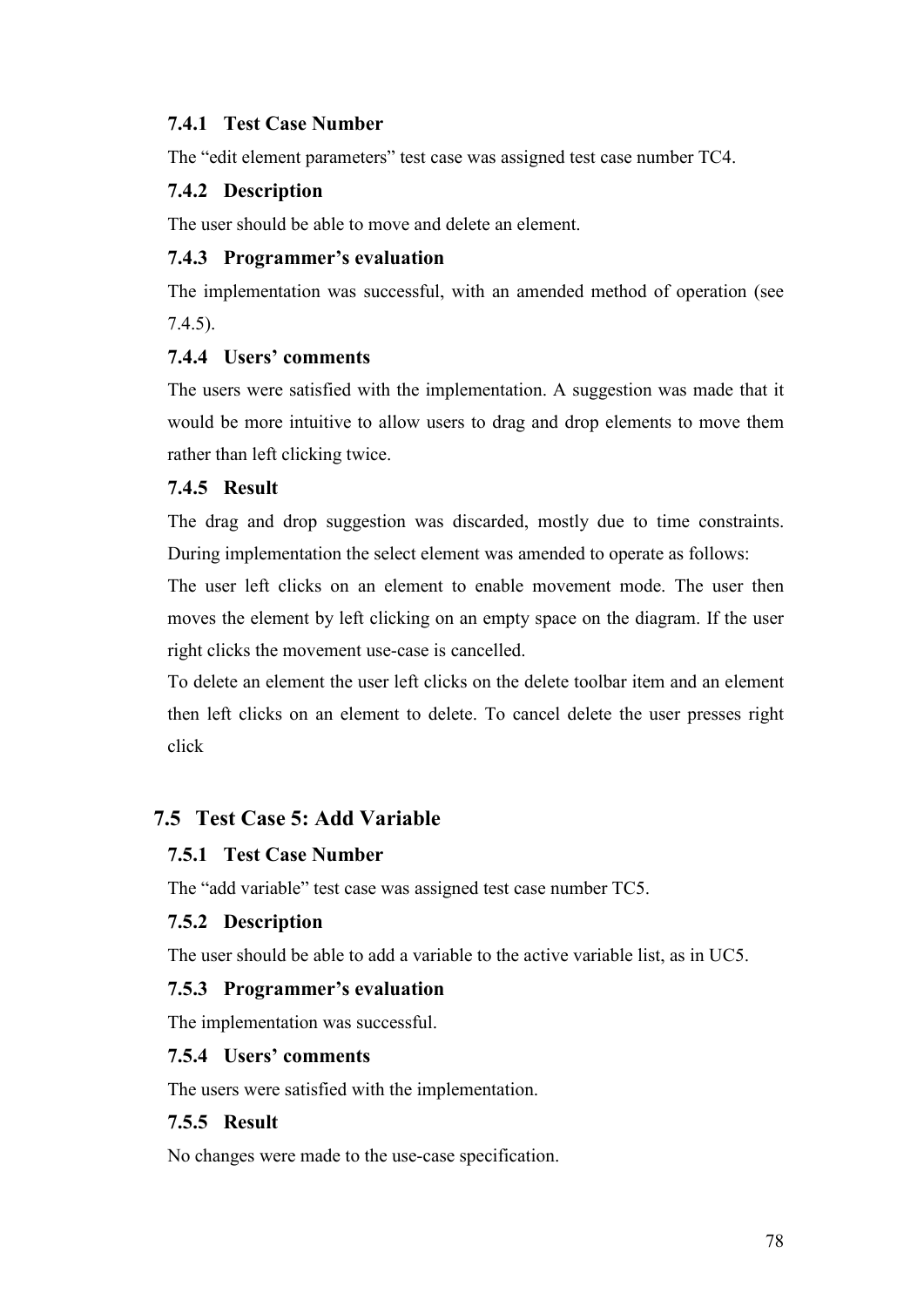### 7.4.1 Test Case Number

The “edit element parameters” test case was assigned test case number TC4.

### 7.4.2 Description

The user should be able to move and delete an element.

### 7.4.3 Programmer’s evaluation

The implementation was successful, with an amended method of operation (see 7.4.5).

### 7.4.4 Users’ comments

The users were satisfied with the implementation. A suggestion was made that it would be more intuitive to allow users to drag and drop elements to move them rather than left clicking twice.

### 7.4.5 Result

The drag and drop suggestion was discarded, mostly due to time constraints. During implementation the select element was amended to operate as follows:

The user left clicks on an element to enable movement mode. The user then moves the element by left clicking on an empty space on the diagram. If the user right clicks the movement use-case is cancelled.

To delete an element the user left clicks on the delete toolbar item and an element then left clicks on an element to delete. To cancel delete the user presses right click

## 7.5 Test Case 5: Add Variable

### 7.5.1 Test Case Number

The “add variable” test case was assigned test case number TC5.

### 7.5.2 Description

The user should be able to add a variable to the active variable list, as in UC5.

### 7.5.3 Programmer’s evaluation

The implementation was successful.

### 7.5.4 Users’ comments

The users were satisfied with the implementation.

### 7.5.5 Result

No changes were made to the use-case specification.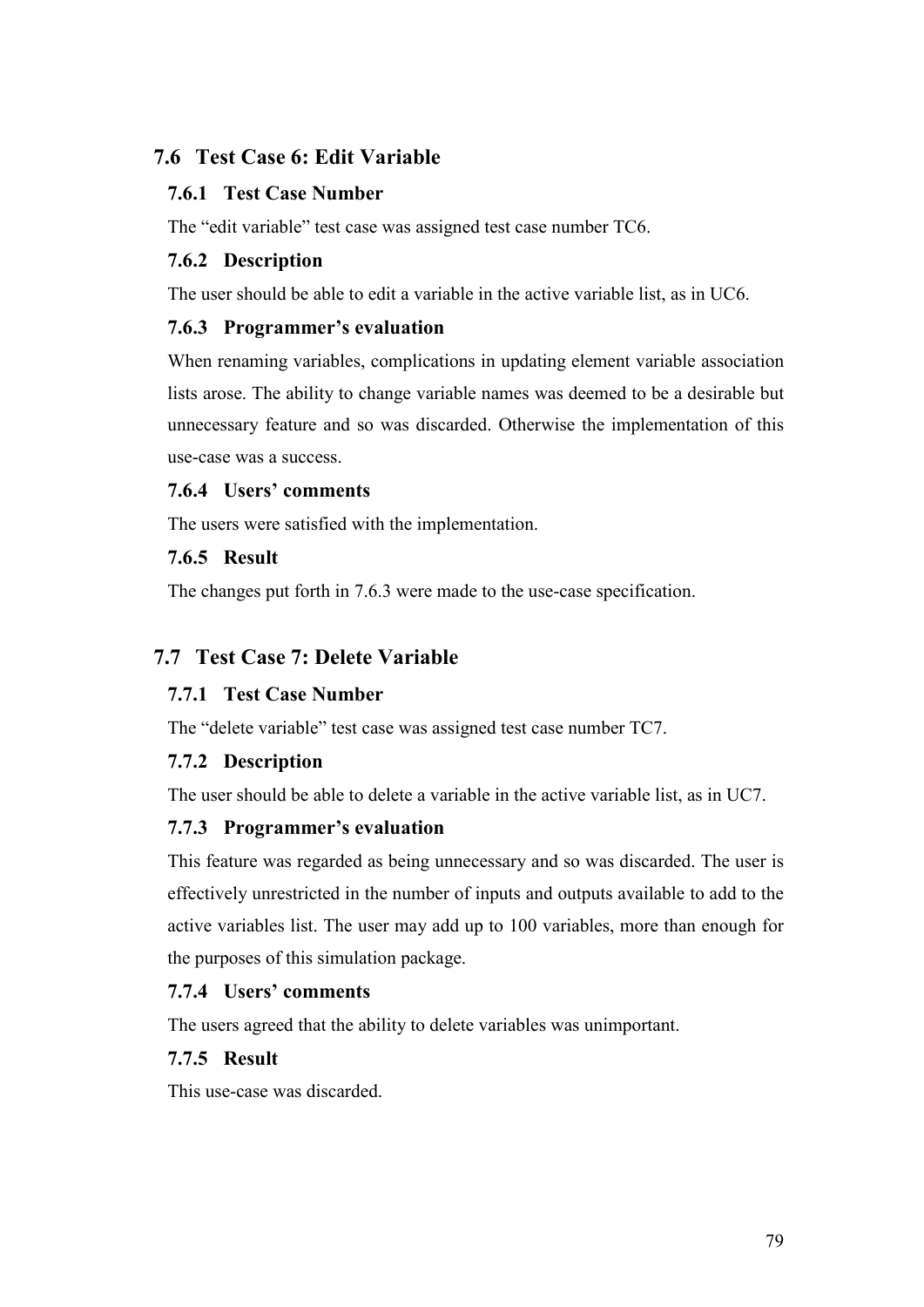## 7.6 Test Case 6: Edit Variable

### 7.6.1 Test Case Number

The "edit variable" test case was assigned test case number TC6.

### 7.6.2 Description

The user should be able to edit a variable in the active variable list, as in UC6.

### 7.6.3 Programmer's evaluation

When renaming variables, complications in updating element variable association lists arose. The ability to change variable names was deemed to be a desirable but unnecessary feature and so was discarded. Otherwise the implementation of this use-case was a success.

### 7.6.4 Users' comments

The users were satisfied with the implementation.

### 7.6.5 Result

The changes put forth in 7.6.3 were made to the use-case specification.

## 7.7 Test Case 7: Delete Variable

### 7.7.1 Test Case Number

The "delete variable" test case was assigned test case number TC7.

### 7.7.2 Description

The user should be able to delete a variable in the active variable list, as in UC7.

### 7.7.3 Programmer's evaluation

This feature was regarded as being unnecessary and so was discarded. The user is effectively unrestricted in the number of inputs and outputs available to add to the active variables list. The user may add up to 100 variables, more than enough for the purposes of this simulation package.

### 7.7.4 Users' comments

The users agreed that the ability to delete variables was unimportant.

### 7.7.5 Result

This use-case was discarded.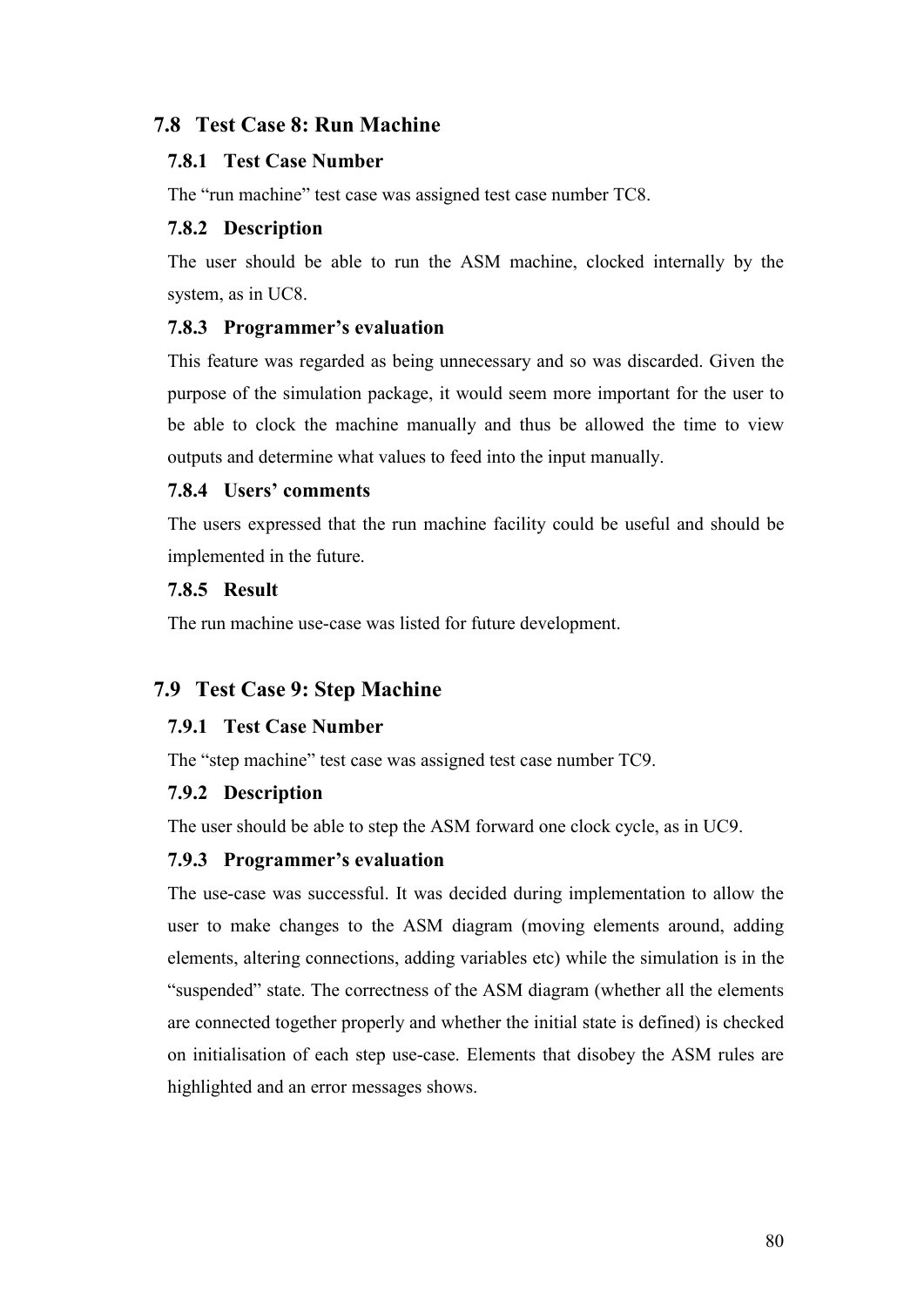## 7.8 Test Case 8: Run Machine

### 7.8.1 Test Case Number

The "run machine" test case was assigned test case number TC8.

### 7.8.2 Description

The user should be able to run the ASM machine, clocked internally by the system, as in UC8.

### 7.8.3 Programmer's evaluation

This feature was regarded as being unnecessary and so was discarded. Given the purpose of the simulation package, it would seem more important for the user to be able to clock the machine manually and thus be allowed the time to view outputs and determine what values to feed into the input manually.

### 7.8.4 Users' comments

The users expressed that the run machine facility could be useful and should be implemented in the future.

### 7.8.5 Result

The run machine use-case was listed for future development.

## 7.9 Test Case 9: Step Machine

### 7.9.1 Test Case Number

The "step machine" test case was assigned test case number TC9.

### 7.9.2 Description

The user should be able to step the ASM forward one clock cycle, as in UC9.

### 7.9.3 Programmer's evaluation

The use-case was successful. It was decided during implementation to allow the user to make changes to the ASM diagram (moving elements around, adding elements, altering connections, adding variables etc) while the simulation is in the "suspended" state. The correctness of the ASM diagram (whether all the elements are connected together properly and whether the initial state is defined) is checked on initialisation of each step use-case. Elements that disobey the ASM rules are highlighted and an error messages shows.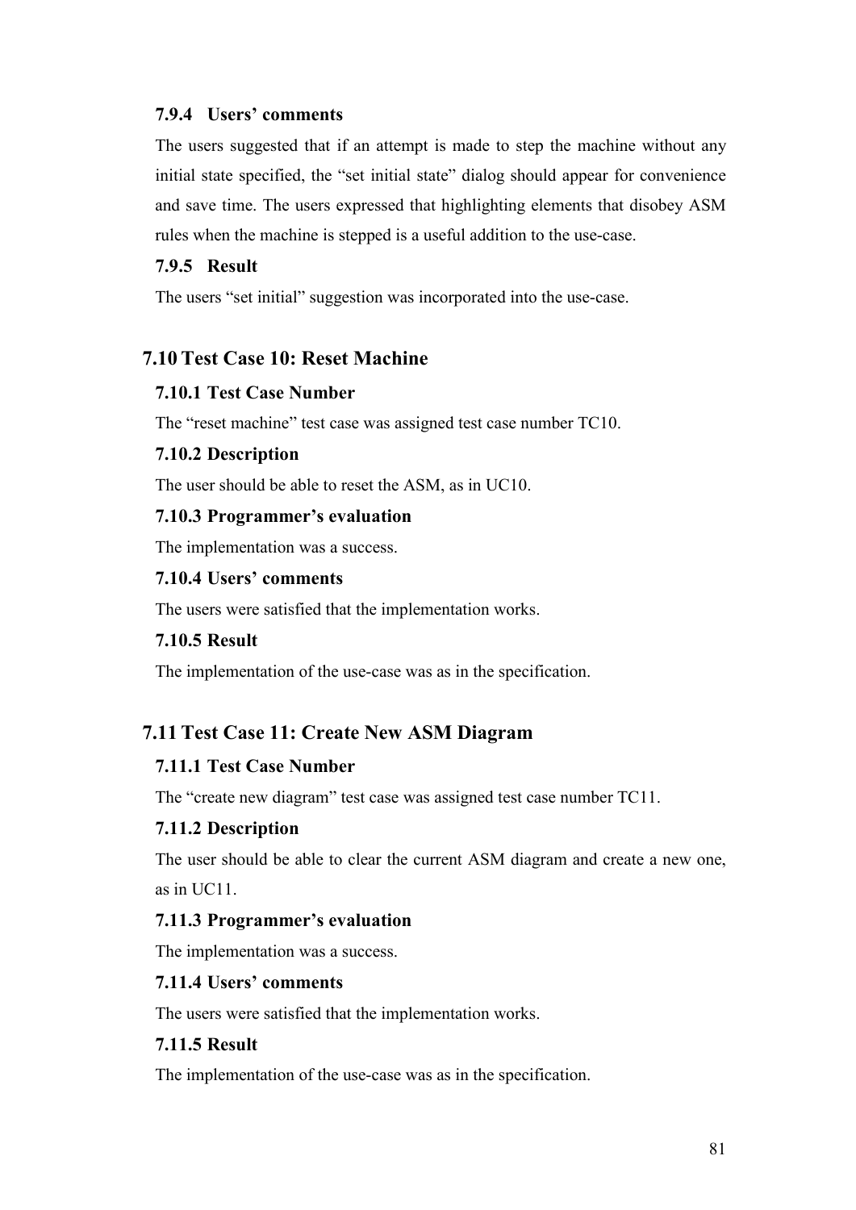#### 7.9.4 Users' comments

The users suggested that if an attempt is made to step the machine without any initial state specified, the "set initial state" dialog should appear for convenience and save time. The users expressed that highlighting elements that disobey ASM rules when the machine is stepped is a useful addition to the use-case.

#### 7.9.5 Result

The users "set initial" suggestion was incorporated into the use-case.

### 7.10 Test Case 10: Reset Machine

#### 7.10.1 Test Case Number

The "reset machine" test case was assigned test case number TC10.

#### 7.10.2 Description

The user should be able to reset the ASM, as in UC10.

#### 7.10.3 Programmer's evaluation

The implementation was a success.

#### 7.10.4 Users' comments

The users were satisfied that the implementation works.

#### 7.10.5 Result

The implementation of the use-case was as in the specification.

### 7.11 Test Case 11: Create New ASM Diagram

#### 7.11.1 Test Case Number

The "create new diagram" test case was assigned test case number TC11.

#### 7.11.2 Description

The user should be able to clear the current ASM diagram and create a new one, as in UC11.

#### 7.11.3 Programmer's evaluation

The implementation was a success.

#### 7.11.4 Users' comments

The users were satisfied that the implementation works.

#### 7.11.5 Result

The implementation of the use-case was as in the specification.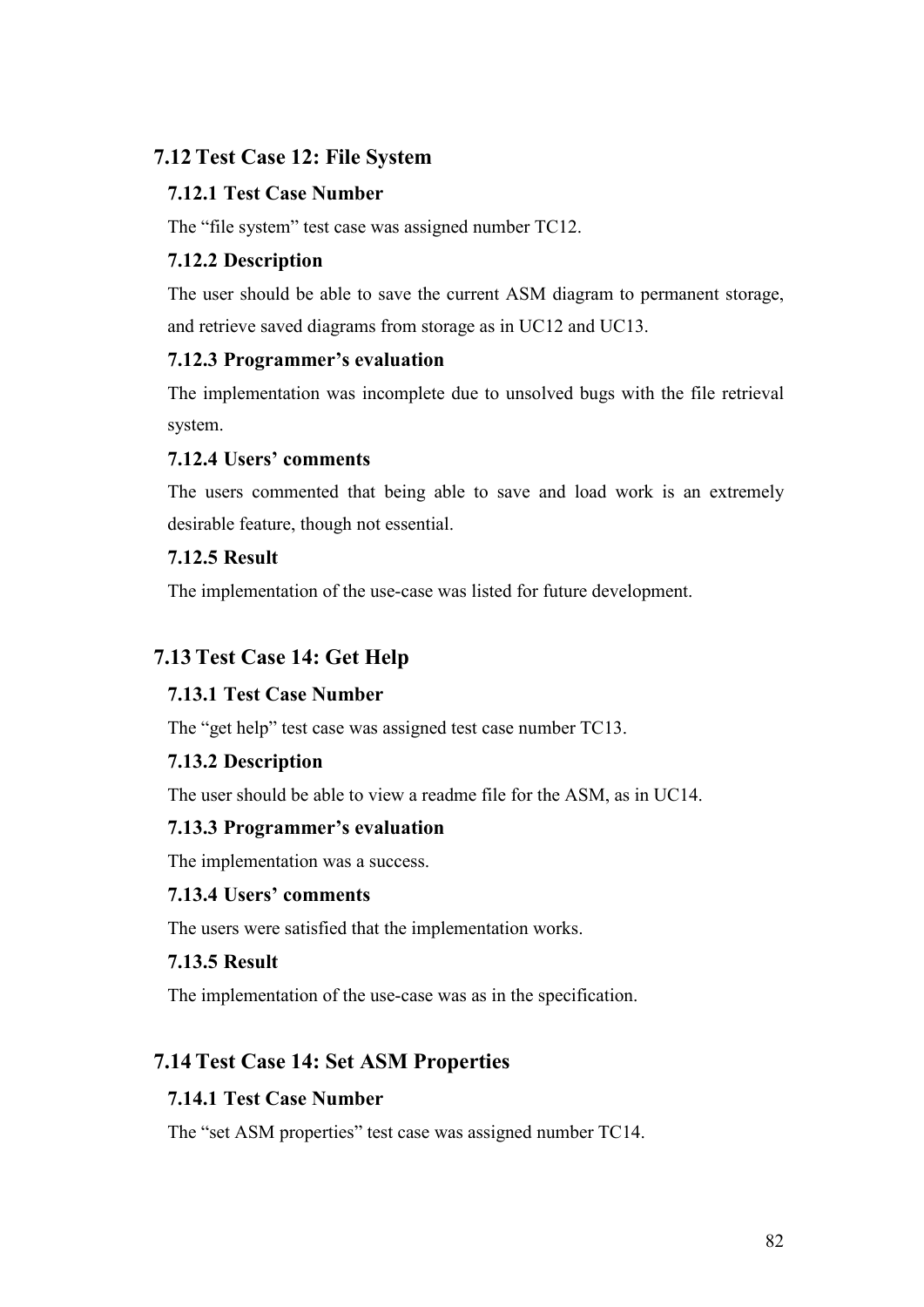## 7.12 Test Case 12: File System

### 7.12.1 Test Case Number

The "file system" test case was assigned number TC12.

### 7.12.2 Description

The user should be able to save the current ASM diagram to permanent storage, and retrieve saved diagrams from storage as in UC12 and UC13.

### 7.12.3 Programmer's evaluation

The implementation was incomplete due to unsolved bugs with the file retrieval system.

### 7.12.4 Users' comments

The users commented that being able to save and load work is an extremely desirable feature, though not essential.

### 7.12.5 Result

The implementation of the use-case was listed for future development.

## 7.13 Test Case 14: Get Help

### 7.13.1 Test Case Number

The "get help" test case was assigned test case number TC13.

### 7.13.2 Description

The user should be able to view a readme file for the ASM, as in UC14.

### 7.13.3 Programmer's evaluation

The implementation was a success.

### 7.13.4 Users' comments

The users were satisfied that the implementation works.

### 7.13.5 Result

The implementation of the use-case was as in the specification.

## 7.14 Test Case 14: Set ASM Properties

### 7.14.1 Test Case Number

The "set ASM properties" test case was assigned number TC14.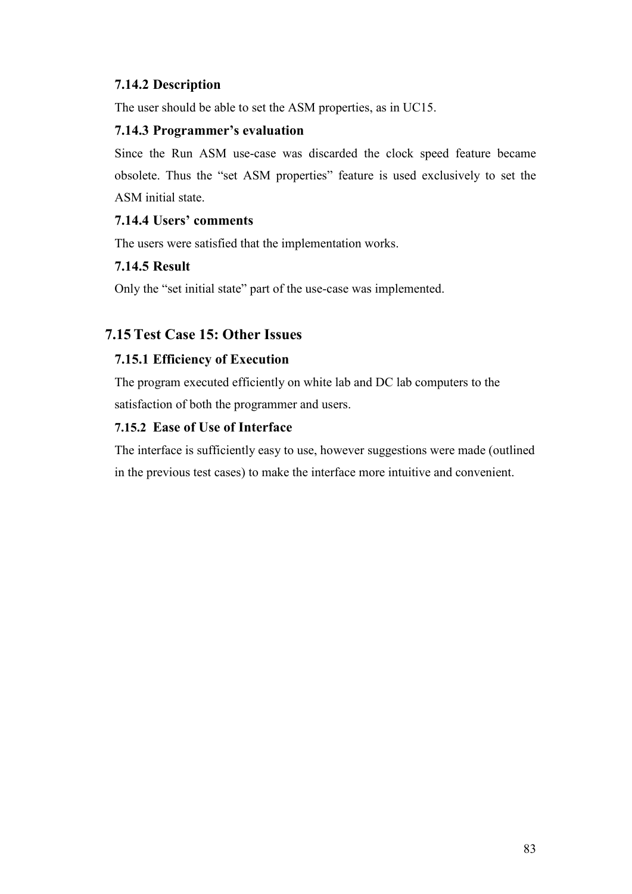### 7.14.2 Description

The user should be able to set the ASM properties, as in UC15.

### 7.14.3 Programmer's evaluation

Since the Run ASM use-case was discarded the clock speed feature became obsolete. Thus the "set ASM properties" feature is used exclusively to set the ASM initial state.

### 7.14.4 Users' comments

The users were satisfied that the implementation works.

### 7.14.5 Result

Only the "set initial state" part of the use-case was implemented.

## 7.15 Test Case 15: Other Issues

### 7.15.1 Efficiency of Execution

The program executed efficiently on white lab and DC lab computers to the satisfaction of both the programmer and users.

### 7.15.2 Ease of Use of Interface

The interface is sufficiently easy to use, however suggestions were made (outlined in the previous test cases) to make the interface more intuitive and convenient.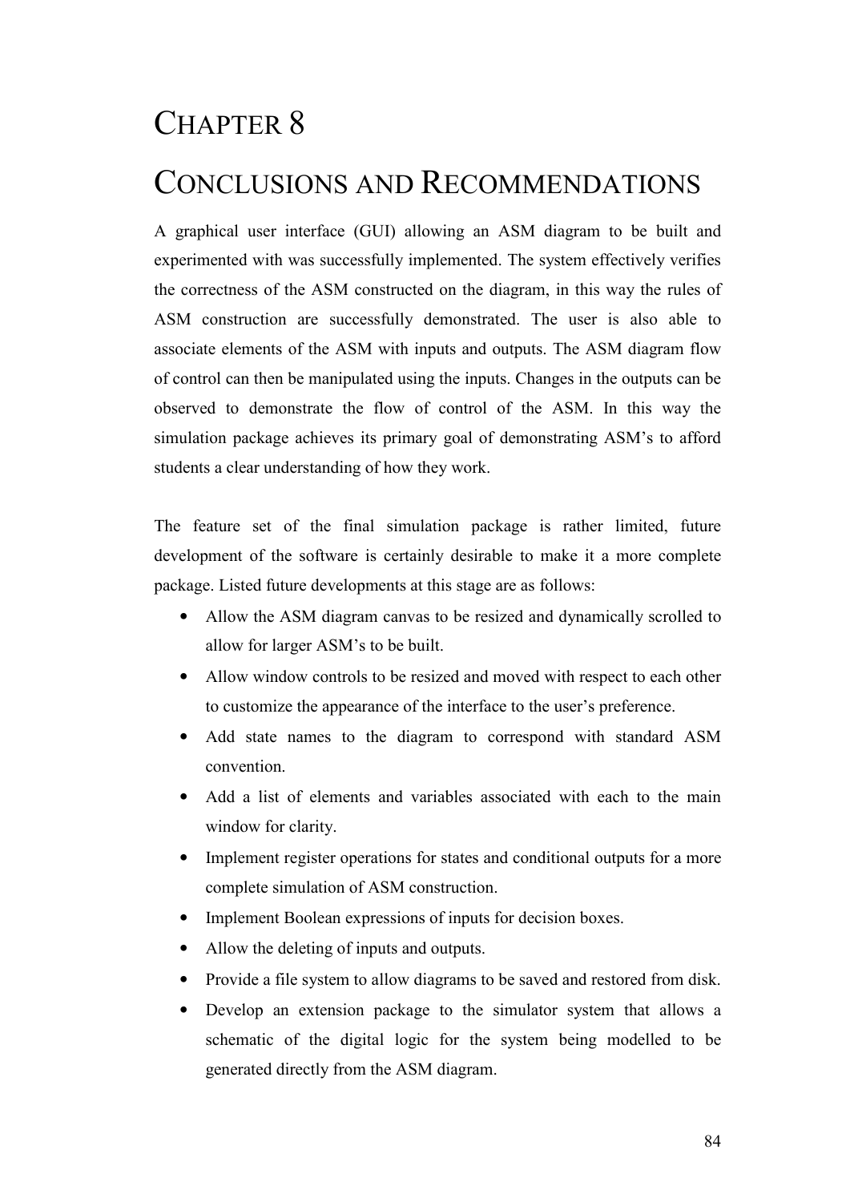# CHAPTER 8

# CONCLUSIONS AND RECOMMENDATIONS

A graphical user interface (GUI) allowing an ASM diagram to be built and experimented with was successfully implemented. The system effectively verifies the correctness of the ASM constructed on the diagram, in this way the rules of ASM construction are successfully demonstrated. The user is also able to associate elements of the ASM with inputs and outputs. The ASM diagram flow of control can then be manipulated using the inputs. Changes in the outputs can be observed to demonstrate the flow of control of the ASM. In this way the simulation package achieves its primary goal of demonstrating ASM's to afford students a clear understanding of how they work.

The feature set of the final simulation package is rather limited, future development of the software is certainly desirable to make it a more complete package. Listed future developments at this stage are as follows:

- Allow the ASM diagram canvas to be resized and dynamically scrolled to allow for larger ASM's to be built.
- Allow window controls to be resized and moved with respect to each other to customize the appearance of the interface to the user's preference.
- Add state names to the diagram to correspond with standard ASM convention.
- Add a list of elements and variables associated with each to the main window for clarity.
- Implement register operations for states and conditional outputs for a more complete simulation of ASM construction.
- Implement Boolean expressions of inputs for decision boxes.
- Allow the deleting of inputs and outputs.
- Provide a file system to allow diagrams to be saved and restored from disk.
- Develop an extension package to the simulator system that allows a schematic of the digital logic for the system being modelled to be generated directly from the ASM diagram.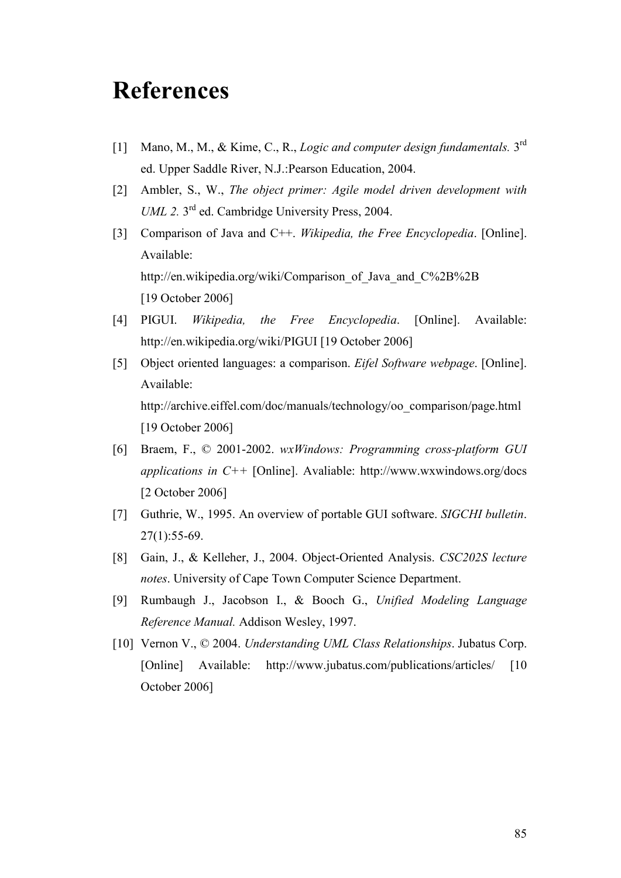# References

[1] Mano, M., M., & Kime, C., R., *Logic and computer design fundamentals.* 3rd ed. Upper Saddle River, N.J.:Pearson Education, 2004.

[2] Ambler, S., W., *The object primer: Agile model driven development with UML 2.* 3rd ed. Cambridge University Press, 2004.

[3] Comparison of Java and C++. *Wikipedia, the Free Encyclopedia*. [Online]. Available: http://en.wikipedia.org/wiki/Comparison_of_Java_and_C%2B%2B [19 October 2006]

[4] PIGUI. *Wikipedia, the Free Encyclopedia*. [Online]. Available: http://en.wikipedia.org/wiki/PIGUI [19 October 2006]

[5] Object oriented languages: a comparison. *Eifel Software webpage*. [Online]. Available: http://archive.eiffel.com/doc/manuals/technology/oo_comparison/page.html [19 October 2006]

[6] Braem, F., © 2001-2002. *wxWindows: Programming cross-platform GUI applications in C++* [Online]. Avaliable: http://www.wxwindows.org/docs [2 October 2006]

[7] Guthrie, W., 1995. An overview of portable GUI software. *SIGCHI bulletin*. 27(1):55-69.

[8] Gain, J., & Kelleher, J., 2004. Object-Oriented Analysis. *CSC202S lecture notes*. University of Cape Town Computer Science Department.

[9] Rumbaugh J., Jacobson I., & Booch G., *Unified Modeling Language Reference Manual.* Addison Wesley, 1997.

[10] Vernon V., © 2004. *Understanding UML Class Relationships*. Jubatus Corp. [Online] Available: http://www.jubatus.com/publications/articles/ [10 October 2006]